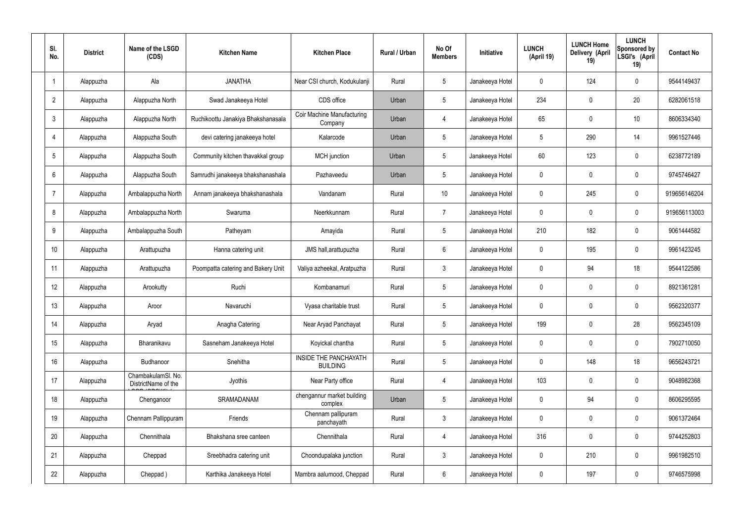| Sl. No. | District | Name of the LSGD (CDS) | Kitchen Name | Kitchen Place | Rural / Urban | No Of Members | Initiative | LUNCH (April 19) | LUNCH Home Delivery (April 19) | LUNCH Sponsored by LSGI's (April 19) | Contact No |
|---|---|---|---|---|---|---|---|---|---|---|---|
| 1 | Alappuzha | Ala | JANATHA | Near CSI church, Kodukulanji | Rural | 5 | Janakeeya Hotel | 0 | 124 | 0 | 9544149437 |
| 2 | Alappuzha | Alappuzha North | Swad Janakeeya Hotel | CDS office | Urban | 5 | Janakeeya Hotel | 234 | 0 | 20 | 6282061518 |
| 3 | Alappuzha | Alappuzha North | Ruchikoottu Janakiya Bhakshanasala | Coir Machine Manufacturing Company | Urban | 4 | Janakeeya Hotel | 65 | 0 | 10 | 8606334340 |
| 4 | Alappuzha | Alappuzha South | devi catering janakeeya hotel | Kalarcode | Urban | 5 | Janakeeya Hotel | 5 | 290 | 14 | 9961527446 |
| 5 | Alappuzha | Alappuzha South | Community kitchen thavakkal group | MCH junction | Urban | 5 | Janakeeya Hotel | 60 | 123 | 0 | 6238772189 |
| 6 | Alappuzha | Alappuzha South | Samrudhi janakeeya bhakshanashala | Pazhaveedu | Urban | 5 | Janakeeya Hotel | 0 | 0 | 0 | 9745746427 |
| 7 | Alappuzha | Ambalappuzha North | Annam janakeeya bhakshanashala | Vandanam | Rural | 10 | Janakeeya Hotel | 0 | 245 | 0 | 919656146204 |
| 8 | Alappuzha | Ambalappuzha North | Swaruma | Neerkkunnam | Rural | 7 | Janakeeya Hotel | 0 | 0 | 0 | 919656113003 |
| 9 | Alappuzha | Ambalappuzha South | Patheyam | Amayida | Rural | 5 | Janakeeya Hotel | 210 | 182 | 0 | 9061444582 |
| 10 | Alappuzha | Arattupuzha | Hanna catering unit | JMS hall,arattupuzha | Rural | 6 | Janakeeya Hotel | 0 | 195 | 0 | 9961423245 |
| 11 | Alappuzha | Arattupuzha | Poompatta catering and Bakery Unit | Valiya azheekal, Aratpuzha | Rural | 3 | Janakeeya Hotel | 0 | 94 | 18 | 9544122586 |
| 12 | Alappuzha | Arookutty | Ruchi | Kombanamuri | Rural | 5 | Janakeeya Hotel | 0 | 0 | 0 | 8921361281 |
| 13 | Alappuzha | Aroor | Navaruchi | Vyasa charitable trust | Rural | 5 | Janakeeya Hotel | 0 | 0 | 0 | 9562320377 |
| 14 | Alappuzha | Aryad | Anagha Catering | Near Aryad Panchayat | Rural | 5 | Janakeeya Hotel | 199 | 0 | 28 | 9562345109 |
| 15 | Alappuzha | Bharanikavu | Sasneham Janakeeya Hotel | Koyickal chantha | Rural | 5 | Janakeeya Hotel | 0 | 0 | 0 | 7902710050 |
| 16 | Alappuzha | Budhanoor | Snehitha | INSIDE THE PANCHAYATH BUILDING | Rural | 5 | Janakeeya Hotel | 0 | 148 | 18 | 9656243721 |
| 17 | Alappuzha | ChambakulamSl. No. DistrictName of the | Jyothis | Near Party office | Rural | 4 | Janakeeya Hotel | 103 | 0 | 0 | 9048982368 |
| 18 | Alappuzha | Chenganoor | SRAMADANAM | chengannur market building complex | Urban | 5 | Janakeeya Hotel | 0 | 94 | 0 | 8606295595 |
| 19 | Alappuzha | Chennam Pallippuram | Friends | Chennam pallipuram panchayath | Rural | 3 | Janakeeya Hotel | 0 | 0 | 0 | 9061372464 |
| 20 | Alappuzha | Chennithala | Bhakshana sree canteen | Chennithala | Rural | 4 | Janakeeya Hotel | 316 | 0 | 0 | 9744252803 |
| 21 | Alappuzha | Cheppad | Sreebhadra catering unit | Choondupalaka junction | Rural | 3 | Janakeeya Hotel | 0 | 210 | 0 | 9961982510 |
| 22 | Alappuzha | Cheppad ) | Karthika Janakeeya Hotel | Mambra aalumood, Cheppad | Rural | 6 | Janakeeya Hotel | 0 | 197 | 0 | 9746575998 |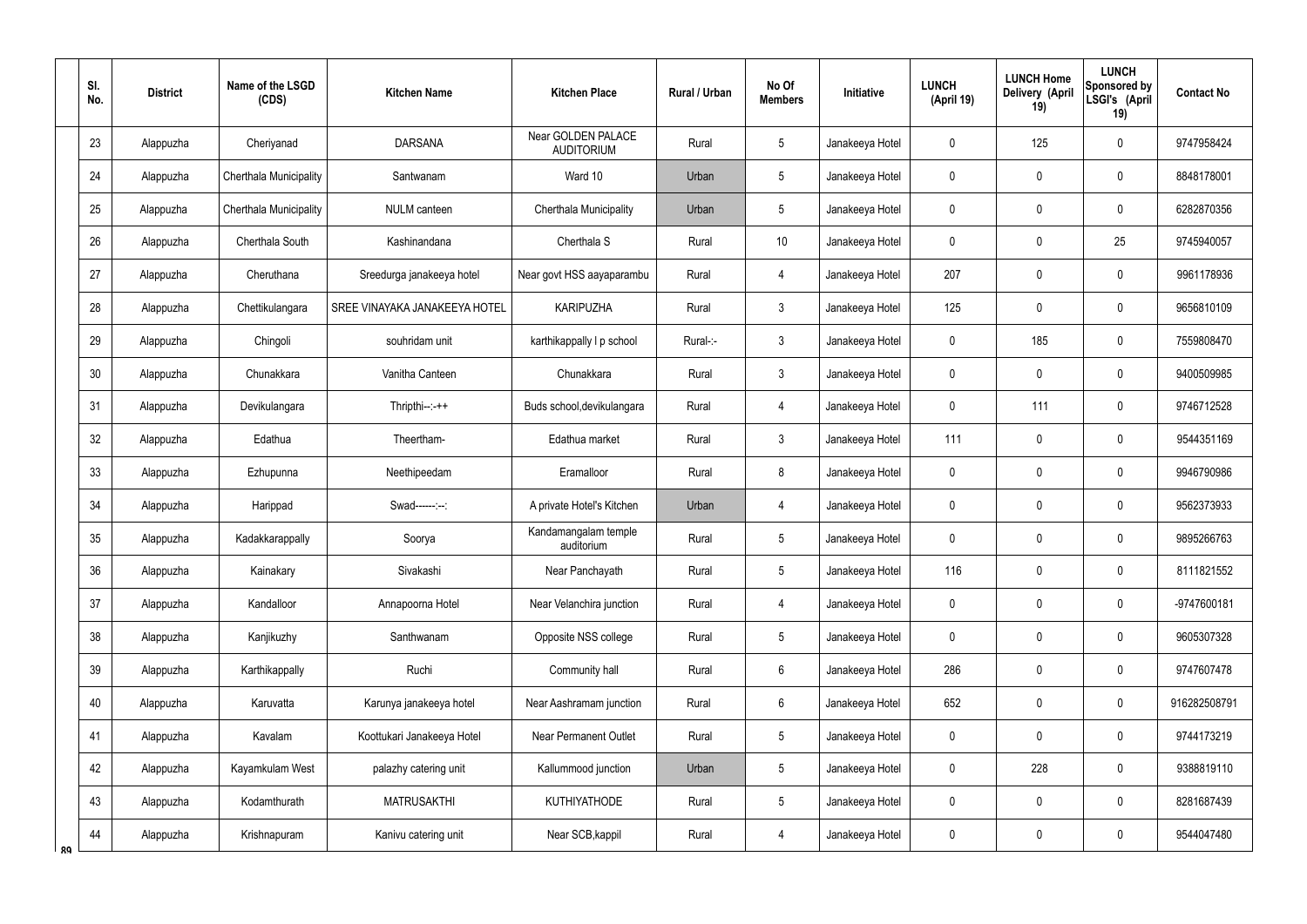| Sl. No. | District | Name of the LSGD (CDS) | Kitchen Name | Kitchen Place | Rural / Urban | No Of Members | Initiative | LUNCH (April 19) | LUNCH Home Delivery (April 19) | LUNCH Sponsored by LSGI's (April 19) | Contact No |
|---|---|---|---|---|---|---|---|---|---|---|---|
| 23 | Alappuzha | Cheriyanad | DARSANA | Near GOLDEN PALACE AUDITORIUM | Rural | 5 | Janakeeya Hotel | 0 | 125 | 0 | 9747958424 |
| 24 | Alappuzha | Cherthala Municipality | Santwanam | Ward 10 | Urban | 5 | Janakeeya Hotel | 0 | 0 | 0 | 8848178001 |
| 25 | Alappuzha | Cherthala Municipality | NULM canteen | Cherthala Municipality | Urban | 5 | Janakeeya Hotel | 0 | 0 | 0 | 6282870356 |
| 26 | Alappuzha | Cherthala South | Kashinandana | Cherthala S | Rural | 10 | Janakeeya Hotel | 0 | 0 | 25 | 9745940057 |
| 27 | Alappuzha | Cheruthana | Sreedurga janakeeya hotel | Near govt HSS aayaparambu | Rural | 4 | Janakeeya Hotel | 207 | 0 | 0 | 9961178936 |
| 28 | Alappuzha | Chettikulangara | SREE VINAYAKA JANAKEEYA HOTEL | KARIPUZHA | Rural | 3 | Janakeeya Hotel | 125 | 0 | 0 | 9656810109 |
| 29 | Alappuzha | Chingoli | souhridam unit | karthikappally l p school | Rural-:- | 3 | Janakeeya Hotel | 0 | 185 | 0 | 7559808470 |
| 30 | Alappuzha | Chunakkara | Vanitha Canteen | Chunakkara | Rural | 3 | Janakeeya Hotel | 0 | 0 | 0 | 9400509985 |
| 31 | Alappuzha | Devikulangara | Thripthi--:-++ | Buds school,devikulangara | Rural | 4 | Janakeeya Hotel | 0 | 111 | 0 | 9746712528 |
| 32 | Alappuzha | Edathua | Theertham- | Edathua market | Rural | 3 | Janakeeya Hotel | 111 | 0 | 0 | 9544351169 |
| 33 | Alappuzha | Ezhupunna | Neethipeedam | Eramalloor | Rural | 8 | Janakeeya Hotel | 0 | 0 | 0 | 9946790986 |
| 34 | Alappuzha | Harippad | Swad------:--: | A private Hotel's Kitchen | Urban | 4 | Janakeeya Hotel | 0 | 0 | 0 | 9562373933 |
| 35 | Alappuzha | Kadakkarappally | Soorya | Kandamangalam temple auditorium | Rural | 5 | Janakeeya Hotel | 0 | 0 | 0 | 9895266763 |
| 36 | Alappuzha | Kainakary | Sivakashi | Near Panchayath | Rural | 5 | Janakeeya Hotel | 116 | 0 | 0 | 8111821552 |
| 37 | Alappuzha | Kandalloor | Annapoorna Hotel | Near Velanchira junction | Rural | 4 | Janakeeya Hotel | 0 | 0 | 0 | -9747600181 |
| 38 | Alappuzha | Kanjikuzhy | Santhwanam | Opposite NSS college | Rural | 5 | Janakeeya Hotel | 0 | 0 | 0 | 9605307328 |
| 39 | Alappuzha | Karthikappally | Ruchi | Community hall | Rural | 6 | Janakeeya Hotel | 286 | 0 | 0 | 9747607478 |
| 40 | Alappuzha | Karuvatta | Karunya janakeeya hotel | Near Aashramam junction | Rural | 6 | Janakeeya Hotel | 652 | 0 | 0 | 916282508791 |
| 41 | Alappuzha | Kavalam | Koottukari Janakeeya Hotel | Near Permanent Outlet | Rural | 5 | Janakeeya Hotel | 0 | 0 | 0 | 9744173219 |
| 42 | Alappuzha | Kayamkulam West | palazhy catering unit | Kallummood junction | Urban | 5 | Janakeeya Hotel | 0 | 228 | 0 | 9388819110 |
| 43 | Alappuzha | Kodamthurath | MATRUSAKTHI | KUTHIYATHODE | Rural | 5 | Janakeeya Hotel | 0 | 0 | 0 | 8281687439 |
| 44 | Alappuzha | Krishnapuram | Kanivu catering unit | Near SCB,kappil | Rural | 4 | Janakeeya Hotel | 0 | 0 | 0 | 9544047480 |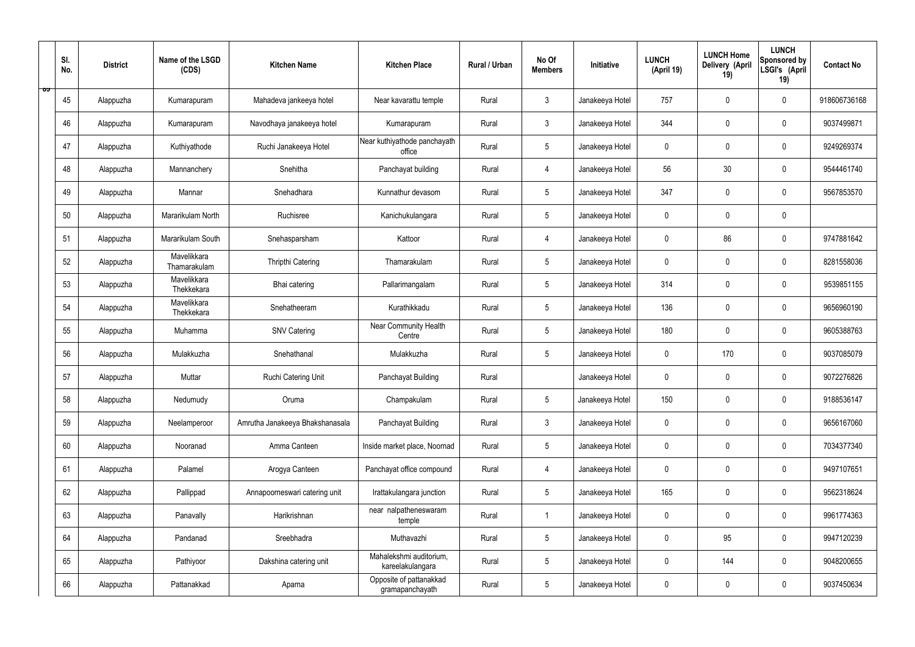| Sl. No. | District | Name of the LSGD (CDS) | Kitchen Name | Kitchen Place | Rural / Urban | No Of Members | Initiative | LUNCH (April 19) | LUNCH Home Delivery (April 19) | LUNCH Sponsored by LSGI's (April 19) | Contact No |
|---|---|---|---|---|---|---|---|---|---|---|---|
| 45 | Alappuzha | Kumarapuram | Mahadeva jankeeya hotel | Near kavarattu temple | Rural | 3 | Janakeeya Hotel | 757 | 0 | 0 | 918606736168 |
| 46 | Alappuzha | Kumarapuram | Navodhaya janakeeya hotel | Kumarapuram | Rural | 3 | Janakeeya Hotel | 344 | 0 | 0 | 9037499871 |
| 47 | Alappuzha | Kuthiyathode | Ruchi Janakeeya Hotel | Near kuthiyathode panchayath office | Rural | 5 | Janakeeya Hotel | 0 | 0 | 0 | 9249269374 |
| 48 | Alappuzha | Mannanchery | Snehitha | Panchayat building | Rural | 4 | Janakeeya Hotel | 56 | 30 | 0 | 9544461740 |
| 49 | Alappuzha | Mannar | Snehadhara | Kunnathur devasom | Rural | 5 | Janakeeya Hotel | 347 | 0 | 0 | 9567853570 |
| 50 | Alappuzha | Mararikulam North | Ruchisree | Kanichukulangara | Rural | 5 | Janakeeya Hotel | 0 | 0 | 0 | |
| 51 | Alappuzha | Mararikulam South | Snehasparsham | Kattoor | Rural | 4 | Janakeeya Hotel | 0 | 86 | 0 | 9747881642 |
| 52 | Alappuzha | Mavelikkara Thamarakulam | Thripthi Catering | Thamarakulam | Rural | 5 | Janakeeya Hotel | 0 | 0 | 0 | 8281558036 |
| 53 | Alappuzha | Mavelikkara Thekkekara | Bhai catering | Pallarimangalam | Rural | 5 | Janakeeya Hotel | 314 | 0 | 0 | 9539851155 |
| 54 | Alappuzha | Mavelikkara Thekkekara | Snehatheeram | Kurathikkadu | Rural | 5 | Janakeeya Hotel | 136 | 0 | 0 | 9656960190 |
| 55 | Alappuzha | Muhamma | SNV Catering | Near Community Health Centre | Rural | 5 | Janakeeya Hotel | 180 | 0 | 0 | 9605388763 |
| 56 | Alappuzha | Mulakkuzha | Snehathanal | Mulakkuzha | Rural | 5 | Janakeeya Hotel | 0 | 170 | 0 | 9037085079 |
| 57 | Alappuzha | Muttar | Ruchi Catering Unit | Panchayat Building | Rural | | Janakeeya Hotel | 0 | 0 | 0 | 9072276826 |
| 58 | Alappuzha | Nedumudy | Oruma | Champakulam | Rural | 5 | Janakeeya Hotel | 150 | 0 | 0 | 9188536147 |
| 59 | Alappuzha | Neelamperoor | Amrutha Janakeeya Bhakshanasala | Panchayat Building | Rural | 3 | Janakeeya Hotel | 0 | 0 | 0 | 9656167060 |
| 60 | Alappuzha | Nooranad | Amma Canteen | Inside market place, Noornad | Rural | 5 | Janakeeya Hotel | 0 | 0 | 0 | 7034377340 |
| 61 | Alappuzha | Palamel | Arogya Canteen | Panchayat office compound | Rural | 4 | Janakeeya Hotel | 0 | 0 | 0 | 9497107651 |
| 62 | Alappuzha | Pallippad | Annapoorneswari catering unit | Irattakulangara junction | Rural | 5 | Janakeeya Hotel | 165 | 0 | 0 | 9562318624 |
| 63 | Alappuzha | Panavally | Harikrishnan | near nalpatheneswaram temple | Rural | 1 | Janakeeya Hotel | 0 | 0 | 0 | 9961774363 |
| 64 | Alappuzha | Pandanad | Sreebhadra | Muthavazhi | Rural | 5 | Janakeeya Hotel | 0 | 95 | 0 | 9947120239 |
| 65 | Alappuzha | Pathiyoor | Dakshina catering unit | Mahalekshmi auditorium, kareelakulangara | Rural | 5 | Janakeeya Hotel | 0 | 144 | 0 | 9048200655 |
| 66 | Alappuzha | Pattanakkad | Aparna | Opposite of pattanakkad gramapanchayath | Rural | 5 | Janakeeya Hotel | 0 | 0 | 0 | 9037450634 |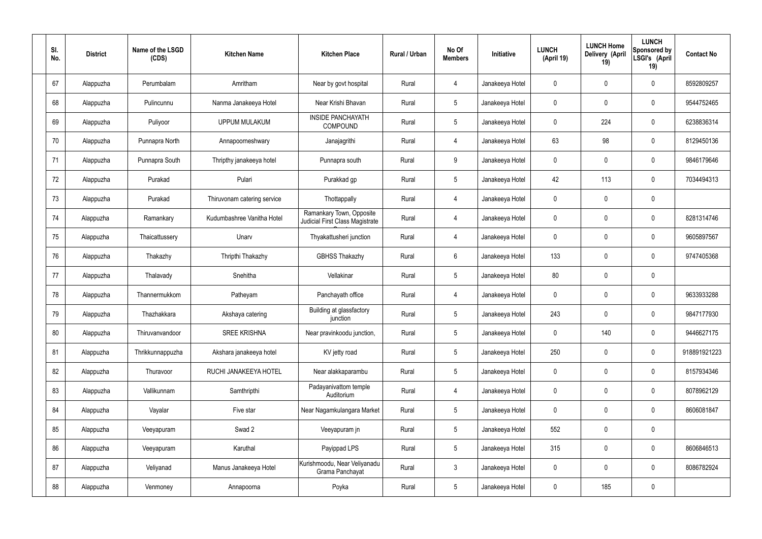| Sl. No. | District | Name of the LSGD (CDS) | Kitchen Name | Kitchen Place | Rural / Urban | No Of Members | Initiative | LUNCH (April 19) | LUNCH Home Delivery (April 19) | LUNCH Sponsored by LSGI's (April 19) | Contact No |
|---|---|---|---|---|---|---|---|---|---|---|---|
| 67 | Alappuzha | Perumbalam | Amritham | Near by govt hospital | Rural | 4 | Janakeeya Hotel | 0 | 0 | 0 | 8592809257 |
| 68 | Alappuzha | Pulincunnu | Nanma Janakeeya Hotel | Near Krishi Bhavan | Rural | 5 | Janakeeya Hotel | 0 | 0 | 0 | 9544752465 |
| 69 | Alappuzha | Puliyoor | UPPUM MULAKUM | INSIDE PANCHAYATH COMPOUND | Rural | 5 | Janakeeya Hotel | 0 | 224 | 0 | 6238836314 |
| 70 | Alappuzha | Punnapra North | Annapoorneshwary | Janajagrithi | Rural | 4 | Janakeeya Hotel | 63 | 98 | 0 | 8129450136 |
| 71 | Alappuzha | Punnapra South | Thripthy janakeeya hotel | Punnapra south | Rural | 9 | Janakeeya Hotel | 0 | 0 | 0 | 9846179646 |
| 72 | Alappuzha | Purakad | Pulari | Purakkad gp | Rural | 5 | Janakeeya Hotel | 42 | 113 | 0 | 7034494313 |
| 73 | Alappuzha | Purakad | Thiruvonam catering service | Thottappally | Rural | 4 | Janakeeya Hotel | 0 | 0 | 0 | |
| 74 | Alappuzha | Ramankary | Kudumbashree Vanitha Hotel | Ramankary Town, Opposite Judicial First Class Magistrate C | Rural | 4 | Janakeeya Hotel | 0 | 0 | 0 | 8281314746 |
| 75 | Alappuzha | Thaicattussery | Unarv | Thyakattusheri junction | Rural | 4 | Janakeeya Hotel | 0 | 0 | 0 | 9605897567 |
| 76 | Alappuzha | Thakazhy | Thripthi Thakazhy | GBHSS Thakazhy | Rural | 6 | Janakeeya Hotel | 133 | 0 | 0 | 9747405368 |
| 77 | Alappuzha | Thalavady | Snehitha | Vellakinar | Rural | 5 | Janakeeya Hotel | 80 | 0 | 0 | |
| 78 | Alappuzha | Thannermukkom | Patheyam | Panchayath office | Rural | 4 | Janakeeya Hotel | 0 | 0 | 0 | 9633933288 |
| 79 | Alappuzha | Thazhakkara | Akshaya catering | Building at glassfactory junction | Rural | 5 | Janakeeya Hotel | 243 | 0 | 0 | 9847177930 |
| 80 | Alappuzha | Thiruvanvandoor | SREE KRISHNA | Near pravinkoodu junction, | Rural | 5 | Janakeeya Hotel | 0 | 140 | 0 | 9446627175 |
| 81 | Alappuzha | Thrikkunnappuzha | Akshara janakeeya hotel | KV jetty road | Rural | 5 | Janakeeya Hotel | 250 | 0 | 0 | 918891921223 |
| 82 | Alappuzha | Thuravoor | RUCHI JANAKEEYA HOTEL | Near alakkaparambu | Rural | 5 | Janakeeya Hotel | 0 | 0 | 0 | 8157934346 |
| 83 | Alappuzha | Vallikunnam | Samthripthi | Padayanivattom temple Auditorium | Rural | 4 | Janakeeya Hotel | 0 | 0 | 0 | 8078962129 |
| 84 | Alappuzha | Vayalar | Five star | Near Nagamkulangara Market | Rural | 5 | Janakeeya Hotel | 0 | 0 | 0 | 8606081847 |
| 85 | Alappuzha | Veeyapuram | Swad 2 | Veeyapuram jn | Rural | 5 | Janakeeya Hotel | 552 | 0 | 0 | |
| 86 | Alappuzha | Veeyapuram | Karuthal | Payippad LPS | Rural | 5 | Janakeeya Hotel | 315 | 0 | 0 | 8606846513 |
| 87 | Alappuzha | Veliyanad | Manus Janakeeya Hotel | Kurishmoodu, Near Veliyanadu Grama Panchayat | Rural | 3 | Janakeeya Hotel | 0 | 0 | 0 | 8086782924 |
| 88 | Alappuzha | Venmoney | Annapoorna | Poyka | Rural | 5 | Janakeeya Hotel | 0 | 185 | 0 | |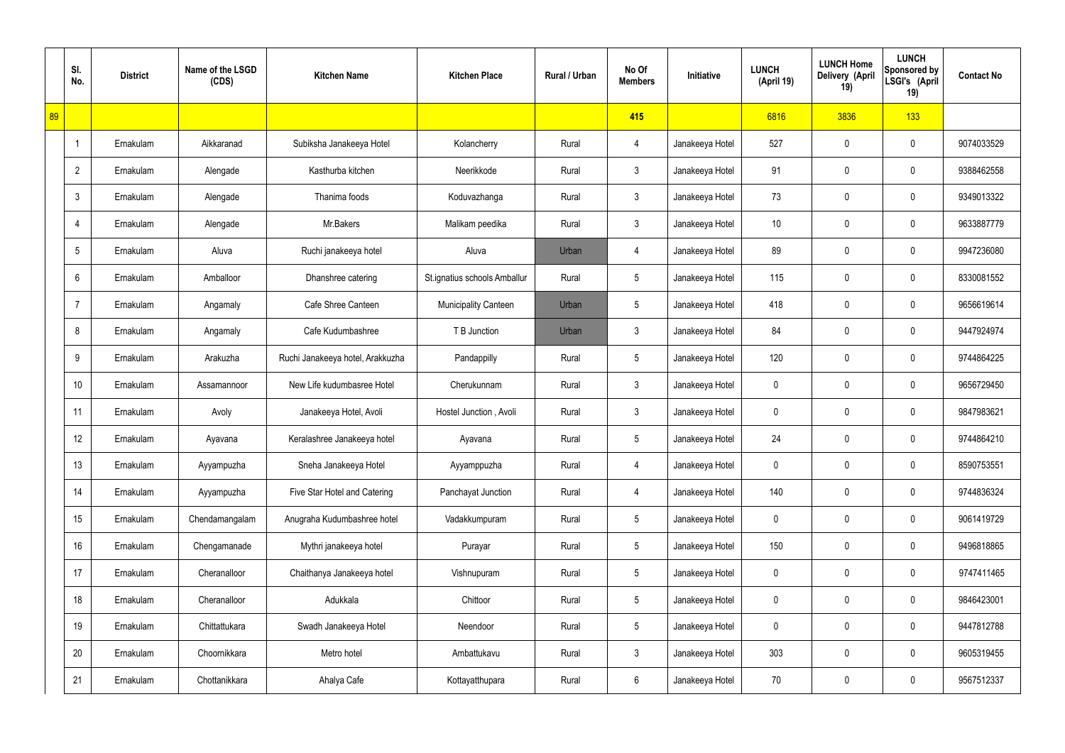| | Sl. No. | District | Name of the LSGD (CDS) | Kitchen Name | Kitchen Place | Rural / Urban | No Of Members | Initiative | LUNCH (April 19) | LUNCH Home Delivery (April 19) | LUNCH Sponsored by LSGI's (April 19) | Contact No |
|---|---|---|---|---|---|---|---|---|---|---|---|---|
| 89 | | | | | | | 415 | | 6816 | 3836 | 133 | |
| | 1 | Ernakulam | Aikkaranad | Subiksha Janakeeya Hotel | Kolancherry | Rural | 4 | Janakeeya Hotel | 527 | 0 | 0 | 9074033529 |
| | 2 | Ernakulam | Alengade | Kasthurba kitchen | Neerikkode | Rural | 3 | Janakeeya Hotel | 91 | 0 | 0 | 9388462558 |
| | 3 | Ernakulam | Alengade | Thanima foods | Koduvazhanga | Rural | 3 | Janakeeya Hotel | 73 | 0 | 0 | 9349013322 |
| | 4 | Ernakulam | Alengade | Mr.Bakers | Malikam peedika | Rural | 3 | Janakeeya Hotel | 10 | 0 | 0 | 9633887779 |
| | 5 | Ernakulam | Aluva | Ruchi janakeeya hotel | Aluva | Urban | 4 | Janakeeya Hotel | 89 | 0 | 0 | 9947236080 |
| | 6 | Ernakulam | Amballoor | Dhanshree catering | St.ignatius schools Amballur | Rural | 5 | Janakeeya Hotel | 115 | 0 | 0 | 8330081552 |
| | 7 | Ernakulam | Angamaly | Cafe Shree Canteen | Municipality Canteen | Urban | 5 | Janakeeya Hotel | 418 | 0 | 0 | 9656619614 |
| | 8 | Ernakulam | Angamaly | Cafe Kudumbashree | T B Junction | Urban | 3 | Janakeeya Hotel | 84 | 0 | 0 | 9447924974 |
| | 9 | Ernakulam | Arakuzha | Ruchi Janakeeya hotel, Arakkuzha | Pandappilly | Rural | 5 | Janakeeya Hotel | 120 | 0 | 0 | 9744864225 |
| | 10 | Ernakulam | Assamannoor | New Life kudumbasree Hotel | Cherukunnam | Rural | 3 | Janakeeya Hotel | 0 | 0 | 0 | 9656729450 |
| | 11 | Ernakulam | Avoly | Janakeeya Hotel, Avoli | Hostel Junction , Avoli | Rural | 3 | Janakeeya Hotel | 0 | 0 | 0 | 9847983621 |
| | 12 | Ernakulam | Ayavana | Keralashree Janakeeya hotel | Ayavana | Rural | 5 | Janakeeya Hotel | 24 | 0 | 0 | 9744864210 |
| | 13 | Ernakulam | Ayyampuzha | Sneha Janakeeya Hotel | Ayyamppuzha | Rural | 4 | Janakeeya Hotel | 0 | 0 | 0 | 8590753551 |
| | 14 | Ernakulam | Ayyampuzha | Five Star Hotel and Catering | Panchayat Junction | Rural | 4 | Janakeeya Hotel | 140 | 0 | 0 | 9744836324 |
| | 15 | Ernakulam | Chendamangalam | Anugraha Kudumbashree hotel | Vadakkumpuram | Rural | 5 | Janakeeya Hotel | 0 | 0 | 0 | 9061419729 |
| | 16 | Ernakulam | Chengamanade | Mythri janakeeya hotel | Purayar | Rural | 5 | Janakeeya Hotel | 150 | 0 | 0 | 9496818865 |
| | 17 | Ernakulam | Cheranalloor | Chaithanya Janakeeya hotel | Vishnupuram | Rural | 5 | Janakeeya Hotel | 0 | 0 | 0 | 9747411465 |
| | 18 | Ernakulam | Cheranalloor | Adukkala | Chittoor | Rural | 5 | Janakeeya Hotel | 0 | 0 | 0 | 9846423001 |
| | 19 | Ernakulam | Chittattukara | Swadh Janakeeya Hotel | Neendoor | Rural | 5 | Janakeeya Hotel | 0 | 0 | 0 | 9447812788 |
| | 20 | Ernakulam | Choornikkara | Metro hotel | Ambattukavu | Rural | 3 | Janakeeya Hotel | 303 | 0 | 0 | 9605319455 |
| | 21 | Ernakulam | Chottanikkara | Ahalya Cafe | Kottayatthupara | Rural | 6 | Janakeeya Hotel | 70 | 0 | 0 | 9567512337 |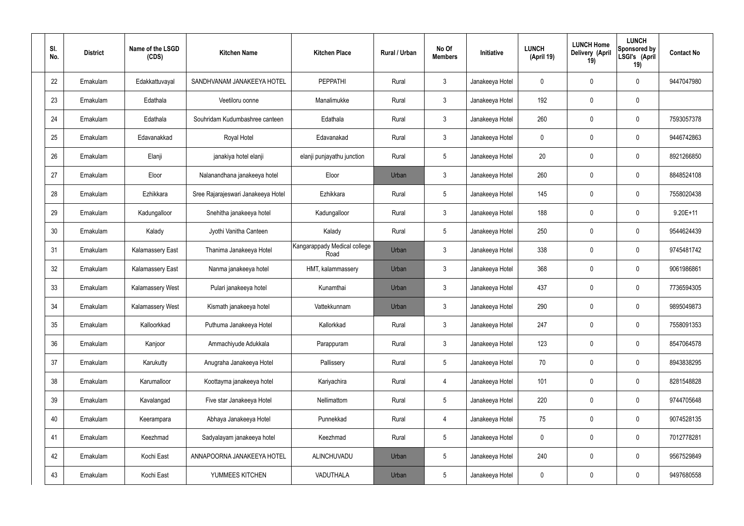| Sl. No. | District | Name of the LSGD (CDS) | Kitchen Name | Kitchen Place | Rural / Urban | No Of Members | Initiative | LUNCH (April 19) | LUNCH Home Delivery (April 19) | LUNCH Sponsored by LSGI's (April 19) | Contact No |
|---|---|---|---|---|---|---|---|---|---|---|---|
| 22 | Ernakulam | Edakkattuvayal | SANDHVANAM JANAKEEYA HOTEL | PEPPATHI | Rural | 3 | Janakeeya Hotel | 0 | 0 | 0 | 9447047980 |
| 23 | Ernakulam | Edathala | Veetiloru oonne | Manalimukke | Rural | 3 | Janakeeya Hotel | 192 | 0 | 0 | |
| 24 | Ernakulam | Edathala | Souhridam Kudumbashree canteen | Edathala | Rural | 3 | Janakeeya Hotel | 260 | 0 | 0 | 7593057378 |
| 25 | Ernakulam | Edavanakkad | Royal Hotel | Edavanakad | Rural | 3 | Janakeeya Hotel | 0 | 0 | 0 | 9446742863 |
| 26 | Ernakulam | Elanji | janakiya hotel elanji | elanji punjayathu junction | Rural | 5 | Janakeeya Hotel | 20 | 0 | 0 | 8921266850 |
| 27 | Ernakulam | Eloor | Nalanandhana janakeeya hotel | Eloor | Urban | 3 | Janakeeya Hotel | 260 | 0 | 0 | 8848524108 |
| 28 | Ernakulam | Ezhikkara | Sree Rajarajeswari Janakeeya Hotel | Ezhikkara | Rural | 5 | Janakeeya Hotel | 145 | 0 | 0 | 7558020438 |
| 29 | Ernakulam | Kadungalloor | Snehitha janakeeya hotel | Kadungalloor | Rural | 3 | Janakeeya Hotel | 188 | 0 | 0 | 9.20E+11 |
| 30 | Ernakulam | Kalady | Jyothi Vanitha Canteen | Kalady | Rural | 5 | Janakeeya Hotel | 250 | 0 | 0 | 9544624439 |
| 31 | Ernakulam | Kalamassery East | Thanima Janakeeya Hotel | Kangarappady Medical college Road | Urban | 3 | Janakeeya Hotel | 338 | 0 | 0 | 9745481742 |
| 32 | Ernakulam | Kalamassery East | Nanma janakeeya hotel | HMT, kalammassery | Urban | 3 | Janakeeya Hotel | 368 | 0 | 0 | 9061986861 |
| 33 | Ernakulam | Kalamassery West | Pulari janakeeya hotel | Kunamthai | Urban | 3 | Janakeeya Hotel | 437 | 0 | 0 | 7736594305 |
| 34 | Ernakulam | Kalamassery West | Kismath janakeeya hotel | Vattekkunnam | Urban | 3 | Janakeeya Hotel | 290 | 0 | 0 | 9895049873 |
| 35 | Ernakulam | Kalloorkkad | Puthuma Janakeeya Hotel | Kallorkkad | Rural | 3 | Janakeeya Hotel | 247 | 0 | 0 | 7558091353 |
| 36 | Ernakulam | Kanjoor | Ammachiyude Adukkala | Parappuram | Rural | 3 | Janakeeya Hotel | 123 | 0 | 0 | 8547064578 |
| 37 | Ernakulam | Karukutty | Anugraha Janakeeya Hotel | Pallissery | Rural | 5 | Janakeeya Hotel | 70 | 0 | 0 | 8943838295 |
| 38 | Ernakulam | Karumalloor | Koottayma janakeeya hotel | Kariyachira | Rural | 4 | Janakeeya Hotel | 101 | 0 | 0 | 8281548828 |
| 39 | Ernakulam | Kavalangad | Five star Janakeeya Hotel | Nellimattom | Rural | 5 | Janakeeya Hotel | 220 | 0 | 0 | 9744705648 |
| 40 | Ernakulam | Keerampara | Abhaya Janakeeya Hotel | Punnekkad | Rural | 4 | Janakeeya Hotel | 75 | 0 | 0 | 9074528135 |
| 41 | Ernakulam | Keezhmad | Sadyalayam janakeeya hotel | Keezhmad | Rural | 5 | Janakeeya Hotel | 0 | 0 | 0 | 7012778281 |
| 42 | Ernakulam | Kochi East | ANNAPOORNA JANAKEEYA HOTEL | ALINCHUVADU | Urban | 5 | Janakeeya Hotel | 240 | 0 | 0 | 9567529849 |
| 43 | Ernakulam | Kochi East | YUMMEES KITCHEN | VADUTHALA | Urban | 5 | Janakeeya Hotel | 0 | 0 | 0 | 9497680558 |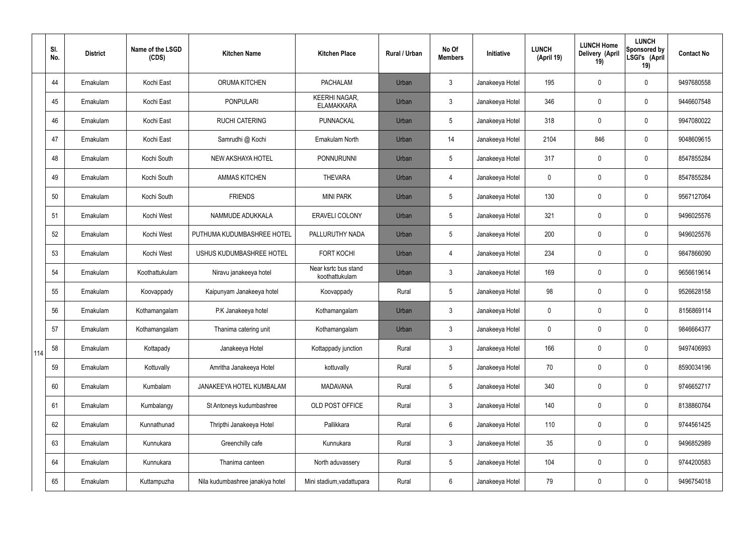| | Sl. No. | District | Name of the LSGD (CDS) | Kitchen Name | Kitchen Place | Rural / Urban | No Of Members | Initiative | LUNCH (April 19) | LUNCH Home Delivery (April 19) | LUNCH Sponsored by LSGI's (April 19) | Contact No |
|---|---|---|---|---|---|---|---|---|---|---|---|---|
| 114 | 44 | Ernakulam | Kochi East | ORUMA KITCHEN | PACHALAM | Urban | 3 | Janakeeya Hotel | 195 | 0 | 0 | 9497680558 |
| | 45 | Ernakulam | Kochi East | PONPULARI | KEERHI NAGAR, ELAMAKKARA | Urban | 3 | Janakeeya Hotel | 346 | 0 | 0 | 9446607548 |
| | 46 | Ernakulam | Kochi East | RUCHI CATERING | PUNNACKAL | Urban | 5 | Janakeeya Hotel | 318 | 0 | 0 | 9947080022 |
| | 47 | Ernakulam | Kochi East | Samrudhi @ Kochi | Ernakulam North | Urban | 14 | Janakeeya Hotel | 2104 | 846 | 0 | 9048609615 |
| | 48 | Ernakulam | Kochi South | NEW AKSHAYA HOTEL | PONNURUNNI | Urban | 5 | Janakeeya Hotel | 317 | 0 | 0 | 8547855284 |
| | 49 | Ernakulam | Kochi South | AMMAS KITCHEN | THEVARA | Urban | 4 | Janakeeya Hotel | 0 | 0 | 0 | 8547855284 |
| | 50 | Ernakulam | Kochi South | FRIENDS | MINI PARK | Urban | 5 | Janakeeya Hotel | 130 | 0 | 0 | 9567127064 |
| | 51 | Ernakulam | Kochi West | NAMMUDE ADUKKALA | ERAVELI COLONY | Urban | 5 | Janakeeya Hotel | 321 | 0 | 0 | 9496025576 |
| | 52 | Ernakulam | Kochi West | PUTHUMA KUDUMBASHREE HOTEL | PALLURUTHY NADA | Urban | 5 | Janakeeya Hotel | 200 | 0 | 0 | 9496025576 |
| | 53 | Ernakulam | Kochi West | USHUS KUDUMBASHREE HOTEL | FORT KOCHI | Urban | 4 | Janakeeya Hotel | 234 | 0 | 0 | 9847866090 |
| | 54 | Ernakulam | Koothattukulam | Niravu janakeeya hotel | Near ksrtc bus stand koothattukulam | Urban | 3 | Janakeeya Hotel | 169 | 0 | 0 | 9656619614 |
| | 55 | Ernakulam | Koovappady | Kaipunyam Janakeeya hotel | Koovappady | Rural | 5 | Janakeeya Hotel | 98 | 0 | 0 | 9526628158 |
| | 56 | Ernakulam | Kothamangalam | P.K Janakeeya hotel | Kothamangalam | Urban | 3 | Janakeeya Hotel | 0 | 0 | 0 | 8156869114 |
| | 57 | Ernakulam | Kothamangalam | Thanima catering unit | Kothamangalam | Urban | 3 | Janakeeya Hotel | 0 | 0 | 0 | 9846664377 |
| | 58 | Ernakulam | Kottapady | Janakeeya Hotel | Kottappady junction | Rural | 3 | Janakeeya Hotel | 166 | 0 | 0 | 9497406993 |
| | 59 | Ernakulam | Kottuvally | Amritha Janakeeya Hotel | kottuvally | Rural | 5 | Janakeeya Hotel | 70 | 0 | 0 | 8590034196 |
| | 60 | Ernakulam | Kumbalam | JANAKEEYA HOTEL KUMBALAM | MADAVANA | Rural | 5 | Janakeeya Hotel | 340 | 0 | 0 | 9746652717 |
| | 61 | Ernakulam | Kumbalangy | St Antoneys kudumbashree | OLD POST OFFICE | Rural | 3 | Janakeeya Hotel | 140 | 0 | 0 | 8138860764 |
| | 62 | Ernakulam | Kunnathunad | Thripthi Janakeeya Hotel | Pallikkara | Rural | 6 | Janakeeya Hotel | 110 | 0 | 0 | 9744561425 |
| | 63 | Ernakulam | Kunnukara | Greenchilly cafe | Kunnukara | Rural | 3 | Janakeeya Hotel | 35 | 0 | 0 | 9496852989 |
| | 64 | Ernakulam | Kunnukara | Thanima canteen | North aduvassery | Rural | 5 | Janakeeya Hotel | 104 | 0 | 0 | 9744200583 |
| | 65 | Ernakulam | Kuttampuzha | Nila kudumbashree janakiya hotel | Mini stadium,vadattupara | Rural | 6 | Janakeeya Hotel | 79 | 0 | 0 | 9496754018 |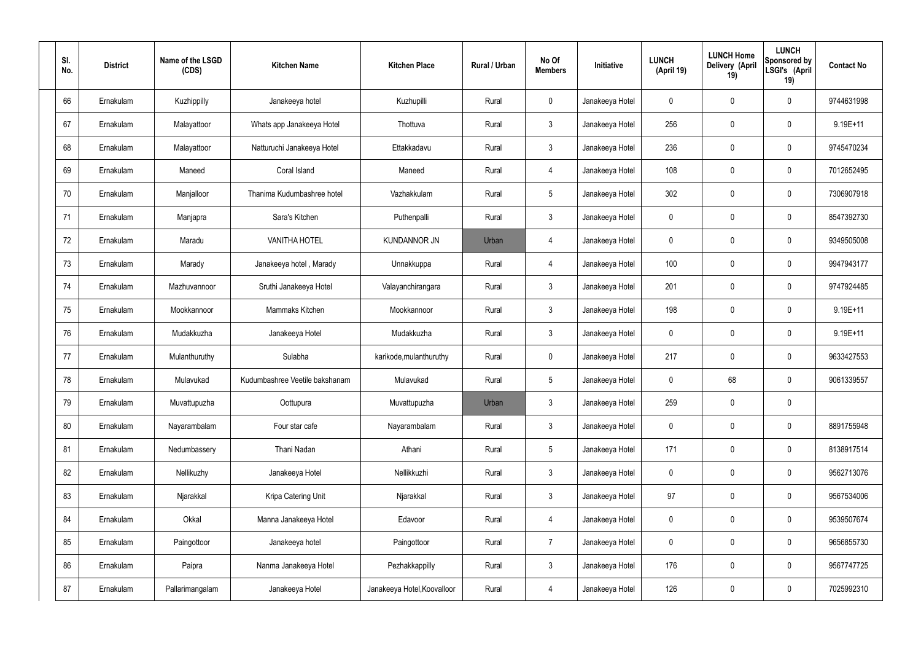| Sl. No. | District | Name of the LSGD (CDS) | Kitchen Name | Kitchen Place | Rural / Urban | No Of Members | Initiative | LUNCH (April 19) | LUNCH Home Delivery (April 19) | LUNCH Sponsored by LSGI's (April 19) | Contact No |
|---|---|---|---|---|---|---|---|---|---|---|---|
| 66 | Ernakulam | Kuzhippilly | Janakeeya hotel | Kuzhupilli | Rural | 0 | Janakeeya Hotel | 0 | 0 | 0 | 9744631998 |
| 67 | Ernakulam | Malayattoor | Whats app Janakeeya Hotel | Thottuva | Rural | 3 | Janakeeya Hotel | 256 | 0 | 0 | 9.19E+11 |
| 68 | Ernakulam | Malayattoor | Natturuchi Janakeeya Hotel | Ettakkadavu | Rural | 3 | Janakeeya Hotel | 236 | 0 | 0 | 9745470234 |
| 69 | Ernakulam | Maneed | Coral Island | Maneed | Rural | 4 | Janakeeya Hotel | 108 | 0 | 0 | 7012652495 |
| 70 | Ernakulam | Manjalloor | Thanima Kudumbashree hotel | Vazhakkulam | Rural | 5 | Janakeeya Hotel | 302 | 0 | 0 | 7306907918 |
| 71 | Ernakulam | Manjapra | Sara's Kitchen | Puthenpalli | Rural | 3 | Janakeeya Hotel | 0 | 0 | 0 | 8547392730 |
| 72 | Ernakulam | Maradu | VANITHA HOTEL | KUNDANNOR JN | Urban | 4 | Janakeeya Hotel | 0 | 0 | 0 | 9349505008 |
| 73 | Ernakulam | Marady | Janakeeya hotel , Marady | Unnakkuppa | Rural | 4 | Janakeeya Hotel | 100 | 0 | 0 | 9947943177 |
| 74 | Ernakulam | Mazhuvannoor | Sruthi Janakeeya Hotel | Valayanchirangara | Rural | 3 | Janakeeya Hotel | 201 | 0 | 0 | 9747924485 |
| 75 | Ernakulam | Mookkannoor | Mammaks Kitchen | Mookkannoor | Rural | 3 | Janakeeya Hotel | 198 | 0 | 0 | 9.19E+11 |
| 76 | Ernakulam | Mudakkuzha | Janakeeya Hotel | Mudakkuzha | Rural | 3 | Janakeeya Hotel | 0 | 0 | 0 | 9.19E+11 |
| 77 | Ernakulam | Mulanthuruthy | Sulabha | karikode,mulanthuruthy | Rural | 0 | Janakeeya Hotel | 217 | 0 | 0 | 9633427553 |
| 78 | Ernakulam | Mulavukad | Kudumbashree Veetile bakshanam | Mulavukad | Rural | 5 | Janakeeya Hotel | 0 | 68 | 0 | 9061339557 |
| 79 | Ernakulam | Muvattupuzha | Oottupura | Muvattupuzha | Urban | 3 | Janakeeya Hotel | 259 | 0 | 0 | |
| 80 | Ernakulam | Nayarambalam | Four star cafe | Nayarambalam | Rural | 3 | Janakeeya Hotel | 0 | 0 | 0 | 8891755948 |
| 81 | Ernakulam | Nedumbassery | Thani Nadan | Athani | Rural | 5 | Janakeeya Hotel | 171 | 0 | 0 | 8138917514 |
| 82 | Ernakulam | Nellikuzhy | Janakeeya Hotel | Nellikkuzhi | Rural | 3 | Janakeeya Hotel | 0 | 0 | 0 | 9562713076 |
| 83 | Ernakulam | Njarakkal | Kripa Catering Unit | Njarakkal | Rural | 3 | Janakeeya Hotel | 97 | 0 | 0 | 9567534006 |
| 84 | Ernakulam | Okkal | Manna Janakeeya Hotel | Edavoor | Rural | 4 | Janakeeya Hotel | 0 | 0 | 0 | 9539507674 |
| 85 | Ernakulam | Paingottoor | Janakeeya hotel | Paingottoor | Rural | 7 | Janakeeya Hotel | 0 | 0 | 0 | 9656855730 |
| 86 | Ernakulam | Paipra | Nanma Janakeeya Hotel | Pezhakkappilly | Rural | 3 | Janakeeya Hotel | 176 | 0 | 0 | 9567747725 |
| 87 | Ernakulam | Pallarimangalam | Janakeeya Hotel | Janakeeya Hotel,Koovalloor | Rural | 4 | Janakeeya Hotel | 126 | 0 | 0 | 7025992310 |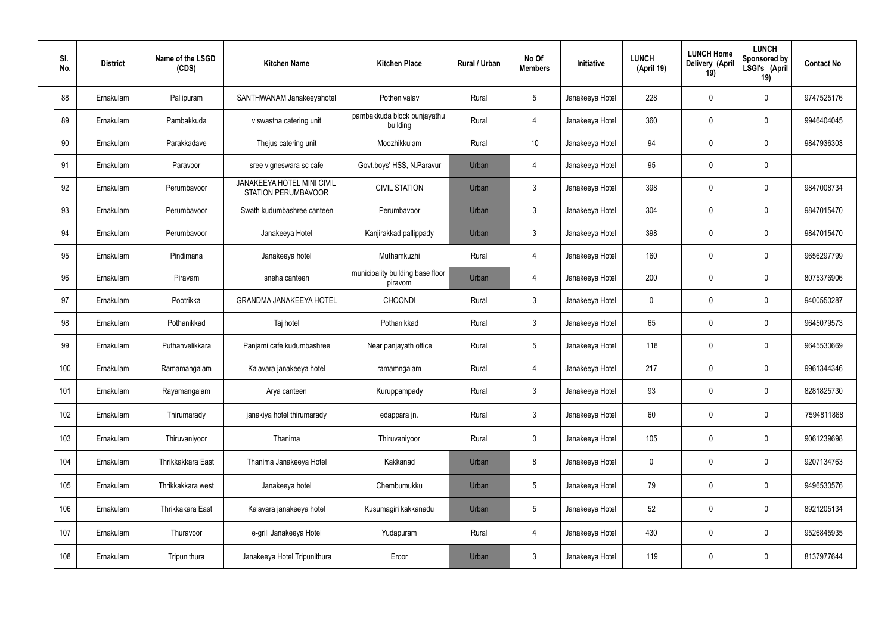| Sl. No. | District | Name of the LSGD (CDS) | Kitchen Name | Kitchen Place | Rural / Urban | No Of Members | Initiative | LUNCH (April 19) | LUNCH Home Delivery (April 19) | LUNCH Sponsored by LSGI's (April 19) | Contact No |
|---|---|---|---|---|---|---|---|---|---|---|---|
| 88 | Ernakulam | Pallipuram | SANTHWANAM Janakeeyahotel | Pothen valav | Rural | 5 | Janakeeya Hotel | 228 | 0 | 0 | 9747525176 |
| 89 | Ernakulam | Pambakkuda | viswastha catering unit | pambakkuda block punjayathu building | Rural | 4 | Janakeeya Hotel | 360 | 0 | 0 | 9946404045 |
| 90 | Ernakulam | Parakkadave | Thejus catering unit | Moozhikkulam | Rural | 10 | Janakeeya Hotel | 94 | 0 | 0 | 9847936303 |
| 91 | Ernakulam | Paravoor | sree vigneswara sc cafe | Govt.boys' HSS, N.Paravur | Urban | 4 | Janakeeya Hotel | 95 | 0 | 0 | |
| 92 | Ernakulam | Perumbavoor | JANAKEEYA HOTEL MINI CIVIL STATION PERUMBAVOOR | CIVIL STATION | Urban | 3 | Janakeeya Hotel | 398 | 0 | 0 | 9847008734 |
| 93 | Ernakulam | Perumbavoor | Swath kudumbashree canteen | Perumbavoor | Urban | 3 | Janakeeya Hotel | 304 | 0 | 0 | 9847015470 |
| 94 | Ernakulam | Perumbavoor | Janakeeya Hotel | Kanjirakkad pallippady | Urban | 3 | Janakeeya Hotel | 398 | 0 | 0 | 9847015470 |
| 95 | Ernakulam | Pindimana | Janakeeya hotel | Muthamkuzhi | Rural | 4 | Janakeeya Hotel | 160 | 0 | 0 | 9656297799 |
| 96 | Ernakulam | Piravam | sneha canteen | municipality building base floor piravom | Urban | 4 | Janakeeya Hotel | 200 | 0 | 0 | 8075376906 |
| 97 | Ernakulam | Pootrikka | GRANDMA JANAKEEYA HOTEL | CHOONDI | Rural | 3 | Janakeeya Hotel | 0 | 0 | 0 | 9400550287 |
| 98 | Ernakulam | Pothanikkad | Taj hotel | Pothanikkad | Rural | 3 | Janakeeya Hotel | 65 | 0 | 0 | 9645079573 |
| 99 | Ernakulam | Puthanvelikkara | Panjami cafe kudumbashree | Near panjayath office | Rural | 5 | Janakeeya Hotel | 118 | 0 | 0 | 9645530669 |
| 100 | Ernakulam | Ramamangalam | Kalavara janakeeya hotel | ramamngalam | Rural | 4 | Janakeeya Hotel | 217 | 0 | 0 | 9961344346 |
| 101 | Ernakulam | Rayamangalam | Arya canteen | Kuruppampady | Rural | 3 | Janakeeya Hotel | 93 | 0 | 0 | 8281825730 |
| 102 | Ernakulam | Thirumarady | janakiya hotel thirumarady | edappara jn. | Rural | 3 | Janakeeya Hotel | 60 | 0 | 0 | 7594811868 |
| 103 | Ernakulam | Thiruvaniyoor | Thanima | Thiruvaniyoor | Rural | 0 | Janakeeya Hotel | 105 | 0 | 0 | 9061239698 |
| 104 | Ernakulam | Thrikkakkara East | Thanima Janakeeya Hotel | Kakkanad | Urban | 8 | Janakeeya Hotel | 0 | 0 | 0 | 9207134763 |
| 105 | Ernakulam | Thrikkakkara west | Janakeeya hotel | Chembumukku | Urban | 5 | Janakeeya Hotel | 79 | 0 | 0 | 9496530576 |
| 106 | Ernakulam | Thrikkakara East | Kalavara janakeeya hotel | Kusumagiri kakkanadu | Urban | 5 | Janakeeya Hotel | 52 | 0 | 0 | 8921205134 |
| 107 | Ernakulam | Thuravoor | e-grill Janakeeya Hotel | Yudapuram | Rural | 4 | Janakeeya Hotel | 430 | 0 | 0 | 9526845935 |
| 108 | Ernakulam | Tripunithura | Janakeeya Hotel Tripunithura | Eroor | Urban | 3 | Janakeeya Hotel | 119 | 0 | 0 | 8137977644 |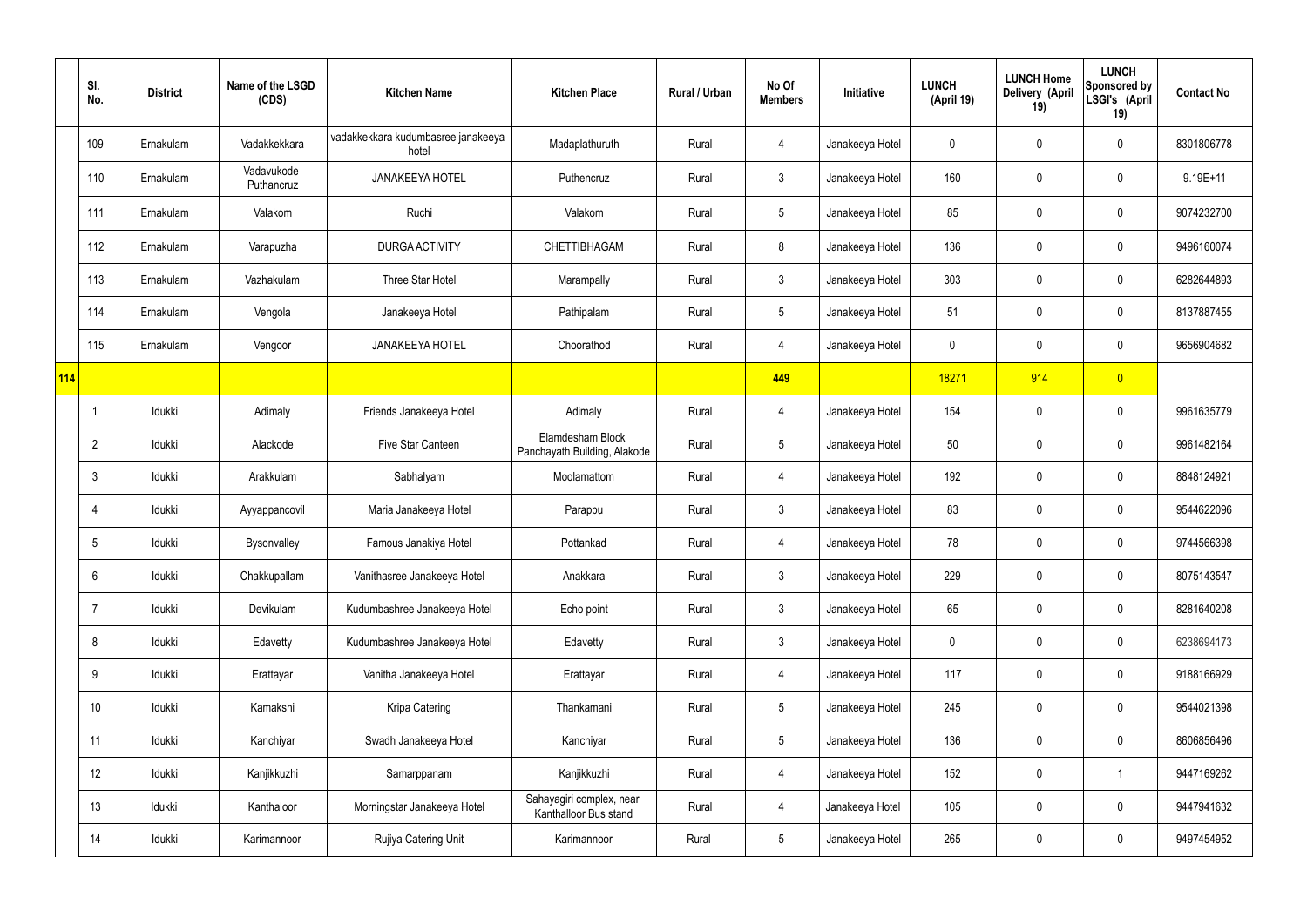|  | Sl. No. | District | Name of the LSGD (CDS) | Kitchen Name | Kitchen Place | Rural / Urban | No Of Members | Initiative | LUNCH (April 19) | LUNCH Home Delivery (April 19) | LUNCH Sponsored by LSGI's (April 19) | Contact No |
|---|---|---|---|---|---|---|---|---|---|---|---|---|
|  | 109 | Ernakulam | Vadakkekkara | vadakkekkara kudumbasree janakeeya hotel | Madaplathuruth | Rural | 4 | Janakeeya Hotel | 0 | 0 | 0 | 8301806778 |
|  | 110 | Ernakulam | Vadavukode Puthencruz | JANAKEEYA HOTEL | Puthencruz | Rural | 3 | Janakeeya Hotel | 160 | 0 | 0 | 9.19E+11 |
|  | 111 | Ernakulam | Valakom | Ruchi | Valakom | Rural | 5 | Janakeeya Hotel | 85 | 0 | 0 | 9074232700 |
|  | 112 | Ernakulam | Varapuzha | DURGA ACTIVITY | CHETTIBHAGAM | Rural | 8 | Janakeeya Hotel | 136 | 0 | 0 | 9496160074 |
|  | 113 | Ernakulam | Vazhakulam | Three Star Hotel | Marampally | Rural | 3 | Janakeeya Hotel | 303 | 0 | 0 | 6282644893 |
|  | 114 | Ernakulam | Vengola | Janakeeya Hotel | Pathipalam | Rural | 5 | Janakeeya Hotel | 51 | 0 | 0 | 8137887455 |
|  | 115 | Ernakulam | Vengoor | JANAKEEYA HOTEL | Choorathod | Rural | 4 | Janakeeya Hotel | 0 | 0 | 0 | 9656904682 |
| 114 |  |  |  |  |  |  | 449 |  | 18271 | 914 | 0 |  |
|  | 1 | Idukki | Adimaly | Friends Janakeeya Hotel | Adimaly | Rural | 4 | Janakeeya Hotel | 154 | 0 | 0 | 9961635779 |
|  | 2 | Idukki | Alackode | Five Star Canteen | Elamdesham Block Panchayath Building, Alakode | Rural | 5 | Janakeeya Hotel | 50 | 0 | 0 | 9961482164 |
|  | 3 | Idukki | Arakkulam | Sabhalyam | Moolamattom | Rural | 4 | Janakeeya Hotel | 192 | 0 | 0 | 8848124921 |
|  | 4 | Idukki | Ayyappancovil | Maria Janakeeya Hotel | Parappu | Rural | 3 | Janakeeya Hotel | 83 | 0 | 0 | 9544622096 |
|  | 5 | Idukki | Bysonvalley | Famous Janakiya Hotel | Pottankad | Rural | 4 | Janakeeya Hotel | 78 | 0 | 0 | 9744566398 |
|  | 6 | Idukki | Chakkupallam | Vanithasree Janakeeya Hotel | Anakkara | Rural | 3 | Janakeeya Hotel | 229 | 0 | 0 | 8075143547 |
|  | 7 | Idukki | Devikulam | Kudumbashree Janakeeya Hotel | Echo point | Rural | 3 | Janakeeya Hotel | 65 | 0 | 0 | 8281640208 |
|  | 8 | Idukki | Edavetty | Kudumbashree Janakeeya Hotel | Edavetty | Rural | 3 | Janakeeya Hotel | 0 | 0 | 0 | 6238694173 |
|  | 9 | Idukki | Erattayar | Vanitha Janakeeya Hotel | Erattayar | Rural | 4 | Janakeeya Hotel | 117 | 0 | 0 | 9188166929 |
|  | 10 | Idukki | Kamakshi | Kripa Catering | Thankamani | Rural | 5 | Janakeeya Hotel | 245 | 0 | 0 | 9544021398 |
|  | 11 | Idukki | Kanchiyar | Swadh Janakeeya Hotel | Kanchiyar | Rural | 5 | Janakeeya Hotel | 136 | 0 | 0 | 8606856496 |
|  | 12 | Idukki | Kanjikkuzhi | Samarppanam | Kanjikkuzhi | Rural | 4 | Janakeeya Hotel | 152 | 0 | 1 | 9447169262 |
|  | 13 | Idukki | Kanthaloor | Morningstar Janakeeya Hotel | Sahayagiri complex, near Kanthalloor Bus stand | Rural | 4 | Janakeeya Hotel | 105 | 0 | 0 | 9447941632 |
|  | 14 | Idukki | Karimannoor | Rujiya Catering Unit | Karimannoor | Rural | 5 | Janakeeya Hotel | 265 | 0 | 0 | 9497454952 |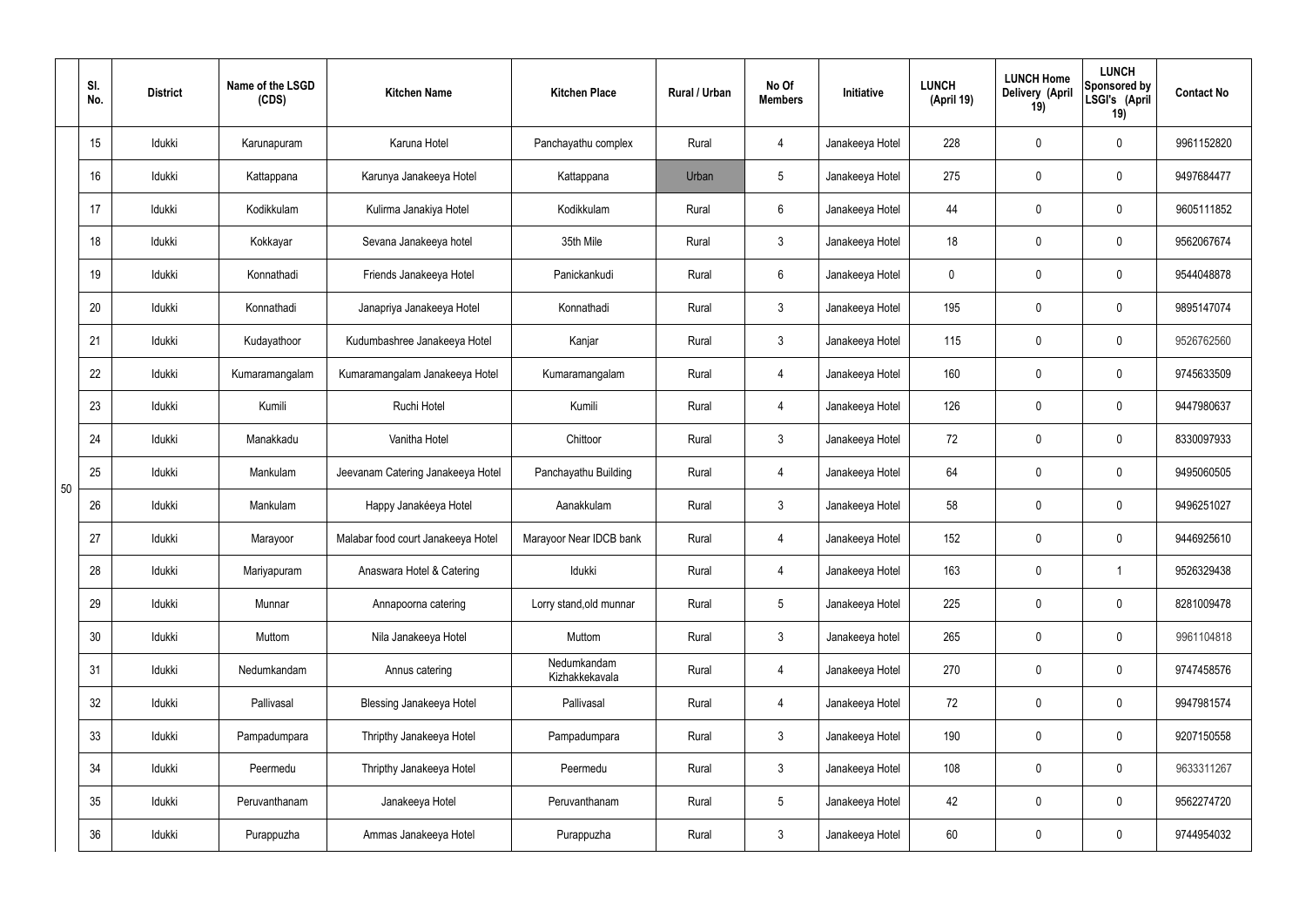| | Sl. No. | District | Name of the LSGD (CDS) | Kitchen Name | Kitchen Place | Rural / Urban | No Of Members | Initiative | LUNCH (April 19) | LUNCH Home Delivery (April 19) | LUNCH Sponsored by LSGI's (April 19) | Contact No |
|---|---|---|---|---|---|---|---|---|---|---|---|---|
| 50 | 15 | Idukki | Karunapuram | Karuna Hotel | Panchayathu complex | Rural | 4 | Janakeeya Hotel | 228 | 0 | 0 | 9961152820 |
| | 16 | Idukki | Kattappana | Karunya Janakeeya Hotel | Kattappana | Urban | 5 | Janakeeya Hotel | 275 | 0 | 0 | 9497684477 |
| | 17 | Idukki | Kodikkulam | Kulirma Janakiya Hotel | Kodikkulam | Rural | 6 | Janakeeya Hotel | 44 | 0 | 0 | 9605111852 |
| | 18 | Idukki | Kokkayar | Sevana Janakeeya hotel | 35th Mile | Rural | 3 | Janakeeya Hotel | 18 | 0 | 0 | 9562067674 |
| | 19 | Idukki | Konnathadi | Friends Janakeeya Hotel | Panickankudi | Rural | 6 | Janakeeya Hotel | 0 | 0 | 0 | 9544048878 |
| | 20 | Idukki | Konnathadi | Janapriya Janakeeya Hotel | Konnathadi | Rural | 3 | Janakeeya Hotel | 195 | 0 | 0 | 9895147074 |
| | 21 | Idukki | Kudayathoor | Kudumbashree Janakeeya Hotel | Kanjar | Rural | 3 | Janakeeya Hotel | 115 | 0 | 0 | 9526762560 |
| | 22 | Idukki | Kumaramangalam | Kumaramangalam Janakeeya Hotel | Kumaramangalam | Rural | 4 | Janakeeya Hotel | 160 | 0 | 0 | 9745633509 |
| | 23 | Idukki | Kumili | Ruchi Hotel | Kumili | Rural | 4 | Janakeeya Hotel | 126 | 0 | 0 | 9447980637 |
| | 24 | Idukki | Manakkadu | Vanitha Hotel | Chittoor | Rural | 3 | Janakeeya Hotel | 72 | 0 | 0 | 8330097933 |
| | 25 | Idukki | Mankulam | Jeevanam Catering Janakeeya Hotel | Panchayathu Building | Rural | 4 | Janakeeya Hotel | 64 | 0 | 0 | 9495060505 |
| | 26 | Idukki | Mankulam | Happy Janakéeya Hotel | Aanakkulam | Rural | 3 | Janakeeya Hotel | 58 | 0 | 0 | 9496251027 |
| | 27 | Idukki | Marayoor | Malabar food court Janakeeya Hotel | Marayoor Near IDCB bank | Rural | 4 | Janakeeya Hotel | 152 | 0 | 0 | 9446925610 |
| | 28 | Idukki | Mariyapuram | Anaswara Hotel & Catering | Idukki | Rural | 4 | Janakeeya Hotel | 163 | 0 | 1 | 9526329438 |
| | 29 | Idukki | Munnar | Annapoorna catering | Lorry stand,old munnar | Rural | 5 | Janakeeya Hotel | 225 | 0 | 0 | 8281009478 |
| | 30 | Idukki | Muttom | Nila Janakeeya Hotel | Muttom | Rural | 3 | Janakeeya hotel | 265 | 0 | 0 | 9961104818 |
| | 31 | Idukki | Nedumkandam | Annus catering | Nedumkandam Kizhakkekavala | Rural | 4 | Janakeeya Hotel | 270 | 0 | 0 | 9747458576 |
| | 32 | Idukki | Pallivasal | Blessing Janakeeya Hotel | Pallivasal | Rural | 4 | Janakeeya Hotel | 72 | 0 | 0 | 9947981574 |
| | 33 | Idukki | Pampadumpara | Thripthy Janakeeya Hotel | Pampadumpara | Rural | 3 | Janakeeya Hotel | 190 | 0 | 0 | 9207150558 |
| | 34 | Idukki | Peermedu | Thripthy Janakeeya Hotel | Peermedu | Rural | 3 | Janakeeya Hotel | 108 | 0 | 0 | 9633311267 |
| | 35 | Idukki | Peruvanthanam | Janakeeya Hotel | Peruvanthanam | Rural | 5 | Janakeeya Hotel | 42 | 0 | 0 | 9562274720 |
| | 36 | Idukki | Purappuzha | Ammas Janakeeya Hotel | Purappuzha | Rural | 3 | Janakeeya Hotel | 60 | 0 | 0 | 9744954032 |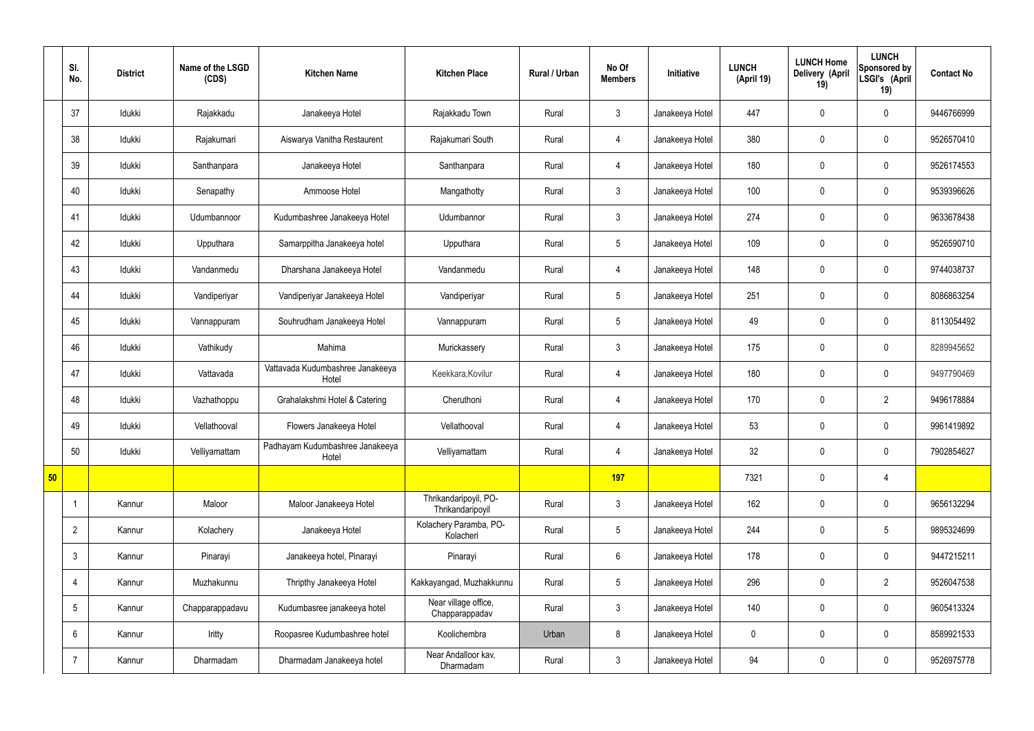| | Sl. No. | District | Name of the LSGD (CDS) | Kitchen Name | Kitchen Place | Rural / Urban | No Of Members | Initiative | LUNCH (April 19) | LUNCH Home Delivery (April 19) | LUNCH Sponsored by LSGI's (April 19) | Contact No |
|---|---|---|---|---|---|---|---|---|---|---|---|---|
| | 37 | Idukki | Rajakkadu | Janakeeya Hotel | Rajakkadu Town | Rural | 3 | Janakeeya Hotel | 447 | 0 | 0 | 9446766999 |
| | 38 | Idukki | Rajakumari | Aiswarya Vanitha Restaurent | Rajakumari South | Rural | 4 | Janakeeya Hotel | 380 | 0 | 0 | 9526570410 |
| | 39 | Idukki | Santhanpara | Janakeeya Hotel | Santhanpara | Rural | 4 | Janakeeya Hotel | 180 | 0 | 0 | 9526174553 |
| | 40 | Idukki | Senapathy | Ammoose Hotel | Mangathotty | Rural | 3 | Janakeeya Hotel | 100 | 0 | 0 | 9539396626 |
| | 41 | Idukki | Udumbannoor | Kudumbashree Janakeeya Hotel | Udumbannor | Rural | 3 | Janakeeya Hotel | 274 | 0 | 0 | 9633678438 |
| | 42 | Idukki | Upputhara | Samarppitha Janakeeya hotel | Upputhara | Rural | 5 | Janakeeya Hotel | 109 | 0 | 0 | 9526590710 |
| | 43 | Idukki | Vandanmedu | Dharshana Janakeeya Hotel | Vandanmedu | Rural | 4 | Janakeeya Hotel | 148 | 0 | 0 | 9744038737 |
| | 44 | Idukki | Vandiperiyar | Vandiperiyar Janakeeya Hotel | Vandiperiyar | Rural | 5 | Janakeeya Hotel | 251 | 0 | 0 | 8086863254 |
| | 45 | Idukki | Vannappuram | Souhrudham Janakeeya Hotel | Vannappuram | Rural | 5 | Janakeeya Hotel | 49 | 0 | 0 | 8113054492 |
| | 46 | Idukki | Vathikudy | Mahima | Murickassery | Rural | 3 | Janakeeya Hotel | 175 | 0 | 0 | 8289945652 |
| | 47 | Idukki | Vattavada | Vattavada Kudumbashree Janakeeya Hotel | Keekkara,Kovilur | Rural | 4 | Janakeeya Hotel | 180 | 0 | 0 | 9497790469 |
| | 48 | Idukki | Vazhathoppu | Grahalakshmi Hotel & Catering | Cheruthoni | Rural | 4 | Janakeeya Hotel | 170 | 0 | 2 | 9496178884 |
| | 49 | Idukki | Vellathooval | Flowers Janakeeya Hotel | Vellathooval | Rural | 4 | Janakeeya Hotel | 53 | 0 | 0 | 9961419892 |
| | 50 | Idukki | Velliyamattam | Padhayam Kudumbashree Janakeeya Hotel | Velliyamattam | Rural | 4 | Janakeeya Hotel | 32 | 0 | 0 | 7902854627 |
| **50** | | | | | | | **197** | | 7321 | 0 | 4 | |
| | 1 | Kannur | Maloor | Maloor Janakeeya Hotel | Thrikandaripoyil, PO-Thrikandaripoyil | Rural | 3 | Janakeeya Hotel | 162 | 0 | 0 | 9656132294 |
| | 2 | Kannur | Kolachery | Janakeeya Hotel | Kolachery Paramba, PO-Kolacheri | Rural | 5 | Janakeeya Hotel | 244 | 0 | 5 | 9895324699 |
| | 3 | Kannur | Pinarayi | Janakeeya hotel, Pinarayi | Pinarayi | Rural | 6 | Janakeeya Hotel | 178 | 0 | 0 | 9447215211 |
| | 4 | Kannur | Muzhakunnu | Thripthy Janakeeya Hotel | Kakkayangad, Muzhakkunnu | Rural | 5 | Janakeeya Hotel | 296 | 0 | 2 | 9526047538 |
| | 5 | Kannur | Chapparappadavu | Kudumbasree janakeeya hotel | Near village office, Chapparappadav | Rural | 3 | Janakeeya Hotel | 140 | 0 | 0 | 9605413324 |
| | 6 | Kannur | Iritty | Roopasree Kudumbashree hotel | Koolichembra | Urban | 8 | Janakeeya Hotel | 0 | 0 | 0 | 8589921533 |
| | 7 | Kannur | Dharmadam | Dharmadam Janakeeya hotel | Near Andalloor kav, Dharmadam | Rural | 3 | Janakeeya Hotel | 94 | 0 | 0 | 9526975778 |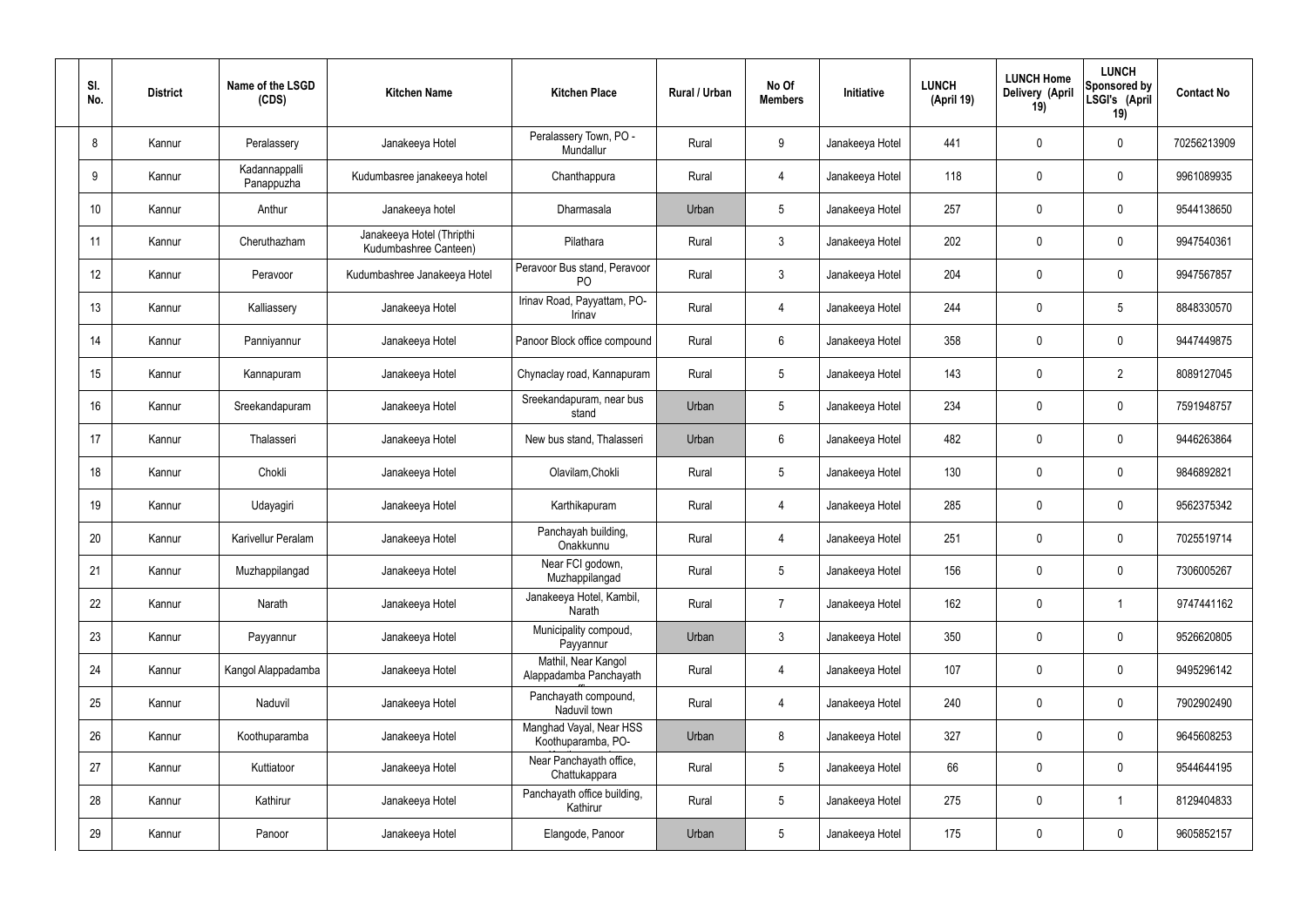| Sl. No. | District | Name of the LSGD (CDS) | Kitchen Name | Kitchen Place | Rural / Urban | No Of Members | Initiative | LUNCH (April 19) | LUNCH Home Delivery (April 19) | LUNCH Sponsored by LSGI's (April 19) | Contact No |
|---|---|---|---|---|---|---|---|---|---|---|---|
| 8 | Kannur | Peralassery | Janakeeya Hotel | Peralassery Town, PO - Mundallur | Rural | 9 | Janakeeya Hotel | 441 | 0 | 0 | 70256213909 |
| 9 | Kannur | Kadannappalli Panappuzha | Kudumbasree janakeeya hotel | Chanthappura | Rural | 4 | Janakeeya Hotel | 118 | 0 | 0 | 9961089935 |
| 10 | Kannur | Anthur | Janakeeya hotel | Dharmasala | Urban | 5 | Janakeeya Hotel | 257 | 0 | 0 | 9544138650 |
| 11 | Kannur | Cheruthazham | Janakeeya Hotel (Thripthi Kudumbashree Canteen) | Pilathara | Rural | 3 | Janakeeya Hotel | 202 | 0 | 0 | 9947540361 |
| 12 | Kannur | Peravoor | Kudumbashree Janakeeya Hotel | Peravoor Bus stand, Peravoor PO | Rural | 3 | Janakeeya Hotel | 204 | 0 | 0 | 9947567857 |
| 13 | Kannur | Kalliassery | Janakeeya Hotel | Irinav Road, Payyattam, PO-Irinav | Rural | 4 | Janakeeya Hotel | 244 | 0 | 5 | 8848330570 |
| 14 | Kannur | Panniyannur | Janakeeya Hotel | Panoor Block office compound | Rural | 6 | Janakeeya Hotel | 358 | 0 | 0 | 9447449875 |
| 15 | Kannur | Kannapuram | Janakeeya Hotel | Chynaclay road, Kannapuram | Rural | 5 | Janakeeya Hotel | 143 | 0 | 2 | 8089127045 |
| 16 | Kannur | Sreekandapuram | Janakeeya Hotel | Sreekandapuram, near bus stand | Urban | 5 | Janakeeya Hotel | 234 | 0 | 0 | 7591948757 |
| 17 | Kannur | Thalasseri | Janakeeya Hotel | New bus stand, Thalasseri | Urban | 6 | Janakeeya Hotel | 482 | 0 | 0 | 9446263864 |
| 18 | Kannur | Chokli | Janakeeya Hotel | Olavilam,Chokli | Rural | 5 | Janakeeya Hotel | 130 | 0 | 0 | 9846892821 |
| 19 | Kannur | Udayagiri | Janakeeya Hotel | Karthikapuram | Rural | 4 | Janakeeya Hotel | 285 | 0 | 0 | 9562375342 |
| 20 | Kannur | Karivellur Peralam | Janakeeya Hotel | Panchayah building, Onakkunnu | Rural | 4 | Janakeeya Hotel | 251 | 0 | 0 | 7025519714 |
| 21 | Kannur | Muzhappilangad | Janakeeya Hotel | Near FCI godown, Muzhappilangad | Rural | 5 | Janakeeya Hotel | 156 | 0 | 0 | 7306005267 |
| 22 | Kannur | Narath | Janakeeya Hotel | Janakeeya Hotel, Kambil, Narath | Rural | 7 | Janakeeya Hotel | 162 | 0 | 1 | 9747441162 |
| 23 | Kannur | Payyannur | Janakeeya Hotel | Municipality compoud, Payyannur | Urban | 3 | Janakeeya Hotel | 350 | 0 | 0 | 9526620805 |
| 24 | Kannur | Kangol Alappadamba | Janakeeya Hotel | Mathil, Near Kangol Alappadamba Panchayath | Rural | 4 | Janakeeya Hotel | 107 | 0 | 0 | 9495296142 |
| 25 | Kannur | Naduvil | Janakeeya Hotel | Panchayath compound, Naduvil town | Rural | 4 | Janakeeya Hotel | 240 | 0 | 0 | 7902902490 |
| 26 | Kannur | Koothuparamba | Janakeeya Hotel | Manghad Vayal, Near HSS Koothuparamba, PO- | Urban | 8 | Janakeeya Hotel | 327 | 0 | 0 | 9645608253 |
| 27 | Kannur | Kuttiatoor | Janakeeya Hotel | Near Panchayath office, Chattukappara | Rural | 5 | Janakeeya Hotel | 66 | 0 | 0 | 9544644195 |
| 28 | Kannur | Kathirur | Janakeeya Hotel | Panchayath office building, Kathirur | Rural | 5 | Janakeeya Hotel | 275 | 0 | 1 | 8129404833 |
| 29 | Kannur | Panoor | Janakeeya Hotel | Elangode, Panoor | Urban | 5 | Janakeeya Hotel | 175 | 0 | 0 | 9605852157 |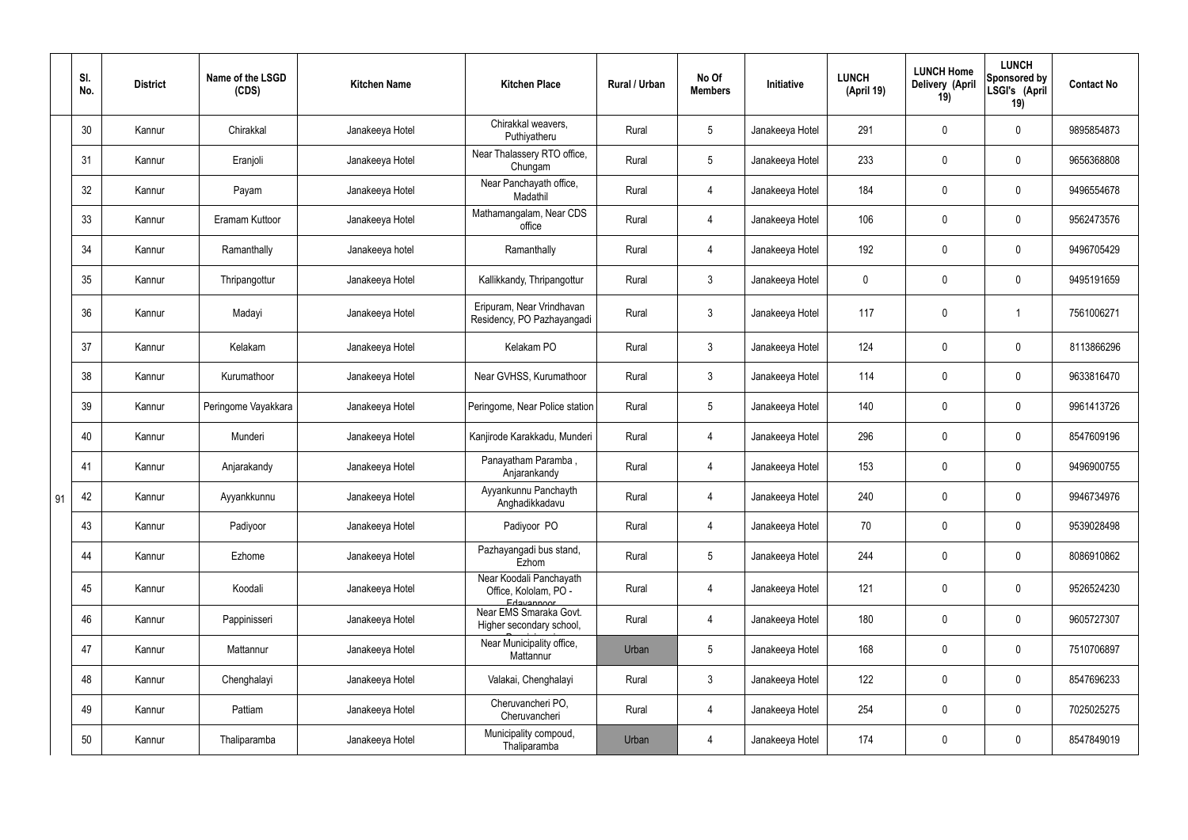|  | Sl. No. | District | Name of the LSGD (CDS) | Kitchen Name | Kitchen Place | Rural / Urban | No Of Members | Initiative | LUNCH (April 19) | LUNCH Home Delivery (April 19) | LUNCH Sponsored by LSGI's (April 19) | Contact No |
|---|---|---|---|---|---|---|---|---|---|---|---|---|
| 91 | 30 | Kannur | Chirakkal | Janakeeya Hotel | Chirakkal weavers, Puthiyatheru | Rural | 5 | Janakeeya Hotel | 291 | 0 | 0 | 9895854873 |
|  | 31 | Kannur | Eranjoli | Janakeeya Hotel | Near Thalassery RTO office, Chungam | Rural | 5 | Janakeeya Hotel | 233 | 0 | 0 | 9656368808 |
|  | 32 | Kannur | Payam | Janakeeya Hotel | Near Panchayath office, Madathil | Rural | 4 | Janakeeya Hotel | 184 | 0 | 0 | 9496554678 |
|  | 33 | Kannur | Eramam Kuttoor | Janakeeya Hotel | Mathamangalam, Near CDS office | Rural | 4 | Janakeeya Hotel | 106 | 0 | 0 | 9562473576 |
|  | 34 | Kannur | Ramanthally | Janakeeya hotel | Ramanthally | Rural | 4 | Janakeeya Hotel | 192 | 0 | 0 | 9496705429 |
|  | 35 | Kannur | Thripangottur | Janakeeya Hotel | Kallikkandy, Thripangottur | Rural | 3 | Janakeeya Hotel | 0 | 0 | 0 | 9495191659 |
|  | 36 | Kannur | Madayi | Janakeeya Hotel | Eripuram, Near Vrindhavan Residency, PO Pazhayangadi | Rural | 3 | Janakeeya Hotel | 117 | 0 | 1 | 7561006271 |
|  | 37 | Kannur | Kelakam | Janakeeya Hotel | Kelakam PO | Rural | 3 | Janakeeya Hotel | 124 | 0 | 0 | 8113866296 |
|  | 38 | Kannur | Kurumathoor | Janakeeya Hotel | Near GVHSS, Kurumathoor | Rural | 3 | Janakeeya Hotel | 114 | 0 | 0 | 9633816470 |
|  | 39 | Kannur | Peringome Vayakkara | Janakeeya Hotel | Peringome, Near Police station | Rural | 5 | Janakeeya Hotel | 140 | 0 | 0 | 9961413726 |
|  | 40 | Kannur | Munderi | Janakeeya Hotel | Kanjirode Karakkadu, Munderi | Rural | 4 | Janakeeya Hotel | 296 | 0 | 0 | 8547609196 |
|  | 41 | Kannur | Anjarakandy | Janakeeya Hotel | Panayatham Paramba , Anjarankandy | Rural | 4 | Janakeeya Hotel | 153 | 0 | 0 | 9496900755 |
|  | 42 | Kannur | Ayyankkunnu | Janakeeya Hotel | Ayyankunnu Panchayth Anghadikkadavu | Rural | 4 | Janakeeya Hotel | 240 | 0 | 0 | 9946734976 |
|  | 43 | Kannur | Padiyoor | Janakeeya Hotel | Padiyoor PO | Rural | 4 | Janakeeya Hotel | 70 | 0 | 0 | 9539028498 |
|  | 44 | Kannur | Ezhome | Janakeeya Hotel | Pazhayangadi bus stand, Ezhom | Rural | 5 | Janakeeya Hotel | 244 | 0 | 0 | 8086910862 |
|  | 45 | Kannur | Koodali | Janakeeya Hotel | Near Koodali Panchayath Office, Kololam, PO - Edavannoor | Rural | 4 | Janakeeya Hotel | 121 | 0 | 0 | 9526524230 |
|  | 46 | Kannur | Pappinisseri | Janakeeya Hotel | Near EMS Smaraka Govt. Higher secondary school, | Rural | 4 | Janakeeya Hotel | 180 | 0 | 0 | 9605727307 |
|  | 47 | Kannur | Mattannur | Janakeeya Hotel | Near Municipality office, Mattannur | Urban | 5 | Janakeeya Hotel | 168 | 0 | 0 | 7510706897 |
|  | 48 | Kannur | Chenghalayi | Janakeeya Hotel | Valakai, Chenghalayi | Rural | 3 | Janakeeya Hotel | 122 | 0 | 0 | 8547696233 |
|  | 49 | Kannur | Pattiam | Janakeeya Hotel | Cheruvancheri PO, Cheruvancheri | Rural | 4 | Janakeeya Hotel | 254 | 0 | 0 | 7025025275 |
|  | 50 | Kannur | Thaliparamba | Janakeeya Hotel | Municipality compoud, Thaliparamba | Urban | 4 | Janakeeya Hotel | 174 | 0 | 0 | 8547849019 |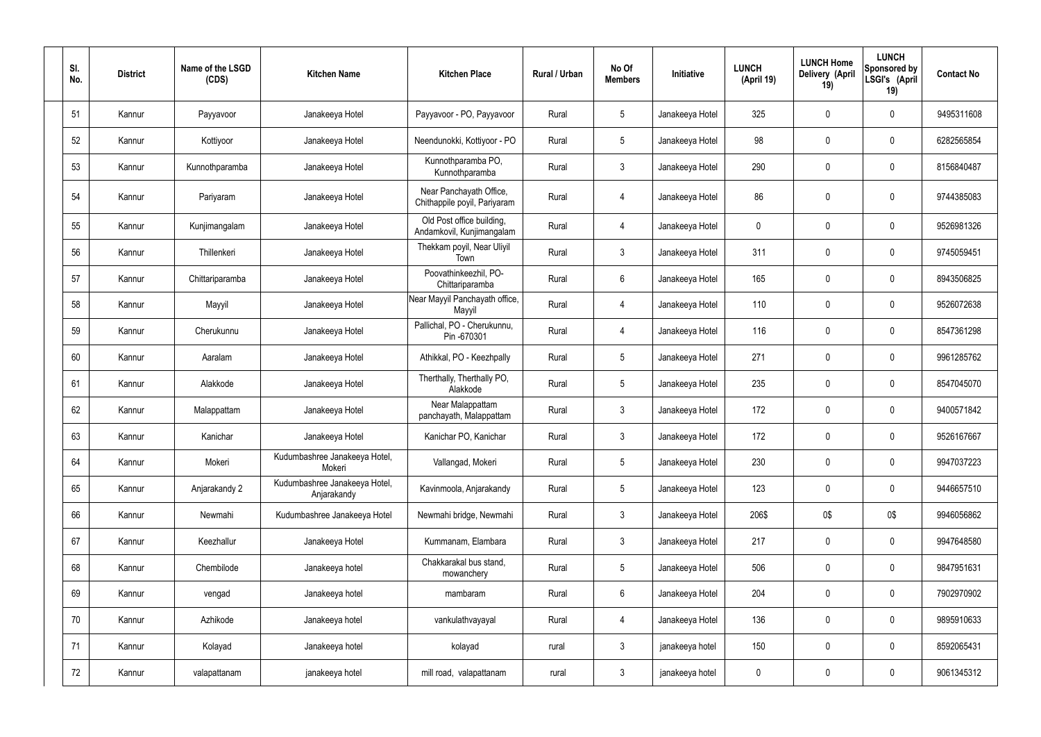| Sl. No. | District | Name of the LSGD (CDS) | Kitchen Name | Kitchen Place | Rural / Urban | No Of Members | Initiative | LUNCH (April 19) | LUNCH Home Delivery (April 19) | LUNCH Sponsored by LSGI's (April 19) | Contact No |
|---|---|---|---|---|---|---|---|---|---|---|---|
| 51 | Kannur | Payyavoor | Janakeeya Hotel | Payyavoor - PO, Payyavoor | Rural | 5 | Janakeeya Hotel | 325 | 0 | 0 | 9495311608 |
| 52 | Kannur | Kottiyoor | Janakeeya Hotel | Neendunokki, Kottiyoor - PO | Rural | 5 | Janakeeya Hotel | 98 | 0 | 0 | 6282565854 |
| 53 | Kannur | Kunnothparamba | Janakeeya Hotel | Kunnothparamba PO, Kunnothparamba | Rural | 3 | Janakeeya Hotel | 290 | 0 | 0 | 8156840487 |
| 54 | Kannur | Pariyaram | Janakeeya Hotel | Near Panchayath Office, Chithappile poyil, Pariyaram | Rural | 4 | Janakeeya Hotel | 86 | 0 | 0 | 9744385083 |
| 55 | Kannur | Kunjimangalam | Janakeeya Hotel | Old Post office building, Andamkovil, Kunjimangalam | Rural | 4 | Janakeeya Hotel | 0 | 0 | 0 | 9526981326 |
| 56 | Kannur | Thillenkeri | Janakeeya Hotel | Thekkam poyil, Near Uliyil Town | Rural | 3 | Janakeeya Hotel | 311 | 0 | 0 | 9745059451 |
| 57 | Kannur | Chittariparamba | Janakeeya Hotel | Poovathinkeezhil, PO-Chittariparamba | Rural | 6 | Janakeeya Hotel | 165 | 0 | 0 | 8943506825 |
| 58 | Kannur | Mayyil | Janakeeya Hotel | Near Mayyil Panchayath office, Mayyil | Rural | 4 | Janakeeya Hotel | 110 | 0 | 0 | 9526072638 |
| 59 | Kannur | Cherukunnu | Janakeeya Hotel | Pallichal, PO - Cherukunnu, Pin -670301 | Rural | 4 | Janakeeya Hotel | 116 | 0 | 0 | 8547361298 |
| 60 | Kannur | Aaralam | Janakeeya Hotel | Athikkal, PO - Keezhpally | Rural | 5 | Janakeeya Hotel | 271 | 0 | 0 | 9961285762 |
| 61 | Kannur | Alakkode | Janakeeya Hotel | Therthally, Therthally PO, Alakkode | Rural | 5 | Janakeeya Hotel | 235 | 0 | 0 | 8547045070 |
| 62 | Kannur | Malappattam | Janakeeya Hotel | Near Malappattam panchayath, Malappattam | Rural | 3 | Janakeeya Hotel | 172 | 0 | 0 | 9400571842 |
| 63 | Kannur | Kanichar | Janakeeya Hotel | Kanichar PO, Kanichar | Rural | 3 | Janakeeya Hotel | 172 | 0 | 0 | 9526167667 |
| 64 | Kannur | Mokeri | Kudumbashree Janakeeya Hotel, Mokeri | Vallangad, Mokeri | Rural | 5 | Janakeeya Hotel | 230 | 0 | 0 | 9947037223 |
| 65 | Kannur | Anjarakandy 2 | Kudumbashree Janakeeya Hotel, Anjarakandy | Kavinmoola, Anjarakandy | Rural | 5 | Janakeeya Hotel | 123 | 0 | 0 | 9446657510 |
| 66 | Kannur | Newmahi | Kudumbashree Janakeeya Hotel | Newmahi bridge, Newmahi | Rural | 3 | Janakeeya Hotel | 206$ | 0$ | 0$ | 9946056862 |
| 67 | Kannur | Keezhallur | Janakeeya Hotel | Kummanam, Elambara | Rural | 3 | Janakeeya Hotel | 217 | 0 | 0 | 9947648580 |
| 68 | Kannur | Chembilode | Janakeeya hotel | Chakkarakal bus stand, mowanchery | Rural | 5 | Janakeeya Hotel | 506 | 0 | 0 | 9847951631 |
| 69 | Kannur | vengad | Janakeeya hotel | mambaram | Rural | 6 | Janakeeya Hotel | 204 | 0 | 0 | 7902970902 |
| 70 | Kannur | Azhikode | Janakeeya hotel | vankulathvayayal | Rural | 4 | Janakeeya Hotel | 136 | 0 | 0 | 9895910633 |
| 71 | Kannur | Kolayad | Janakeeya hotel | kolayad | rural | 3 | janakeeya hotel | 150 | 0 | 0 | 8592065431 |
| 72 | Kannur | valapattanam | janakeeya hotel | mill road, valapattanam | rural | 3 | janakeeya hotel | 0 | 0 | 0 | 9061345312 |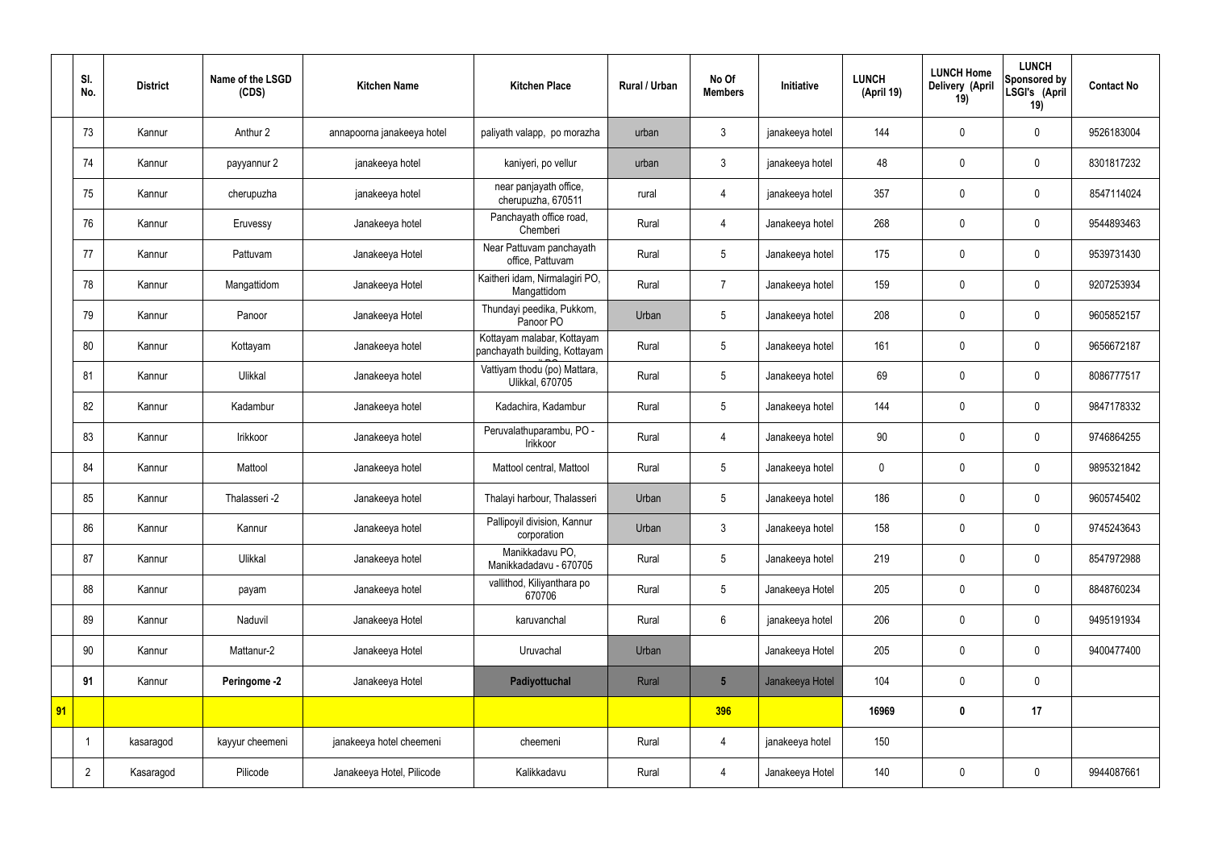| | Sl. No. | District | Name of the LSGD (CDS) | Kitchen Name | Kitchen Place | Rural / Urban | No Of Members | Initiative | LUNCH (April 19) | LUNCH Home Delivery (April 19) | LUNCH Sponsored by LSGI's (April 19) | Contact No |
|---|---|---|---|---|---|---|---|---|---|---|---|---|
| | 73 | Kannur | Anthur 2 | annapoorna janakeeya hotel | paliyath valapp, po morazha | urban | 3 | janakeeya hotel | 144 | 0 | 0 | 9526183004 |
| | 74 | Kannur | payyannur 2 | janakeeya hotel | kaniyeri, po vellur | urban | 3 | janakeeya hotel | 48 | 0 | 0 | 8301817232 |
| | 75 | Kannur | cherupuzha | janakeeya hotel | near panjayath office, cherupuzha, 670511 | rural | 4 | janakeeya hotel | 357 | 0 | 0 | 8547114024 |
| | 76 | Kannur | Eruvessy | Janakeeya hotel | Panchayath office road, Chemberi | Rural | 4 | Janakeeya hotel | 268 | 0 | 0 | 9544893463 |
| | 77 | Kannur | Pattuvam | Janakeeya Hotel | Near Pattuvam panchayath office, Pattuvam | Rural | 5 | Janakeeya hotel | 175 | 0 | 0 | 9539731430 |
| | 78 | Kannur | Mangattidom | Janakeeya Hotel | Kaitheri idam, Nirmalagiri PO, Mangattidom | Rural | 7 | Janakeeya hotel | 159 | 0 | 0 | 9207253934 |
| | 79 | Kannur | Panoor | Janakeeya Hotel | Thundayi peedika, Pukkom, Panoor PO | Urban | 5 | Janakeeya hotel | 208 | 0 | 0 | 9605852157 |
| | 80 | Kannur | Kottayam | Janakeeya hotel | Kottayam malabar, Kottayam panchayath building, Kottayam | Rural | 5 | Janakeeya hotel | 161 | 0 | 0 | 9656672187 |
| | 81 | Kannur | Ulikkal | Janakeeya hotel | Vattiyam thodu (po) Mattara, Ulikkal, 670705 | Rural | 5 | Janakeeya hotel | 69 | 0 | 0 | 8086777517 |
| | 82 | Kannur | Kadambur | Janakeeya hotel | Kadachira, Kadambur | Rural | 5 | Janakeeya hotel | 144 | 0 | 0 | 9847178332 |
| | 83 | Kannur | Irikkoor | Janakeeya hotel | Peruvalathuparambu, PO - Irikkoor | Rural | 4 | Janakeeya hotel | 90 | 0 | 0 | 9746864255 |
| | 84 | Kannur | Mattool | Janakeeya hotel | Mattool central, Mattool | Rural | 5 | Janakeeya hotel | 0 | 0 | 0 | 9895321842 |
| | 85 | Kannur | Thalasseri -2 | Janakeeya hotel | Thalayi harbour, Thalasseri | Urban | 5 | Janakeeya hotel | 186 | 0 | 0 | 9605745402 |
| | 86 | Kannur | Kannur | Janakeeya hotel | Pallipoyil division, Kannur corporation | Urban | 3 | Janakeeya hotel | 158 | 0 | 0 | 9745243643 |
| | 87 | Kannur | Ulikkal | Janakeeya hotel | Manikkadavu PO, Manikkadadavu - 670705 | Rural | 5 | Janakeeya hotel | 219 | 0 | 0 | 8547972988 |
| | 88 | Kannur | payam | Janakeeya hotel | vallithod, Kiliyanthara po 670706 | Rural | 5 | Janakeeya Hotel | 205 | 0 | 0 | 8848760234 |
| | 89 | Kannur | Naduvil | Janakeeya Hotel | karuvanchal | Rural | 6 | janakeeya hotel | 206 | 0 | 0 | 9495191934 |
| | 90 | Kannur | Mattanur-2 | Janakeeya Hotel | Uruvachal | Urban | | Janakeeya Hotel | 205 | 0 | 0 | 9400477400 |
| | **91** | Kannur | **Peringome -2** | Janakeeya Hotel | **Padiyottuchal** | Rural | **5** | Janakeeya Hotel | 104 | 0 | 0 | |
| **91** | | | | | | | **396** | | **16969** | **0** | **17** | |
| | 1 | kasaragod | kayyur cheemeni | janakeeya hotel cheemeni | cheemeni | Rural | 4 | janakeeya hotel | 150 | | | |
| | 2 | Kasaragod | Pilicode | Janakeeya Hotel, Pilicode | Kalikkadavu | Rural | 4 | Janakeeya Hotel | 140 | 0 | 0 | 9944087661 |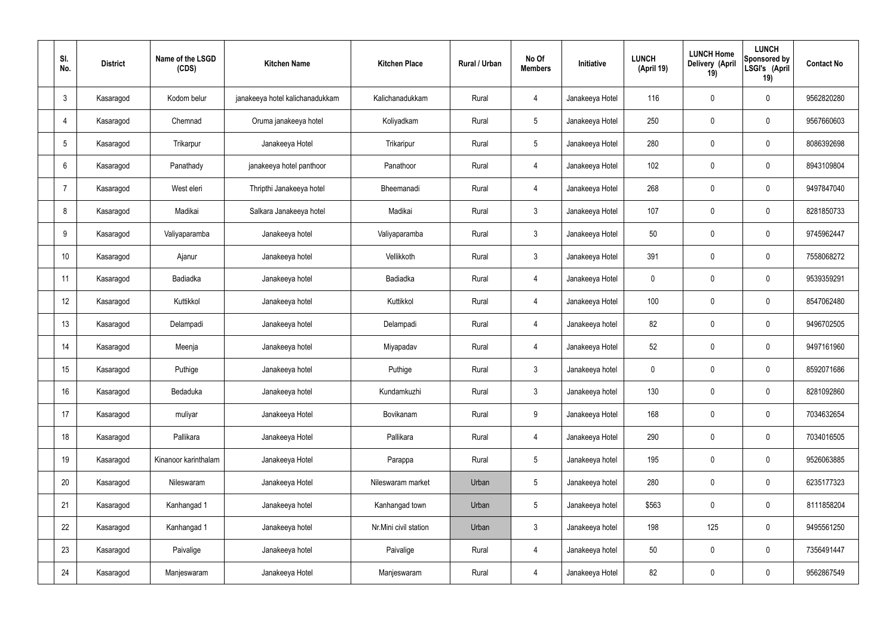| Sl. No. | District | Name of the LSGD (CDS) | Kitchen Name | Kitchen Place | Rural / Urban | No Of Members | Initiative | LUNCH (April 19) | LUNCH Home Delivery (April 19) | LUNCH Sponsored by LSGI's (April 19) | Contact No |
|---|---|---|---|---|---|---|---|---|---|---|---|
| 3 | Kasaragod | Kodom belur | janakeeya hotel kalichanadukkam | Kalichanadukkam | Rural | 4 | Janakeeya Hotel | 116 | 0 | 0 | 9562820280 |
| 4 | Kasaragod | Chemnad | Oruma janakeeya hotel | Koliyadkam | Rural | 5 | Janakeeya Hotel | 250 | 0 | 0 | 9567660603 |
| 5 | Kasaragod | Trikarpur | Janakeeya Hotel | Trikaripur | Rural | 5 | Janakeeya Hotel | 280 | 0 | 0 | 8086392698 |
| 6 | Kasaragod | Panathady | janakeeya hotel panthoor | Panathoor | Rural | 4 | Janakeeya Hotel | 102 | 0 | 0 | 8943109804 |
| 7 | Kasaragod | West eleri | Thripthi Janakeeya hotel | Bheemanadi | Rural | 4 | Janakeeya Hotel | 268 | 0 | 0 | 9497847040 |
| 8 | Kasaragod | Madikai | Salkara Janakeeya hotel | Madikai | Rural | 3 | Janakeeya Hotel | 107 | 0 | 0 | 8281850733 |
| 9 | Kasaragod | Valiyaparamba | Janakeeya hotel | Valiyaparamba | Rural | 3 | Janakeeya Hotel | 50 | 0 | 0 | 9745962447 |
| 10 | Kasaragod | Ajanur | Janakeeya hotel | Vellikkoth | Rural | 3 | Janakeeya Hotel | 391 | 0 | 0 | 7558068272 |
| 11 | Kasaragod | Badiadka | Janakeeya hotel | Badiadka | Rural | 4 | Janakeeya Hotel | 0 | 0 | 0 | 9539359291 |
| 12 | Kasaragod | Kuttikkol | Janakeeya hotel | Kuttikkol | Rural | 4 | Janakeeya Hotel | 100 | 0 | 0 | 8547062480 |
| 13 | Kasaragod | Delampadi | Janakeeya hotel | Delampadi | Rural | 4 | Janakeeya hotel | 82 | 0 | 0 | 9496702505 |
| 14 | Kasaragod | Meenja | Janakeeya hotel | Miyapadav | Rural | 4 | Janakeeya Hotel | 52 | 0 | 0 | 9497161960 |
| 15 | Kasaragod | Puthige | Janakeeya hotel | Puthige | Rural | 3 | Janakeeya hotel | 0 | 0 | 0 | 8592071686 |
| 16 | Kasaragod | Bedaduka | Janakeeya hotel | Kundamkuzhi | Rural | 3 | Janakeeya hotel | 130 | 0 | 0 | 8281092860 |
| 17 | Kasaragod | muliyar | Janakeeya Hotel | Bovikanam | Rural | 9 | Janakeeya Hotel | 168 | 0 | 0 | 7034632654 |
| 18 | Kasaragod | Pallikara | Janakeeya Hotel | Pallikara | Rural | 4 | Janakeeya Hotel | 290 | 0 | 0 | 7034016505 |
| 19 | Kasaragod | Kinanoor karinthalam | Janakeeya Hotel | Parappa | Rural | 5 | Janakeeya hotel | 195 | 0 | 0 | 9526063885 |
| 20 | Kasaragod | Nileswaram | Janakeeya Hotel | Nileswaram market | Urban | 5 | Janakeeya hotel | 280 | 0 | 0 | 6235177323 |
| 21 | Kasaragod | Kanhangad 1 | Janakeeya hotel | Kanhangad town | Urban | 5 | Janakeeya hotel | $563 | 0 | 0 | 8111858204 |
| 22 | Kasaragod | Kanhangad 1 | Janakeeya hotel | Nr.Mini civil station | Urban | 3 | Janakeeya hotel | 198 | 125 | 0 | 9495561250 |
| 23 | Kasaragod | Paivalige | Janakeeya hotel | Paivalige | Rural | 4 | Janakeeya hotel | 50 | 0 | 0 | 7356491447 |
| 24 | Kasaragod | Manjeswaram | Janakeeya Hotel | Manjeswaram | Rural | 4 | Janakeeya Hotel | 82 | 0 | 0 | 9562867549 |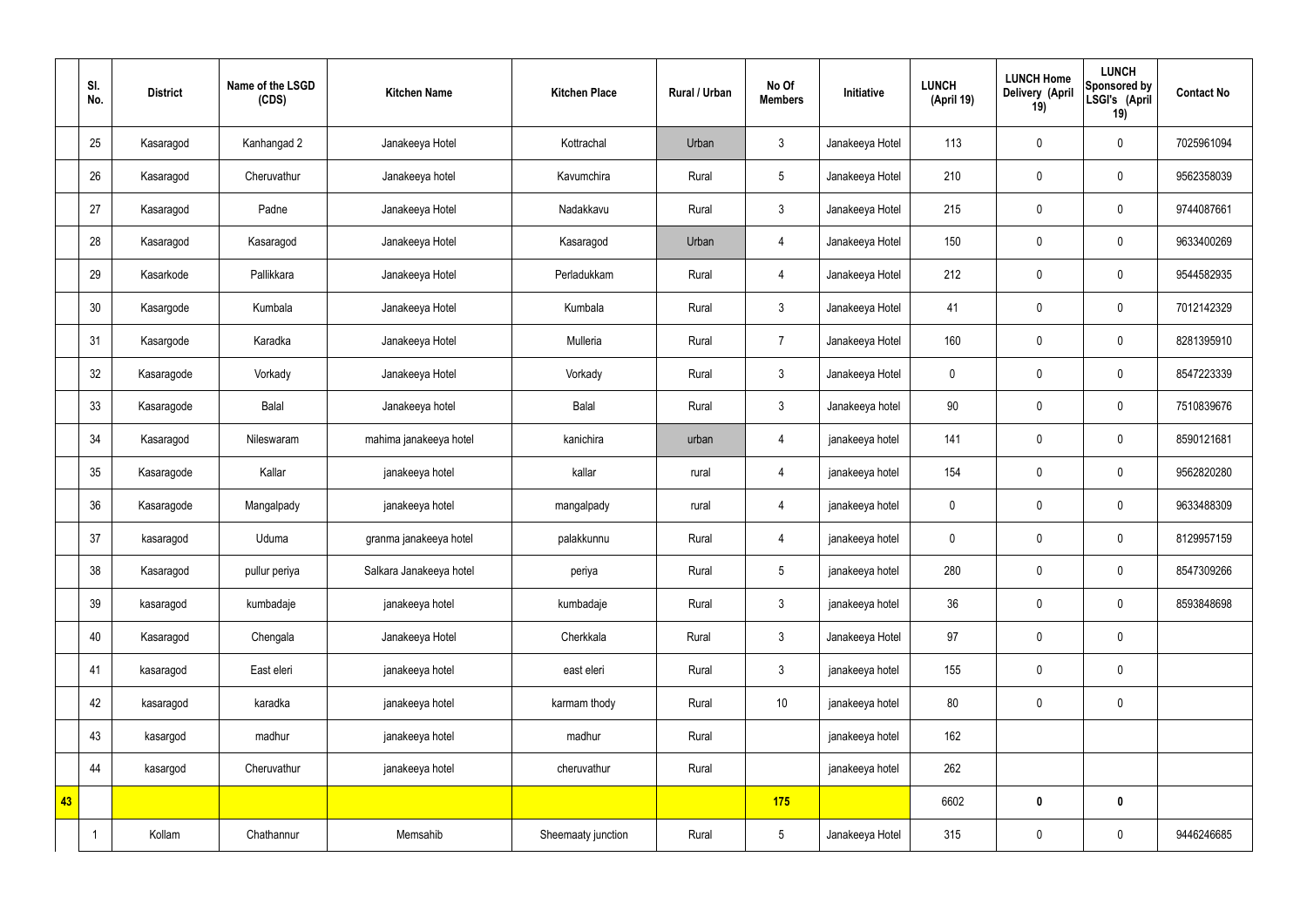|  | Sl. No. | District | Name of the LSGD (CDS) | Kitchen Name | Kitchen Place | Rural / Urban | No Of Members | Initiative | LUNCH (April 19) | LUNCH Home Delivery (April 19) | LUNCH Sponsored by LSGI's (April 19) | Contact No |
|---|---|---|---|---|---|---|---|---|---|---|---|---|
|  | 25 | Kasaragod | Kanhangad 2 | Janakeeya Hotel | Kottrachal | Urban | 3 | Janakeeya Hotel | 113 | 0 | 0 | 7025961094 |
|  | 26 | Kasaragod | Cheruvathur | Janakeeya hotel | Kavumchira | Rural | 5 | Janakeeya Hotel | 210 | 0 | 0 | 9562358039 |
|  | 27 | Kasaragod | Padne | Janakeeya Hotel | Nadakkavu | Rural | 3 | Janakeeya Hotel | 215 | 0 | 0 | 9744087661 |
|  | 28 | Kasaragod | Kasaragod | Janakeeya Hotel | Kasaragod | Urban | 4 | Janakeeya Hotel | 150 | 0 | 0 | 9633400269 |
|  | 29 | Kasarkode | Pallikkara | Janakeeya Hotel | Perladukkam | Rural | 4 | Janakeeya Hotel | 212 | 0 | 0 | 9544582935 |
|  | 30 | Kasargode | Kumbala | Janakeeya Hotel | Kumbala | Rural | 3 | Janakeeya Hotel | 41 | 0 | 0 | 7012142329 |
|  | 31 | Kasargode | Karadka | Janakeeya Hotel | Mulleria | Rural | 7 | Janakeeya Hotel | 160 | 0 | 0 | 8281395910 |
|  | 32 | Kasaragode | Vorkady | Janakeeya Hotel | Vorkady | Rural | 3 | Janakeeya Hotel | 0 | 0 | 0 | 8547223339 |
|  | 33 | Kasaragode | Balal | Janakeeya hotel | Balal | Rural | 3 | Janakeeya hotel | 90 | 0 | 0 | 7510839676 |
|  | 34 | Kasaragod | Nileswaram | mahima janakeeya hotel | kanichira | urban | 4 | janakeeya hotel | 141 | 0 | 0 | 8590121681 |
|  | 35 | Kasaragode | Kallar | janakeeya hotel | kallar | rural | 4 | janakeeya hotel | 154 | 0 | 0 | 9562820280 |
|  | 36 | Kasaragode | Mangalpady | janakeeya hotel | mangalpady | rural | 4 | janakeeya hotel | 0 | 0 | 0 | 9633488309 |
|  | 37 | kasaragod | Uduma | granma janakeeya hotel | palakkunnu | Rural | 4 | janakeeya hotel | 0 | 0 | 0 | 8129957159 |
|  | 38 | Kasaragod | pullur periya | Salkara Janakeeya hotel | periya | Rural | 5 | janakeeya hotel | 280 | 0 | 0 | 8547309266 |
|  | 39 | kasaragod | kumbadaje | janakeeya hotel | kumbadaje | Rural | 3 | janakeeya hotel | 36 | 0 | 0 | 8593848698 |
|  | 40 | Kasaragod | Chengala | Janakeeya Hotel | Cherkkala | Rural | 3 | Janakeeya Hotel | 97 | 0 | 0 |  |
|  | 41 | kasaragod | East eleri | janakeeya hotel | east eleri | Rural | 3 | janakeeya hotel | 155 | 0 | 0 |  |
|  | 42 | kasaragod | karadka | janakeeya hotel | karmam thody | Rural | 10 | janakeeya hotel | 80 | 0 | 0 |  |
|  | 43 | kasargod | madhur | janakeeya hotel | madhur | Rural |  | janakeeya hotel | 162 |  |  |  |
|  | 44 | kasargod | Cheruvathur | janakeeya hotel | cheruvathur | Rural |  | janakeeya hotel | 262 |  |  |  |
| 43 |  |  |  |  |  |  | 175 |  | 6602 | 0 | 0 |  |
|  | 1 | Kollam | Chathannur | Memsahib | Sheemaaty junction | Rural | 5 | Janakeeya Hotel | 315 | 0 | 0 | 9446246685 |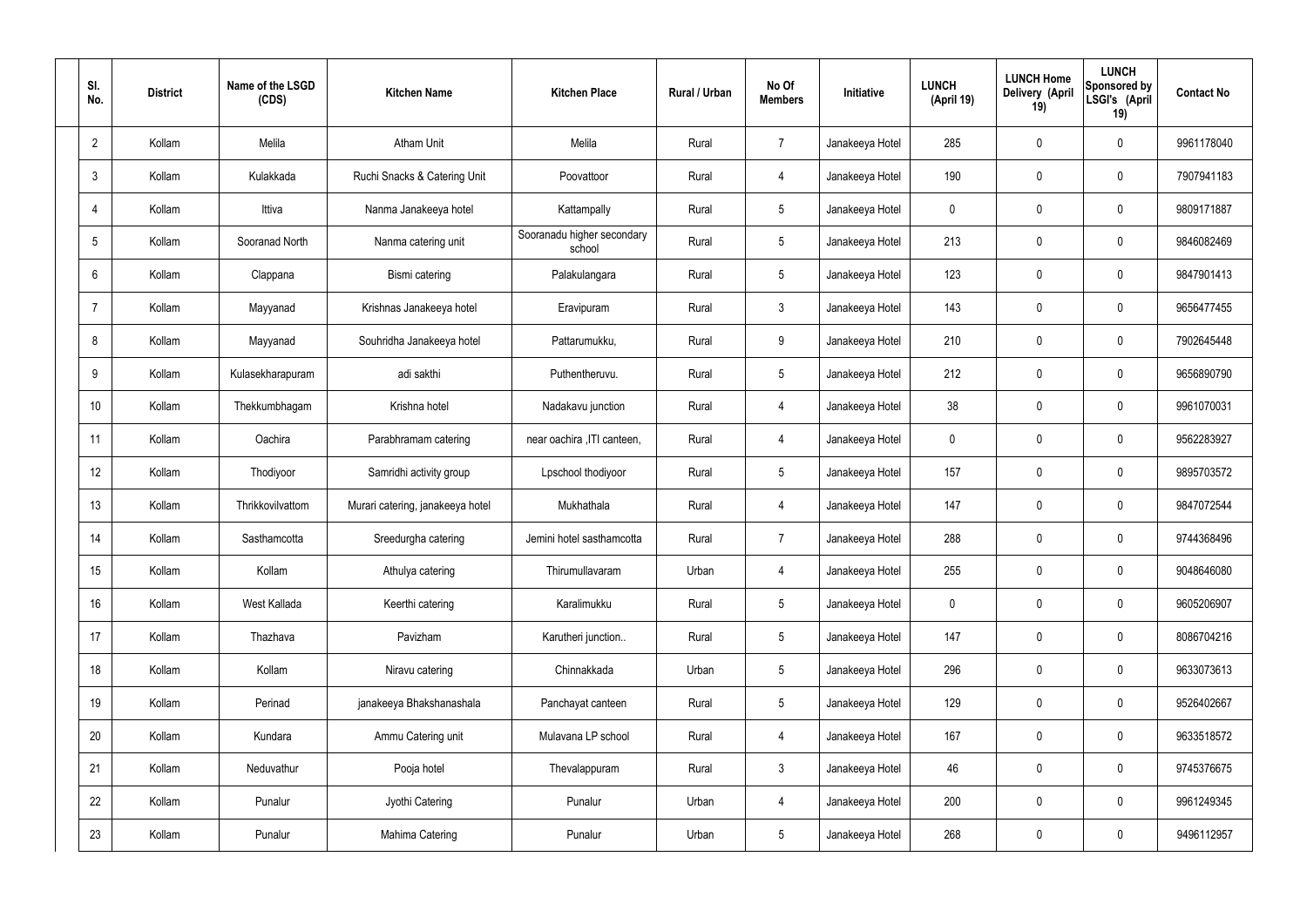| Sl. No. | District | Name of the LSGD (CDS) | Kitchen Name | Kitchen Place | Rural / Urban | No Of Members | Initiative | LUNCH (April 19) | LUNCH Home Delivery (April 19) | LUNCH Sponsored by LSGI's (April 19) | Contact No |
|---|---|---|---|---|---|---|---|---|---|---|---|
| 2 | Kollam | Melila | Atham Unit | Melila | Rural | 7 | Janakeeya Hotel | 285 | 0 | 0 | 9961178040 |
| 3 | Kollam | Kulakkada | Ruchi Snacks & Catering Unit | Poovattoor | Rural | 4 | Janakeeya Hotel | 190 | 0 | 0 | 7907941183 |
| 4 | Kollam | Ittiva | Nanma Janakeeya hotel | Kattampally | Rural | 5 | Janakeeya Hotel | 0 | 0 | 0 | 9809171887 |
| 5 | Kollam | Sooranad North | Nanma catering unit | Sooranadu higher secondary school | Rural | 5 | Janakeeya Hotel | 213 | 0 | 0 | 9846082469 |
| 6 | Kollam | Clappana | Bismi catering | Palakulangara | Rural | 5 | Janakeeya Hotel | 123 | 0 | 0 | 9847901413 |
| 7 | Kollam | Mayyanad | Krishnas Janakeeya hotel | Eravipuram | Rural | 3 | Janakeeya Hotel | 143 | 0 | 0 | 9656477455 |
| 8 | Kollam | Mayyanad | Souhridha Janakeeya hotel | Pattarumukku, | Rural | 9 | Janakeeya Hotel | 210 | 0 | 0 | 7902645448 |
| 9 | Kollam | Kulasekharapuram | adi sakthi | Puthentheruvu. | Rural | 5 | Janakeeya Hotel | 212 | 0 | 0 | 9656890790 |
| 10 | Kollam | Thekkumbhagam | Krishna hotel | Nadakavu junction | Rural | 4 | Janakeeya Hotel | 38 | 0 | 0 | 9961070031 |
| 11 | Kollam | Oachira | Parabhramam catering | near oachira ,ITI canteen, | Rural | 4 | Janakeeya Hotel | 0 | 0 | 0 | 9562283927 |
| 12 | Kollam | Thodiyoor | Samridhi activity group | Lpschool thodiyoor | Rural | 5 | Janakeeya Hotel | 157 | 0 | 0 | 9895703572 |
| 13 | Kollam | Thrikkovilvattom | Murari catering, janakeeya hotel | Mukhathala | Rural | 4 | Janakeeya Hotel | 147 | 0 | 0 | 9847072544 |
| 14 | Kollam | Sasthamcotta | Sreedurgha catering | Jemini hotel sasthamcotta | Rural | 7 | Janakeeya Hotel | 288 | 0 | 0 | 9744368496 |
| 15 | Kollam | Kollam | Athulya catering | Thirumullavaram | Urban | 4 | Janakeeya Hotel | 255 | 0 | 0 | 9048646080 |
| 16 | Kollam | West Kallada | Keerthi catering | Karalimukku | Rural | 5 | Janakeeya Hotel | 0 | 0 | 0 | 9605206907 |
| 17 | Kollam | Thazhava | Pavizham | Karutheri junction.. | Rural | 5 | Janakeeya Hotel | 147 | 0 | 0 | 8086704216 |
| 18 | Kollam | Kollam | Niravu catering | Chinnakkada | Urban | 5 | Janakeeya Hotel | 296 | 0 | 0 | 9633073613 |
| 19 | Kollam | Perinad | janakeeya Bhakshanashala | Panchayat canteen | Rural | 5 | Janakeeya Hotel | 129 | 0 | 0 | 9526402667 |
| 20 | Kollam | Kundara | Ammu Catering unit | Mulavana LP school | Rural | 4 | Janakeeya Hotel | 167 | 0 | 0 | 9633518572 |
| 21 | Kollam | Neduvathur | Pooja hotel | Thevalappuram | Rural | 3 | Janakeeya Hotel | 46 | 0 | 0 | 9745376675 |
| 22 | Kollam | Punalur | Jyothi Catering | Punalur | Urban | 4 | Janakeeya Hotel | 200 | 0 | 0 | 9961249345 |
| 23 | Kollam | Punalur | Mahima Catering | Punalur | Urban | 5 | Janakeeya Hotel | 268 | 0 | 0 | 9496112957 |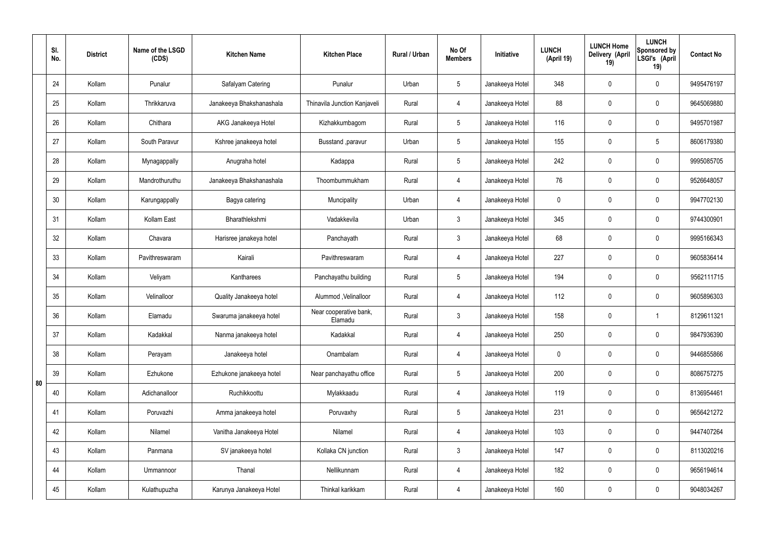|  | Sl. No. | District | Name of the LSGD (CDS) | Kitchen Name | Kitchen Place | Rural / Urban | No Of Members | Initiative | LUNCH (April 19) | LUNCH Home Delivery (April 19) | LUNCH Sponsored by LSGI's (April 19) | Contact No |
|---|---|---|---|---|---|---|---|---|---|---|---|---|
| 80 | 24 | Kollam | Punalur | Safalyam Catering | Punalur | Urban | 5 | Janakeeya Hotel | 348 | 0 | 0 | 9495476197 |
|  | 25 | Kollam | Thrikkaruva | Janakeeya Bhakshanashala | Thinavila Junction Kanjaveli | Rural | 4 | Janakeeya Hotel | 88 | 0 | 0 | 9645069880 |
|  | 26 | Kollam | Chithara | AKG Janakeeya Hotel | Kizhakkumbagom | Rural | 5 | Janakeeya Hotel | 116 | 0 | 0 | 9495701987 |
|  | 27 | Kollam | South Paravur | Kshree janakeeya hotel | Busstand ,paravur | Urban | 5 | Janakeeya Hotel | 155 | 0 | 5 | 8606179380 |
|  | 28 | Kollam | Mynagappally | Anugraha hotel | Kadappa | Rural | 5 | Janakeeya Hotel | 242 | 0 | 0 | 9995085705 |
|  | 29 | Kollam | Mandrothuruthu | Janakeeya Bhakshanashala | Thoombummukham | Rural | 4 | Janakeeya Hotel | 76 | 0 | 0 | 9526648057 |
|  | 30 | Kollam | Karungappally | Bagya catering | Muncipality | Urban | 4 | Janakeeya Hotel | 0 | 0 | 0 | 9947702130 |
|  | 31 | Kollam | Kollam East | Bharathlekshmi | Vadakkevila | Urban | 3 | Janakeeya Hotel | 345 | 0 | 0 | 9744300901 |
|  | 32 | Kollam | Chavara | Harisree janakeya hotel | Panchayath | Rural | 3 | Janakeeya Hotel | 68 | 0 | 0 | 9995166343 |
|  | 33 | Kollam | Pavithreswaram | Kairali | Pavithreswaram | Rural | 4 | Janakeeya Hotel | 227 | 0 | 0 | 9605836414 |
|  | 34 | Kollam | Veliyam | Kantharees | Panchayathu building | Rural | 5 | Janakeeya Hotel | 194 | 0 | 0 | 9562111715 |
|  | 35 | Kollam | Velinalloor | Quality Janakeeya hotel | Alummod ,Velinalloor | Rural | 4 | Janakeeya Hotel | 112 | 0 | 0 | 9605896303 |
|  | 36 | Kollam | Elamadu | Swaruma janakeeya hotel | Near cooperative bank, Elamadu | Rural | 3 | Janakeeya Hotel | 158 | 0 | 1 | 8129611321 |
|  | 37 | Kollam | Kadakkal | Nanma janakeeya hotel | Kadakkal | Rural | 4 | Janakeeya Hotel | 250 | 0 | 0 | 9847936390 |
|  | 38 | Kollam | Perayam | Janakeeya hotel | Onambalam | Rural | 4 | Janakeeya Hotel | 0 | 0 | 0 | 9446855866 |
|  | 39 | Kollam | Ezhukone | Ezhukone janakeeya hotel | Near panchayathu office | Rural | 5 | Janakeeya Hotel | 200 | 0 | 0 | 8086757275 |
|  | 40 | Kollam | Adichanalloor | Ruchikkoottu | Mylakkaadu | Rural | 4 | Janakeeya Hotel | 119 | 0 | 0 | 8136954461 |
|  | 41 | Kollam | Poruvazhi | Amma janakeeya hotel | Poruvaxhy | Rural | 5 | Janakeeya Hotel | 231 | 0 | 0 | 9656421272 |
|  | 42 | Kollam | Nilamel | Vanitha Janakeeya Hotel | Nilamel | Rural | 4 | Janakeeya Hotel | 103 | 0 | 0 | 9447407264 |
|  | 43 | Kollam | Panmana | SV janakeeya hotel | Kollaka CN junction | Rural | 3 | Janakeeya Hotel | 147 | 0 | 0 | 8113020216 |
|  | 44 | Kollam | Ummannoor | Thanal | Nellikunnam | Rural | 4 | Janakeeya Hotel | 182 | 0 | 0 | 9656194614 |
|  | 45 | Kollam | Kulathupuzha | Karunya Janakeeya Hotel | Thinkal karikkam | Rural | 4 | Janakeeya Hotel | 160 | 0 | 0 | 9048034267 |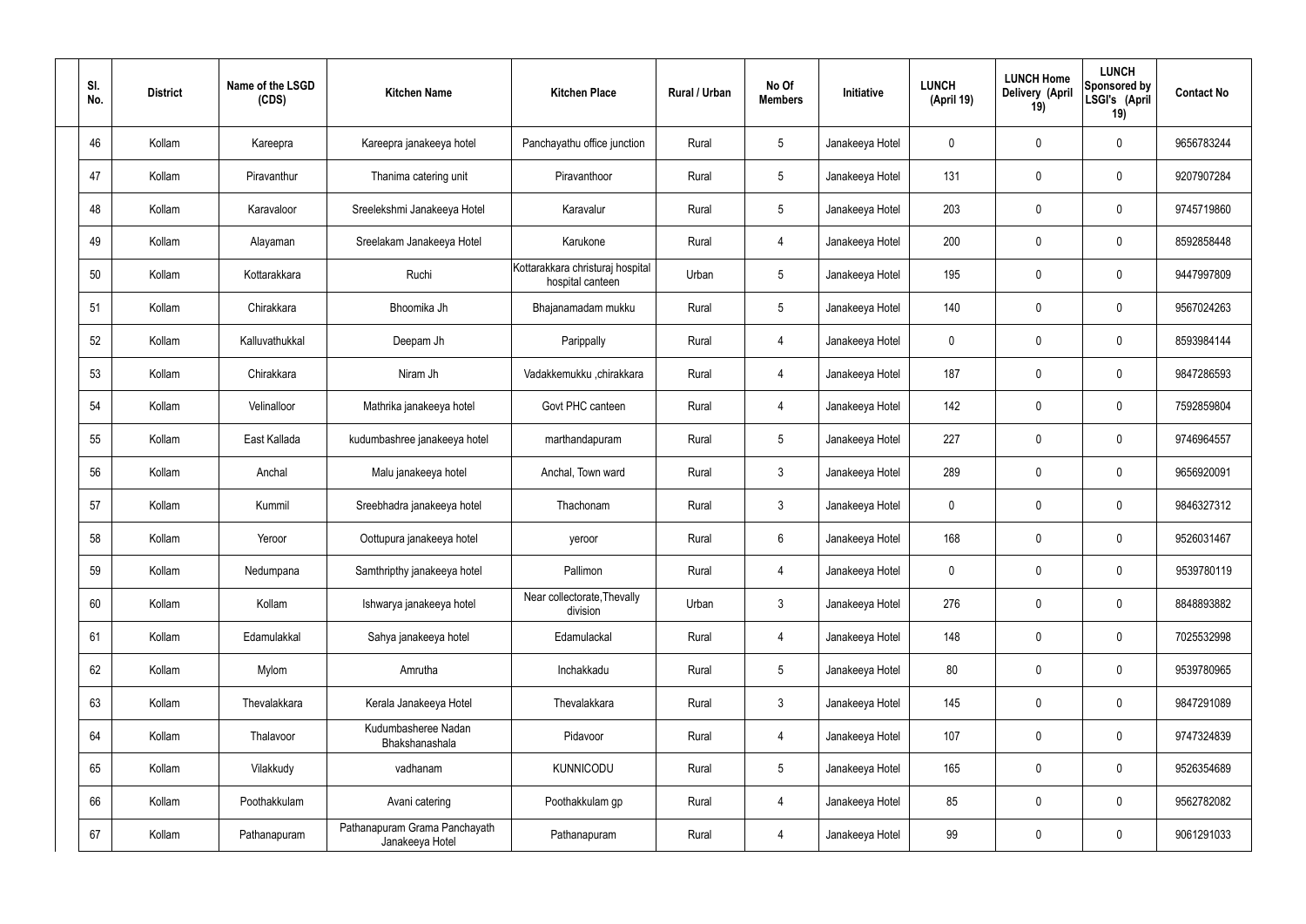| Sl. No. | District | Name of the LSGD (CDS) | Kitchen Name | Kitchen Place | Rural / Urban | No Of Members | Initiative | LUNCH (April 19) | LUNCH Home Delivery (April 19) | LUNCH Sponsored by LSGI's (April 19) | Contact No |
|---|---|---|---|---|---|---|---|---|---|---|---|
| 46 | Kollam | Kareepra | Kareepra janakeeya hotel | Panchayathu office junction | Rural | 5 | Janakeeya Hotel | 0 | 0 | 0 | 9656783244 |
| 47 | Kollam | Piravanthur | Thanima catering unit | Piravanthoor | Rural | 5 | Janakeeya Hotel | 131 | 0 | 0 | 9207907284 |
| 48 | Kollam | Karavaloor | Sreelekshmi Janakeeya Hotel | Karavalur | Rural | 5 | Janakeeya Hotel | 203 | 0 | 0 | 9745719860 |
| 49 | Kollam | Alayaman | Sreelakam Janakeeya Hotel | Karukone | Rural | 4 | Janakeeya Hotel | 200 | 0 | 0 | 8592858448 |
| 50 | Kollam | Kottarakkara | Ruchi | Kottarakkara christuraj hospital hospital canteen | Urban | 5 | Janakeeya Hotel | 195 | 0 | 0 | 9447997809 |
| 51 | Kollam | Chirakkara | Bhoomika Jh | Bhajanamadam mukku | Rural | 5 | Janakeeya Hotel | 140 | 0 | 0 | 9567024263 |
| 52 | Kollam | Kalluvathukkal | Deepam Jh | Parippally | Rural | 4 | Janakeeya Hotel | 0 | 0 | 0 | 8593984144 |
| 53 | Kollam | Chirakkara | Niram Jh | Vadakkemukku ,chirakkara | Rural | 4 | Janakeeya Hotel | 187 | 0 | 0 | 9847286593 |
| 54 | Kollam | Velinalloor | Mathrika janakeeya hotel | Govt PHC canteen | Rural | 4 | Janakeeya Hotel | 142 | 0 | 0 | 7592859804 |
| 55 | Kollam | East Kallada | kudumbashree janakeeya hotel | marthandapuram | Rural | 5 | Janakeeya Hotel | 227 | 0 | 0 | 9746964557 |
| 56 | Kollam | Anchal | Malu janakeeya hotel | Anchal, Town ward | Rural | 3 | Janakeeya Hotel | 289 | 0 | 0 | 9656920091 |
| 57 | Kollam | Kummil | Sreebhadra janakeeya hotel | Thachonam | Rural | 3 | Janakeeya Hotel | 0 | 0 | 0 | 9846327312 |
| 58 | Kollam | Yeroor | Oottupura janakeeya hotel | yeroor | Rural | 6 | Janakeeya Hotel | 168 | 0 | 0 | 9526031467 |
| 59 | Kollam | Nedumpana | Samthripthy janakeeya hotel | Pallimon | Rural | 4 | Janakeeya Hotel | 0 | 0 | 0 | 9539780119 |
| 60 | Kollam | Kollam | Ishwarya janakeeya hotel | Near collectorate,Thevally division | Urban | 3 | Janakeeya Hotel | 276 | 0 | 0 | 8848893882 |
| 61 | Kollam | Edamulakkal | Sahya janakeeya hotel | Edamulackal | Rural | 4 | Janakeeya Hotel | 148 | 0 | 0 | 7025532998 |
| 62 | Kollam | Mylom | Amrutha | Inchakkadu | Rural | 5 | Janakeeya Hotel | 80 | 0 | 0 | 9539780965 |
| 63 | Kollam | Thevalakkara | Kerala Janakeeya Hotel | Thevalakkara | Rural | 3 | Janakeeya Hotel | 145 | 0 | 0 | 9847291089 |
| 64 | Kollam | Thalavoor | Kudumbasheree Nadan Bhakshanashala | Pidavoor | Rural | 4 | Janakeeya Hotel | 107 | 0 | 0 | 9747324839 |
| 65 | Kollam | Vilakkudy | vadhanam | KUNNICODU | Rural | 5 | Janakeeya Hotel | 165 | 0 | 0 | 9526354689 |
| 66 | Kollam | Poothakkulam | Avani catering | Poothakkulam gp | Rural | 4 | Janakeeya Hotel | 85 | 0 | 0 | 9562782082 |
| 67 | Kollam | Pathanapuram | Pathanapuram Grama Panchayath Janakeeya Hotel | Pathanapuram | Rural | 4 | Janakeeya Hotel | 99 | 0 | 0 | 9061291033 |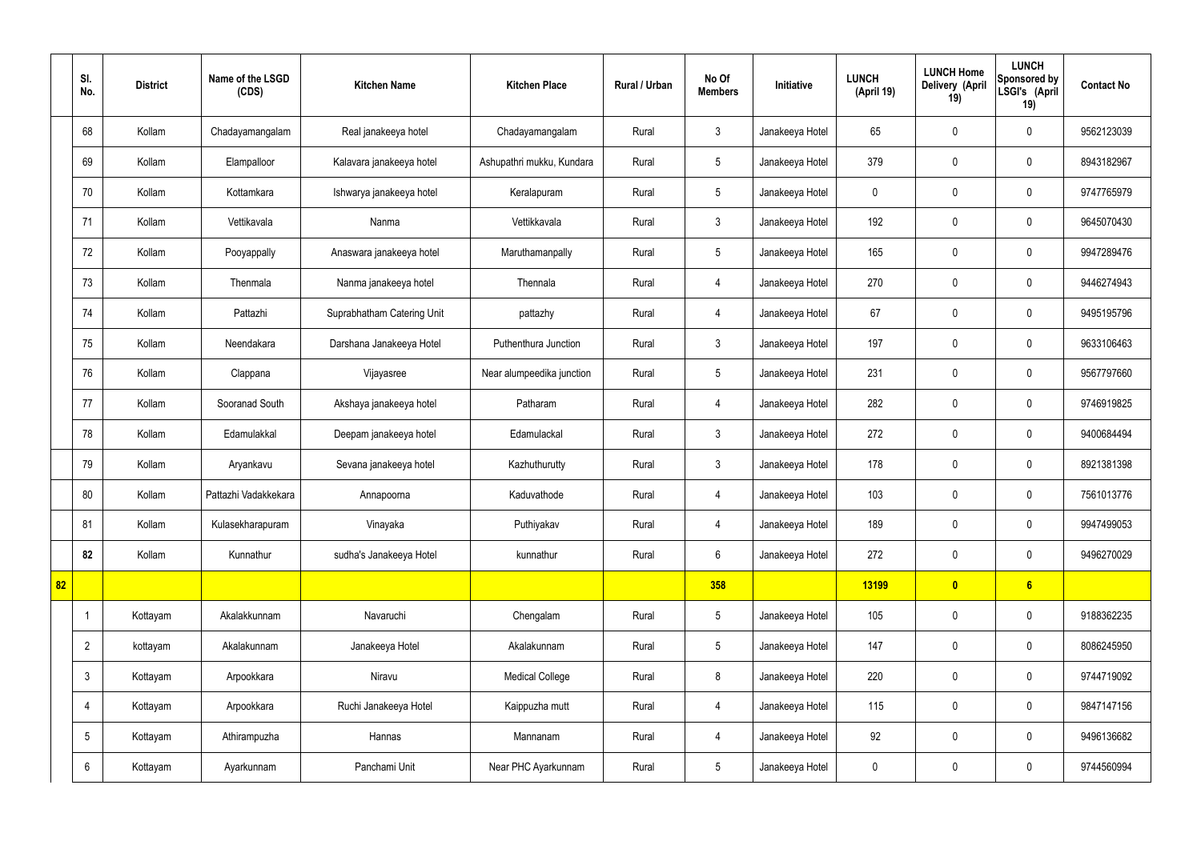| | Sl. No. | District | Name of the LSGD (CDS) | Kitchen Name | Kitchen Place | Rural / Urban | No Of Members | Initiative | LUNCH (April 19) | LUNCH Home Delivery (April 19) | LUNCH Sponsored by LSGI's (April 19) | Contact No |
|---|---|---|---|---|---|---|---|---|---|---|---|---|
| | 68 | Kollam | Chadayamangalam | Real janakeeya hotel | Chadayamangalam | Rural | 3 | Janakeeya Hotel | 65 | 0 | 0 | 9562123039 |
| | 69 | Kollam | Elampalloor | Kalavara janakeeya hotel | Ashupathri mukku, Kundara | Rural | 5 | Janakeeya Hotel | 379 | 0 | 0 | 8943182967 |
| | 70 | Kollam | Kottamkara | Ishwarya janakeeya hotel | Keralapuram | Rural | 5 | Janakeeya Hotel | 0 | 0 | 0 | 9747765979 |
| | 71 | Kollam | Vettikavala | Nanma | Vettikkavala | Rural | 3 | Janakeeya Hotel | 192 | 0 | 0 | 9645070430 |
| | 72 | Kollam | Pooyappally | Anaswara janakeeya hotel | Maruthamanpally | Rural | 5 | Janakeeya Hotel | 165 | 0 | 0 | 9947289476 |
| | 73 | Kollam | Thenmala | Nanma janakeeya hotel | Thennala | Rural | 4 | Janakeeya Hotel | 270 | 0 | 0 | 9446274943 |
| | 74 | Kollam | Pattazhi | Suprabhatham Catering Unit | pattazhy | Rural | 4 | Janakeeya Hotel | 67 | 0 | 0 | 9495195796 |
| | 75 | Kollam | Neendakara | Darshana Janakeeya Hotel | Puthenthura Junction | Rural | 3 | Janakeeya Hotel | 197 | 0 | 0 | 9633106463 |
| | 76 | Kollam | Clappana | Vijayasree | Near alumpeedika junction | Rural | 5 | Janakeeya Hotel | 231 | 0 | 0 | 9567797660 |
| | 77 | Kollam | Sooranad South | Akshaya janakeeya hotel | Patharam | Rural | 4 | Janakeeya Hotel | 282 | 0 | 0 | 9746919825 |
| | 78 | Kollam | Edamulakkal | Deepam janakeeya hotel | Edamulackal | Rural | 3 | Janakeeya Hotel | 272 | 0 | 0 | 9400684494 |
| | 79 | Kollam | Aryankavu | Sevana janakeeya hotel | Kazhuthurutty | Rural | 3 | Janakeeya Hotel | 178 | 0 | 0 | 8921381398 |
| | 80 | Kollam | Pattazhi Vadakkekara | Annapoorna | Kaduvathode | Rural | 4 | Janakeeya Hotel | 103 | 0 | 0 | 7561013776 |
| | 81 | Kollam | Kulasekharapuram | Vinayaka | Puthiyakav | Rural | 4 | Janakeeya Hotel | 189 | 0 | 0 | 9947499053 |
| | **82** | Kollam | Kunnathur | sudha's Janakeeya Hotel | kunnathur | Rural | 6 | Janakeeya Hotel | 272 | 0 | 0 | 9496270029 |
| **82** | | | | | | | **358** | | **13199** | **0** | **6** | |
| | 1 | Kottayam | Akalakkunnam | Navaruchi | Chengalam | Rural | 5 | Janakeeya Hotel | 105 | 0 | 0 | 9188362235 |
| | 2 | kottayam | Akalakunnam | Janakeeya Hotel | Akalakunnam | Rural | 5 | Janakeeya Hotel | 147 | 0 | 0 | 8086245950 |
| | 3 | Kottayam | Arpookkara | Niravu | Medical College | Rural | 8 | Janakeeya Hotel | 220 | 0 | 0 | 9744719092 |
| | 4 | Kottayam | Arpookkara | Ruchi Janakeeya Hotel | Kaippuzha mutt | Rural | 4 | Janakeeya Hotel | 115 | 0 | 0 | 9847147156 |
| | 5 | Kottayam | Athirampuzha | Hannas | Mannanam | Rural | 4 | Janakeeya Hotel | 92 | 0 | 0 | 9496136682 |
| | 6 | Kottayam | Ayarkunnam | Panchami Unit | Near PHC Ayarkunnam | Rural | 5 | Janakeeya Hotel | 0 | 0 | 0 | 9744560994 |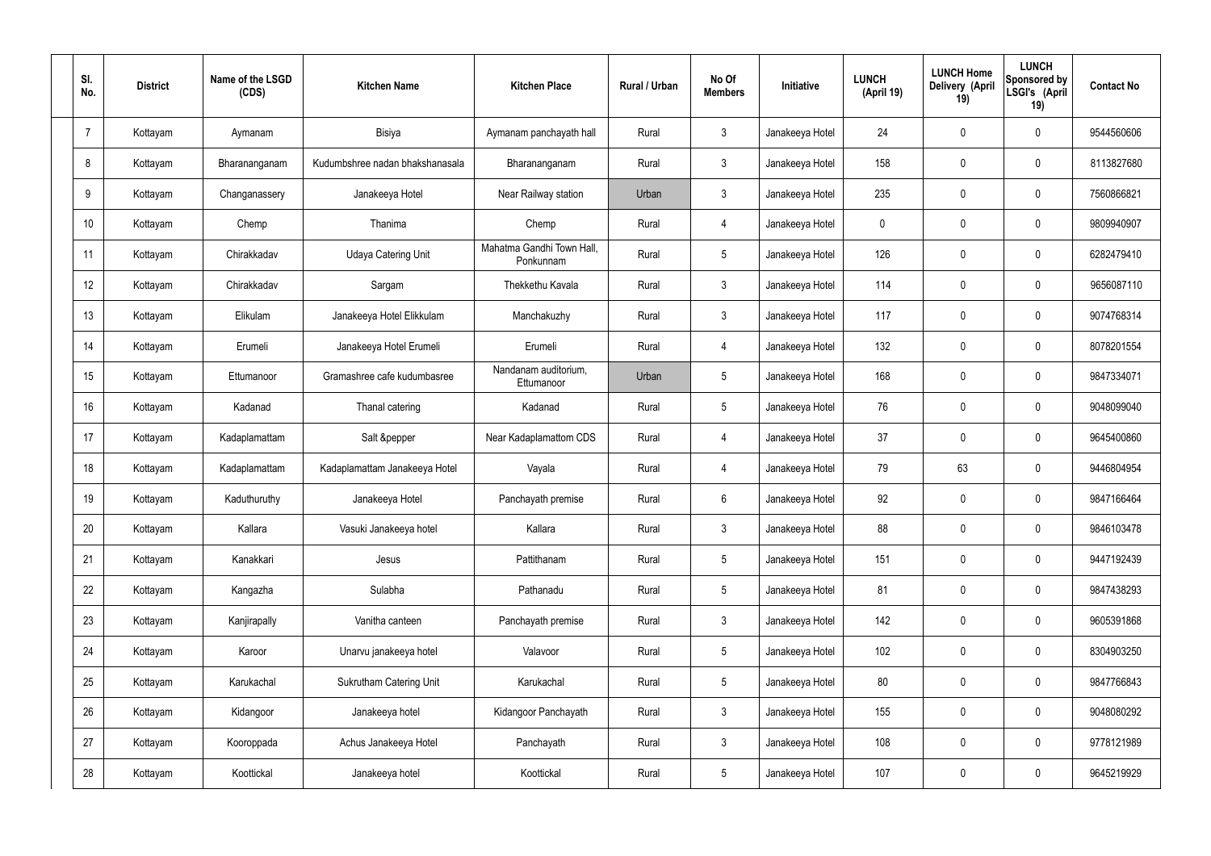| Sl. No. | District | Name of the LSGD (CDS) | Kitchen Name | Kitchen Place | Rural / Urban | No Of Members | Initiative | LUNCH (April 19) | LUNCH Home Delivery (April 19) | LUNCH Sponsored by LSGI's (April 19) | Contact No |
|---|---|---|---|---|---|---|---|---|---|---|---|
| 7 | Kottayam | Aymanam | Bisiya | Aymanam panchayath hall | Rural | 3 | Janakeeya Hotel | 24 | 0 | 0 | 9544560606 |
| 8 | Kottayam | Bharananganam | Kudumbshree nadan bhakshanasala | Bharananganam | Rural | 3 | Janakeeya Hotel | 158 | 0 | 0 | 8113827680 |
| 9 | Kottayam | Changanassery | Janakeeya Hotel | Near Railway station | Urban | 3 | Janakeeya Hotel | 235 | 0 | 0 | 7560866821 |
| 10 | Kottayam | Chemp | Thanima | Chemp | Rural | 4 | Janakeeya Hotel | 0 | 0 | 0 | 9809940907 |
| 11 | Kottayam | Chirakkadav | Udaya Catering Unit | Mahatma Gandhi Town Hall, Ponkunnam | Rural | 5 | Janakeeya Hotel | 126 | 0 | 0 | 6282479410 |
| 12 | Kottayam | Chirakkadav | Sargam | Thekkethu Kavala | Rural | 3 | Janakeeya Hotel | 114 | 0 | 0 | 9656087110 |
| 13 | Kottayam | Elikulam | Janakeeya Hotel Elikkulam | Manchakuzhy | Rural | 3 | Janakeeya Hotel | 117 | 0 | 0 | 9074768314 |
| 14 | Kottayam | Erumeli | Janakeeya Hotel Erumeli | Erumeli | Rural | 4 | Janakeeya Hotel | 132 | 0 | 0 | 8078201554 |
| 15 | Kottayam | Ettumanoor | Gramashree cafe kudumbasree | Nandanam auditorium, Ettumanoor | Urban | 5 | Janakeeya Hotel | 168 | 0 | 0 | 9847334071 |
| 16 | Kottayam | Kadanad | Thanal catering | Kadanad | Rural | 5 | Janakeeya Hotel | 76 | 0 | 0 | 9048099040 |
| 17 | Kottayam | Kadaplamattam | Salt &pepper | Near Kadaplamattom CDS | Rural | 4 | Janakeeya Hotel | 37 | 0 | 0 | 9645400860 |
| 18 | Kottayam | Kadaplamattam | Kadaplamattam Janakeeya Hotel | Vayala | Rural | 4 | Janakeeya Hotel | 79 | 63 | 0 | 9446804954 |
| 19 | Kottayam | Kaduthuruthy | Janakeeya Hotel | Panchayath premise | Rural | 6 | Janakeeya Hotel | 92 | 0 | 0 | 9847166464 |
| 20 | Kottayam | Kallara | Vasuki Janakeeya hotel | Kallara | Rural | 3 | Janakeeya Hotel | 88 | 0 | 0 | 9846103478 |
| 21 | Kottayam | Kanakkari | Jesus | Pattithanam | Rural | 5 | Janakeeya Hotel | 151 | 0 | 0 | 9447192439 |
| 22 | Kottayam | Kangazha | Sulabha | Pathanadu | Rural | 5 | Janakeeya Hotel | 81 | 0 | 0 | 9847438293 |
| 23 | Kottayam | Kanjirapally | Vanitha canteen | Panchayath premise | Rural | 3 | Janakeeya Hotel | 142 | 0 | 0 | 9605391868 |
| 24 | Kottayam | Karoor | Unarvu janakeeya hotel | Valavoor | Rural | 5 | Janakeeya Hotel | 102 | 0 | 0 | 8304903250 |
| 25 | Kottayam | Karukachal | Sukrutham Catering Unit | Karukachal | Rural | 5 | Janakeeya Hotel | 80 | 0 | 0 | 9847766843 |
| 26 | Kottayam | Kidangoor | Janakeeya hotel | Kidangoor Panchayath | Rural | 3 | Janakeeya Hotel | 155 | 0 | 0 | 9048080292 |
| 27 | Kottayam | Kooroppada | Achus Janakeeya Hotel | Panchayath | Rural | 3 | Janakeeya Hotel | 108 | 0 | 0 | 9778121989 |
| 28 | Kottayam | Koottickal | Janakeeya hotel | Koottickal | Rural | 5 | Janakeeya Hotel | 107 | 0 | 0 | 9645219929 |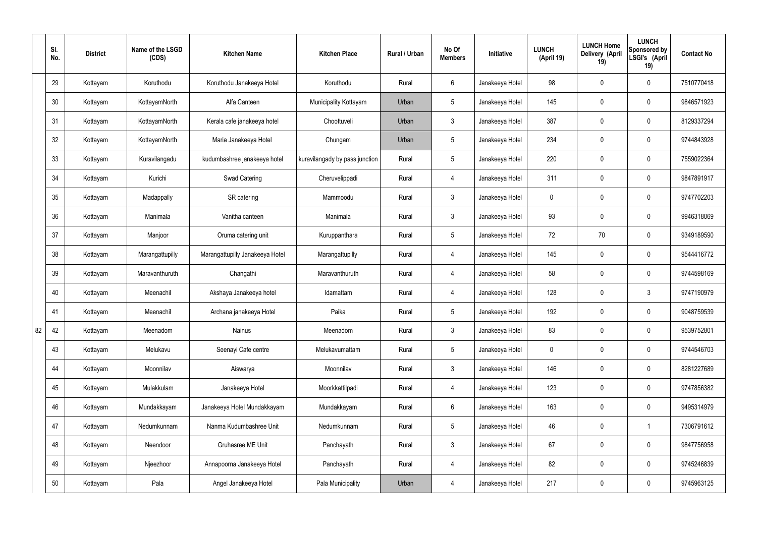| | Sl. No. | District | Name of the LSGD (CDS) | Kitchen Name | Kitchen Place | Rural / Urban | No Of Members | Initiative | LUNCH (April 19) | LUNCH Home Delivery (April 19) | LUNCH Sponsored by LSGI's (April 19) | Contact No |
|---|---|---|---|---|---|---|---|---|---|---|---|---|
| | 29 | Kottayam | Koruthodu | Koruthodu Janakeeya Hotel | Koruthodu | Rural | 6 | Janakeeya Hotel | 98 | 0 | 0 | 7510770418 |
| | 30 | Kottayam | KottayamNorth | Alfa Canteen | Municipality Kottayam | Urban | 5 | Janakeeya Hotel | 145 | 0 | 0 | 9846571923 |
| | 31 | Kottayam | KottayamNorth | Kerala cafe janakeeya hotel | Choottuveli | Urban | 3 | Janakeeya Hotel | 387 | 0 | 0 | 8129337294 |
| | 32 | Kottayam | KottayamNorth | Maria Janakeeya Hotel | Chungam | Urban | 5 | Janakeeya Hotel | 234 | 0 | 0 | 9744843928 |
| | 33 | Kottayam | Kuravilangadu | kudumbashree janakeeya hotel | kuravilangady by pass junction | Rural | 5 | Janakeeya Hotel | 220 | 0 | 0 | 7559022364 |
| | 34 | Kottayam | Kurichi | Swad Catering | Cheruvelippadi | Rural | 4 | Janakeeya Hotel | 311 | 0 | 0 | 9847891917 |
| | 35 | Kottayam | Madappally | SR catering | Mammoodu | Rural | 3 | Janakeeya Hotel | 0 | 0 | 0 | 9747702203 |
| | 36 | Kottayam | Manimala | Vanitha canteen | Manimala | Rural | 3 | Janakeeya Hotel | 93 | 0 | 0 | 9946318069 |
| | 37 | Kottayam | Manjoor | Oruma catering unit | Kuruppanthara | Rural | 5 | Janakeeya Hotel | 72 | 70 | 0 | 9349189590 |
| | 38 | Kottayam | Marangattupilly | Marangattupilly Janakeeya Hotel | Marangattupilly | Rural | 4 | Janakeeya Hotel | 145 | 0 | 0 | 9544416772 |
| | 39 | Kottayam | Maravanthuruth | Changathi | Maravanthuruth | Rural | 4 | Janakeeya Hotel | 58 | 0 | 0 | 9744598169 |
| | 40 | Kottayam | Meenachil | Akshaya Janakeeya hotel | Idamattam | Rural | 4 | Janakeeya Hotel | 128 | 0 | 3 | 9747190979 |
| | 41 | Kottayam | Meenachil | Archana janakeeya Hotel | Paika | Rural | 5 | Janakeeya Hotel | 192 | 0 | 0 | 9048759539 |
| 82 | 42 | Kottayam | Meenadom | Nainus | Meenadom | Rural | 3 | Janakeeya Hotel | 83 | 0 | 0 | 9539752801 |
| | 43 | Kottayam | Melukavu | Seenayi Cafe centre | Melukavumattam | Rural | 5 | Janakeeya Hotel | 0 | 0 | 0 | 9744546703 |
| | 44 | Kottayam | Moonnilav | Aiswarya | Moonnilav | Rural | 3 | Janakeeya Hotel | 146 | 0 | 0 | 8281227689 |
| | 45 | Kottayam | Mulakkulam | Janakeeya Hotel | Moorkkattilpadi | Rural | 4 | Janakeeya Hotel | 123 | 0 | 0 | 9747856382 |
| | 46 | Kottayam | Mundakkayam | Janakeeya Hotel Mundakkayam | Mundakkayam | Rural | 6 | Janakeeya Hotel | 163 | 0 | 0 | 9495314979 |
| | 47 | Kottayam | Nedumkunnam | Nanma Kudumbashree Unit | Nedumkunnam | Rural | 5 | Janakeeya Hotel | 46 | 0 | 1 | 7306791612 |
| | 48 | Kottayam | Neendoor | Gruhasree ME Unit | Panchayath | Rural | 3 | Janakeeya Hotel | 67 | 0 | 0 | 9847756958 |
| | 49 | Kottayam | Njeezhoor | Annapoorna Janakeeya Hotel | Panchayath | Rural | 4 | Janakeeya Hotel | 82 | 0 | 0 | 9745246839 |
| | 50 | Kottayam | Pala | Angel Janakeeya Hotel | Pala Municipality | Urban | 4 | Janakeeya Hotel | 217 | 0 | 0 | 9745963125 |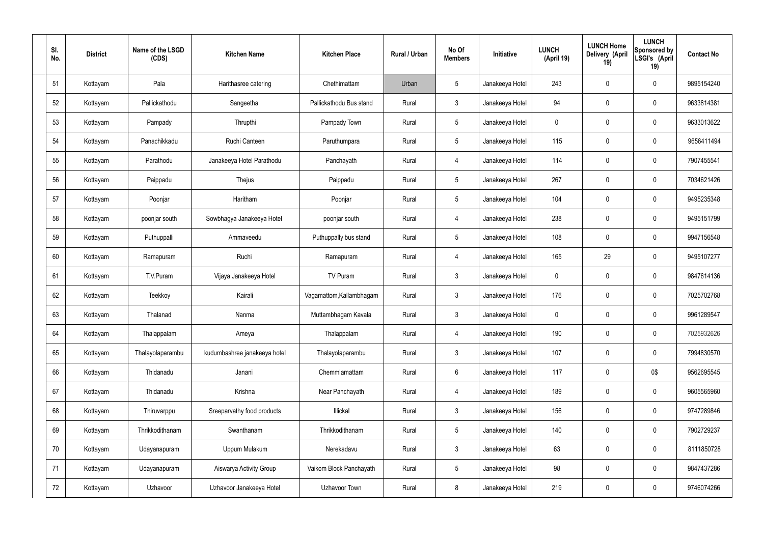| Sl. No. | District | Name of the LSGD (CDS) | Kitchen Name | Kitchen Place | Rural / Urban | No Of Members | Initiative | LUNCH (April 19) | LUNCH Home Delivery (April 19) | LUNCH Sponsored by LSGI's (April 19) | Contact No |
|---|---|---|---|---|---|---|---|---|---|---|---|
| 51 | Kottayam | Pala | Harithasree catering | Chethimattam | Urban | 5 | Janakeeya Hotel | 243 | 0 | 0 | 9895154240 |
| 52 | Kottayam | Pallickathodu | Sangeetha | Pallickathodu Bus stand | Rural | 3 | Janakeeya Hotel | 94 | 0 | 0 | 9633814381 |
| 53 | Kottayam | Pampady | Thrupthi | Pampady Town | Rural | 5 | Janakeeya Hotel | 0 | 0 | 0 | 9633013622 |
| 54 | Kottayam | Panachikkadu | Ruchi Canteen | Paruthumpara | Rural | 5 | Janakeeya Hotel | 115 | 0 | 0 | 9656411494 |
| 55 | Kottayam | Parathodu | Janakeeya Hotel Parathodu | Panchayath | Rural | 4 | Janakeeya Hotel | 114 | 0 | 0 | 7907455541 |
| 56 | Kottayam | Paippadu | Thejus | Paippadu | Rural | 5 | Janakeeya Hotel | 267 | 0 | 0 | 7034621426 |
| 57 | Kottayam | Poonjar | Haritham | Poonjar | Rural | 5 | Janakeeya Hotel | 104 | 0 | 0 | 9495235348 |
| 58 | Kottayam | poonjar south | Sowbhagya Janakeeya Hotel | poonjar south | Rural | 4 | Janakeeya Hotel | 238 | 0 | 0 | 9495151799 |
| 59 | Kottayam | Puthuppalli | Ammaveedu | Puthuppally bus stand | Rural | 5 | Janakeeya Hotel | 108 | 0 | 0 | 9947156548 |
| 60 | Kottayam | Ramapuram | Ruchi | Ramapuram | Rural | 4 | Janakeeya Hotel | 165 | 29 | 0 | 9495107277 |
| 61 | Kottayam | T.V.Puram | Vijaya Janakeeya Hotel | TV Puram | Rural | 3 | Janakeeya Hotel | 0 | 0 | 0 | 9847614136 |
| 62 | Kottayam | Teekkoy | Kairali | Vagamattom,Kallambhagam | Rural | 3 | Janakeeya Hotel | 176 | 0 | 0 | 7025702768 |
| 63 | Kottayam | Thalanad | Nanma | Muttambhagam Kavala | Rural | 3 | Janakeeya Hotel | 0 | 0 | 0 | 9961289547 |
| 64 | Kottayam | Thalappalam | Ameya | Thalappalam | Rural | 4 | Janakeeya Hotel | 190 | 0 | 0 | 7025932626 |
| 65 | Kottayam | Thalayolaparambu | kudumbashree janakeeya hotel | Thalayolaparambu | Rural | 3 | Janakeeya Hotel | 107 | 0 | 0 | 7994830570 |
| 66 | Kottayam | Thidanadu | Janani | Chemmlamattam | Rural | 6 | Janakeeya Hotel | 117 | 0 | 0$ | 9562695545 |
| 67 | Kottayam | Thidanadu | Krishna | Near Panchayath | Rural | 4 | Janakeeya Hotel | 189 | 0 | 0 | 9605565960 |
| 68 | Kottayam | Thiruvarppu | Sreeparvathy food products | Illickal | Rural | 3 | Janakeeya Hotel | 156 | 0 | 0 | 9747289846 |
| 69 | Kottayam | Thrikkodithanam | Swanthanam | Thrikkodithanam | Rural | 5 | Janakeeya Hotel | 140 | 0 | 0 | 7902729237 |
| 70 | Kottayam | Udayanapuram | Uppum Mulakum | Nerekadavu | Rural | 3 | Janakeeya Hotel | 63 | 0 | 0 | 8111850728 |
| 71 | Kottayam | Udayanapuram | Aiswarya Activity Group | Vaikom Block Panchayath | Rural | 5 | Janakeeya Hotel | 98 | 0 | 0 | 9847437286 |
| 72 | Kottayam | Uzhavoor | Uzhavoor Janakeeya Hotel | Uzhavoor Town | Rural | 8 | Janakeeya Hotel | 219 | 0 | 0 | 9746074266 |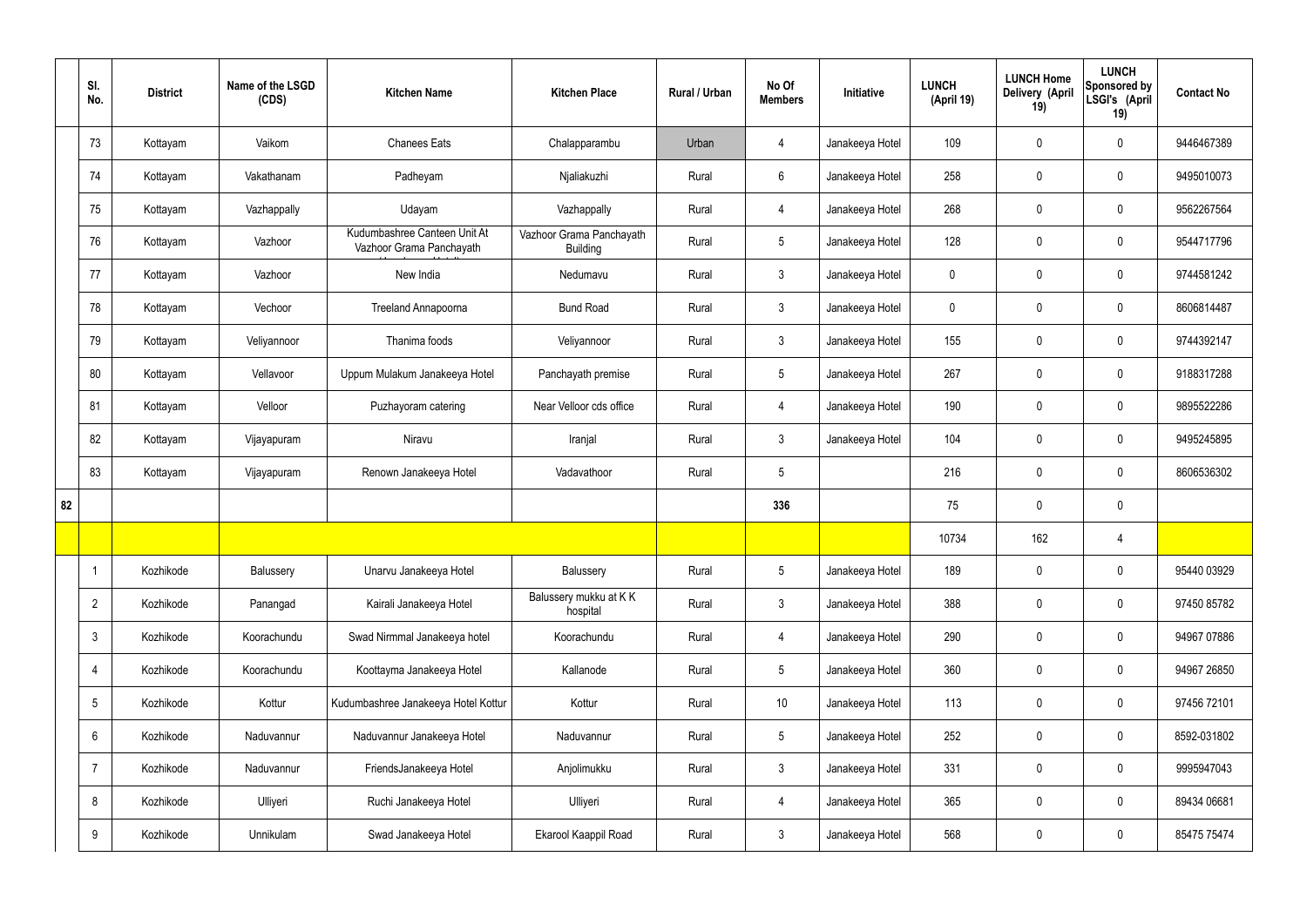|  | Sl. No. | District | Name of the LSGD (CDS) | Kitchen Name | Kitchen Place | Rural / Urban | No Of Members | Initiative | LUNCH (April 19) | LUNCH Home Delivery (April 19) | LUNCH Sponsored by LSGI's (April 19) | Contact No |
|---|---|---|---|---|---|---|---|---|---|---|---|---|
|  | 73 | Kottayam | Vaikom | Chanees Eats | Chalapparambu | Urban | 4 | Janakeeya Hotel | 109 | 0 | 0 | 9446467389 |
|  | 74 | Kottayam | Vakathanam | Padheyam | Njaliakuzhi | Rural | 6 | Janakeeya Hotel | 258 | 0 | 0 | 9495010073 |
|  | 75 | Kottayam | Vazhappally | Udayam | Vazhappally | Rural | 4 | Janakeeya Hotel | 268 | 0 | 0 | 9562267564 |
|  | 76 | Kottayam | Vazhoor | Kudumbashree Canteen Unit At Vazhoor Grama Panchayath | Vazhoor Grama Panchayath Building | Rural | 5 | Janakeeya Hotel | 128 | 0 | 0 | 9544717796 |
|  | 77 | Kottayam | Vazhoor | New India | Nedumavu | Rural | 3 | Janakeeya Hotel | 0 | 0 | 0 | 9744581242 |
|  | 78 | Kottayam | Vechoor | Treeland Annapoorna | Bund Road | Rural | 3 | Janakeeya Hotel | 0 | 0 | 0 | 8606814487 |
|  | 79 | Kottayam | Veliyannoor | Thanima foods | Veliyannoor | Rural | 3 | Janakeeya Hotel | 155 | 0 | 0 | 9744392147 |
|  | 80 | Kottayam | Vellavoor | Uppum Mulakum Janakeeya Hotel | Panchayath premise | Rural | 5 | Janakeeya Hotel | 267 | 0 | 0 | 9188317288 |
|  | 81 | Kottayam | Velloor | Puzhayoram catering | Near Velloor cds office | Rural | 4 | Janakeeya Hotel | 190 | 0 | 0 | 9895522286 |
|  | 82 | Kottayam | Vijayapuram | Niravu | Iranjal | Rural | 3 | Janakeeya Hotel | 104 | 0 | 0 | 9495245895 |
|  | 83 | Kottayam | Vijayapuram | Renown Janakeeya Hotel | Vadavathoor | Rural | 5 |  | 216 | 0 | 0 | 8606536302 |
| 82 |  |  |  |  |  |  | 336 |  | 75 | 0 | 0 |  |
|  |  |  |  |  |  |  |  |  | 10734 | 162 | 4 |  |
|  | 1 | Kozhikode | Balussery | Unarvu Janakeeya Hotel | Balussery | Rural | 5 | Janakeeya Hotel | 189 | 0 | 0 | 95440 03929 |
|  | 2 | Kozhikode | Panangad | Kairali Janakeeya Hotel | Balussery mukku at K K hospital | Rural | 3 | Janakeeya Hotel | 388 | 0 | 0 | 97450 85782 |
|  | 3 | Kozhikode | Koorachundu | Swad Nirmmal Janakeeya hotel | Koorachundu | Rural | 4 | Janakeeya Hotel | 290 | 0 | 0 | 94967 07886 |
|  | 4 | Kozhikode | Koorachundu | Koottayma Janakeeya Hotel | Kallanode | Rural | 5 | Janakeeya Hotel | 360 | 0 | 0 | 94967 26850 |
|  | 5 | Kozhikode | Kottur | Kudumbashree Janakeeya Hotel Kottur | Kottur | Rural | 10 | Janakeeya Hotel | 113 | 0 | 0 | 97456 72101 |
|  | 6 | Kozhikode | Naduvannur | Naduvannur Janakeeya Hotel | Naduvannur | Rural | 5 | Janakeeya Hotel | 252 | 0 | 0 | 8592-031802 |
|  | 7 | Kozhikode | Naduvannur | FriendsJanakeeya Hotel | Anjolimukku | Rural | 3 | Janakeeya Hotel | 331 | 0 | 0 | 9995947043 |
|  | 8 | Kozhikode | Ulliyeri | Ruchi Janakeeya Hotel | Ulliyeri | Rural | 4 | Janakeeya Hotel | 365 | 0 | 0 | 89434 06681 |
|  | 9 | Kozhikode | Unnikulam | Swad Janakeeya Hotel | Ekarool Kaappil Road | Rural | 3 | Janakeeya Hotel | 568 | 0 | 0 | 85475 75474 |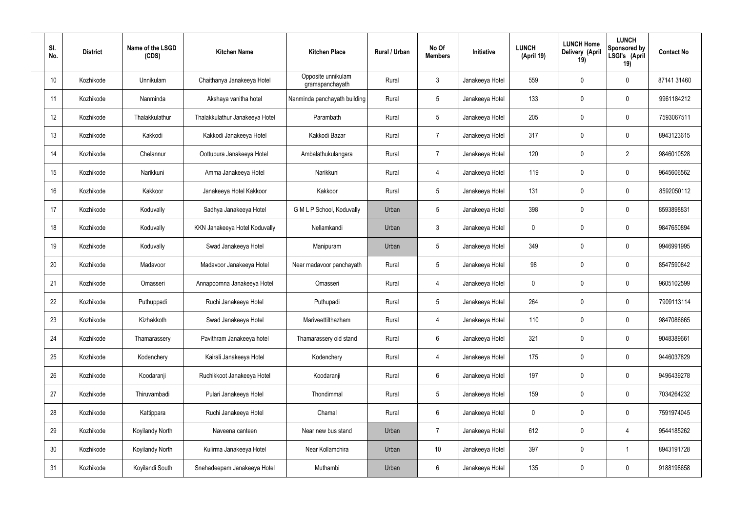| Sl. No. | District | Name of the LSGD (CDS) | Kitchen Name | Kitchen Place | Rural / Urban | No Of Members | Initiative | LUNCH (April 19) | LUNCH Home Delivery (April 19) | LUNCH Sponsored by LSGI's (April 19) | Contact No |
|---|---|---|---|---|---|---|---|---|---|---|---|
| 10 | Kozhikode | Unnikulam | Chaithanya Janakeeya Hotel | Opposite unnikulam gramapanchayath | Rural | 3 | Janakeeya Hotel | 559 | 0 | 0 | 87141 31460 |
| 11 | Kozhikode | Nanminda | Akshaya vanitha hotel | Nanminda panchayath building | Rural | 5 | Janakeeya Hotel | 133 | 0 | 0 | 9961184212 |
| 12 | Kozhikode | Thalakkulathur | Thalakkulathur Janakeeya Hotel | Parambath | Rural | 5 | Janakeeya Hotel | 205 | 0 | 0 | 7593067511 |
| 13 | Kozhikode | Kakkodi | Kakkodi Janakeeya Hotel | Kakkodi Bazar | Rural | 7 | Janakeeya Hotel | 317 | 0 | 0 | 8943123615 |
| 14 | Kozhikode | Chelannur | Oottupura Janakeeya Hotel | Ambalathukulangara | Rural | 7 | Janakeeya Hotel | 120 | 0 | 2 | 9846010528 |
| 15 | Kozhikode | Narikkuni | Amma Janakeeya Hotel | Narikkuni | Rural | 4 | Janakeeya Hotel | 119 | 0 | 0 | 9645606562 |
| 16 | Kozhikode | Kakkoor | Janakeeya Hotel Kakkoor | Kakkoor | Rural | 5 | Janakeeya Hotel | 131 | 0 | 0 | 8592050112 |
| 17 | Kozhikode | Koduvally | Sadhya Janakeeya Hotel | G M L P School, Koduvally | Urban | 5 | Janakeeya Hotel | 398 | 0 | 0 | 8593898831 |
| 18 | Kozhikode | Koduvally | KKN Janakeeya Hotel Koduvally | Nellamkandi | Urban | 3 | Janakeeya Hotel | 0 | 0 | 0 | 9847650894 |
| 19 | Kozhikode | Koduvally | Swad Janakeeya Hotel | Manipuram | Urban | 5 | Janakeeya Hotel | 349 | 0 | 0 | 9946991995 |
| 20 | Kozhikode | Madavoor | Madavoor Janakeeya Hotel | Near madavoor panchayath | Rural | 5 | Janakeeya Hotel | 98 | 0 | 0 | 8547590842 |
| 21 | Kozhikode | Omasseri | Annapoornna Janakeeya Hotel | Omasseri | Rural | 4 | Janakeeya Hotel | 0 | 0 | 0 | 9605102599 |
| 22 | Kozhikode | Puthuppadi | Ruchi Janakeeya Hotel | Puthupadi | Rural | 5 | Janakeeya Hotel | 264 | 0 | 0 | 7909113114 |
| 23 | Kozhikode | Kizhakkoth | Swad Janakeeya Hotel | Mariveettilthazham | Rural | 4 | Janakeeya Hotel | 110 | 0 | 0 | 9847086665 |
| 24 | Kozhikode | Thamarassery | Pavithram Janakeeya hotel | Thamarassery old stand | Rural | 6 | Janakeeya Hotel | 321 | 0 | 0 | 9048389661 |
| 25 | Kozhikode | Kodenchery | Kairali Janakeeya Hotel | Kodenchery | Rural | 4 | Janakeeya Hotel | 175 | 0 | 0 | 9446037829 |
| 26 | Kozhikode | Koodaranji | Ruchikkoot Janakeeya Hotel | Koodaranji | Rural | 6 | Janakeeya Hotel | 197 | 0 | 0 | 9496439278 |
| 27 | Kozhikode | Thiruvambadi | Pulari Janakeeya Hotel | Thondimmal | Rural | 5 | Janakeeya Hotel | 159 | 0 | 0 | 7034264232 |
| 28 | Kozhikode | Kattippara | Ruchi Janakeeya Hotel | Chamal | Rural | 6 | Janakeeya Hotel | 0 | 0 | 0 | 7591974045 |
| 29 | Kozhikode | Koyilandy North | Naveena canteen | Near new bus stand | Urban | 7 | Janakeeya Hotel | 612 | 0 | 4 | 9544185262 |
| 30 | Kozhikode | Koyilandy North | Kulirma Janakeeya Hotel | Near Kollamchira | Urban | 10 | Janakeeya Hotel | 397 | 0 | 1 | 8943191728 |
| 31 | Kozhikode | Koyilandi South | Snehadeepam Janakeeya Hotel | Muthambi | Urban | 6 | Janakeeya Hotel | 135 | 0 | 0 | 9188198658 |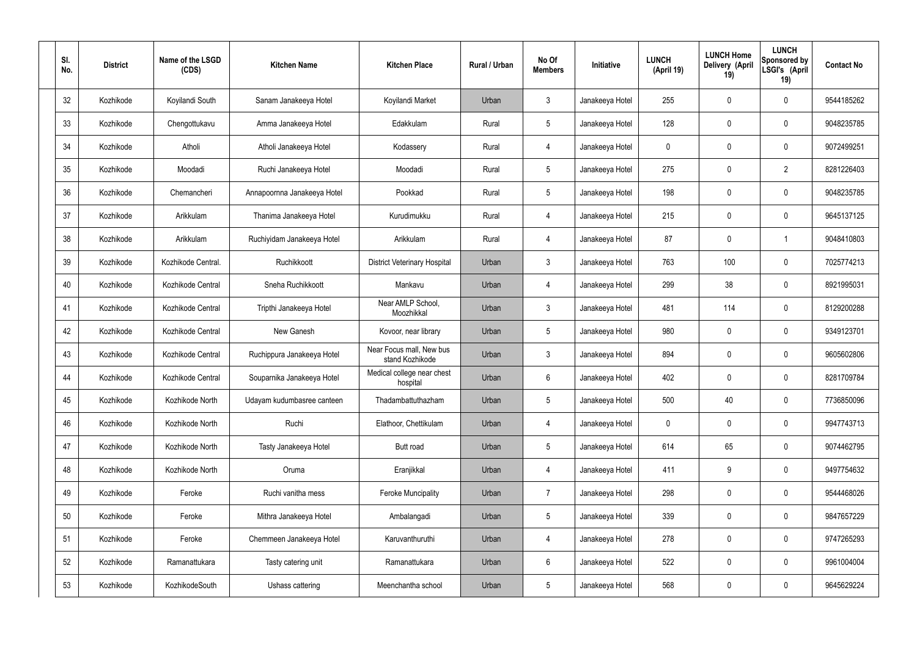| Sl. No. | District | Name of the LSGD (CDS) | Kitchen Name | Kitchen Place | Rural / Urban | No Of Members | Initiative | LUNCH (April 19) | LUNCH Home Delivery (April 19) | LUNCH Sponsored by LSGI's (April 19) | Contact No |
|---|---|---|---|---|---|---|---|---|---|---|---|
| 32 | Kozhikode | Koyilandi South | Sanam Janakeeya Hotel | Koyilandi Market | Urban | 3 | Janakeeya Hotel | 255 | 0 | 0 | 9544185262 |
| 33 | Kozhikode | Chengottukavu | Amma Janakeeya Hotel | Edakkulam | Rural | 5 | Janakeeya Hotel | 128 | 0 | 0 | 9048235785 |
| 34 | Kozhikode | Atholi | Atholi Janakeeya Hotel | Kodassery | Rural | 4 | Janakeeya Hotel | 0 | 0 | 0 | 9072499251 |
| 35 | Kozhikode | Moodadi | Ruchi Janakeeya Hotel | Moodadi | Rural | 5 | Janakeeya Hotel | 275 | 0 | 2 | 8281226403 |
| 36 | Kozhikode | Chemancheri | Annapoornna Janakeeya Hotel | Pookkad | Rural | 5 | Janakeeya Hotel | 198 | 0 | 0 | 9048235785 |
| 37 | Kozhikode | Arikkulam | Thanima Janakeeya Hotel | Kurudimukku | Rural | 4 | Janakeeya Hotel | 215 | 0 | 0 | 9645137125 |
| 38 | Kozhikode | Arikkulam | Ruchiyidam Janakeeya Hotel | Arikkulam | Rural | 4 | Janakeeya Hotel | 87 | 0 | 1 | 9048410803 |
| 39 | Kozhikode | Kozhikode Central. | Ruchikkoott | District Veterinary Hospital | Urban | 3 | Janakeeya Hotel | 763 | 100 | 0 | 7025774213 |
| 40 | Kozhikode | Kozhikode Central | Sneha Ruchikkoott | Mankavu | Urban | 4 | Janakeeya Hotel | 299 | 38 | 0 | 8921995031 |
| 41 | Kozhikode | Kozhikode Central | Tripthi Janakeeya Hotel | Near AMLP School, Moozhikkal | Urban | 3 | Janakeeya Hotel | 481 | 114 | 0 | 8129200288 |
| 42 | Kozhikode | Kozhikode Central | New Ganesh | Kovoor, near library | Urban | 5 | Janakeeya Hotel | 980 | 0 | 0 | 9349123701 |
| 43 | Kozhikode | Kozhikode Central | Ruchippura Janakeeya Hotel | Near Focus mall, New bus stand Kozhikode | Urban | 3 | Janakeeya Hotel | 894 | 0 | 0 | 9605602806 |
| 44 | Kozhikode | Kozhikode Central | Souparnika Janakeeya Hotel | Medical college near chest hospital | Urban | 6 | Janakeeya Hotel | 402 | 0 | 0 | 8281709784 |
| 45 | Kozhikode | Kozhikode North | Udayam kudumbasree canteen | Thadambattuthazham | Urban | 5 | Janakeeya Hotel | 500 | 40 | 0 | 7736850096 |
| 46 | Kozhikode | Kozhikode North | Ruchi | Elathoor, Chettikulam | Urban | 4 | Janakeeya Hotel | 0 | 0 | 0 | 9947743713 |
| 47 | Kozhikode | Kozhikode North | Tasty Janakeeya Hotel | Butt road | Urban | 5 | Janakeeya Hotel | 614 | 65 | 0 | 9074462795 |
| 48 | Kozhikode | Kozhikode North | Oruma | Eranjikkal | Urban | 4 | Janakeeya Hotel | 411 | 9 | 0 | 9497754632 |
| 49 | Kozhikode | Feroke | Ruchi vanitha mess | Feroke Muncipality | Urban | 7 | Janakeeya Hotel | 298 | 0 | 0 | 9544468026 |
| 50 | Kozhikode | Feroke | Mithra Janakeeya Hotel | Ambalangadi | Urban | 5 | Janakeeya Hotel | 339 | 0 | 0 | 9847657229 |
| 51 | Kozhikode | Feroke | Chemmeen Janakeeya Hotel | Karuvanthuruthi | Urban | 4 | Janakeeya Hotel | 278 | 0 | 0 | 9747265293 |
| 52 | Kozhikode | Ramanattukara | Tasty catering unit | Ramanattukara | Urban | 6 | Janakeeya Hotel | 522 | 0 | 0 | 9961004004 |
| 53 | Kozhikode | KozhikodeSouth | Ushass cattering | Meenchantha school | Urban | 5 | Janakeeya Hotel | 568 | 0 | 0 | 9645629224 |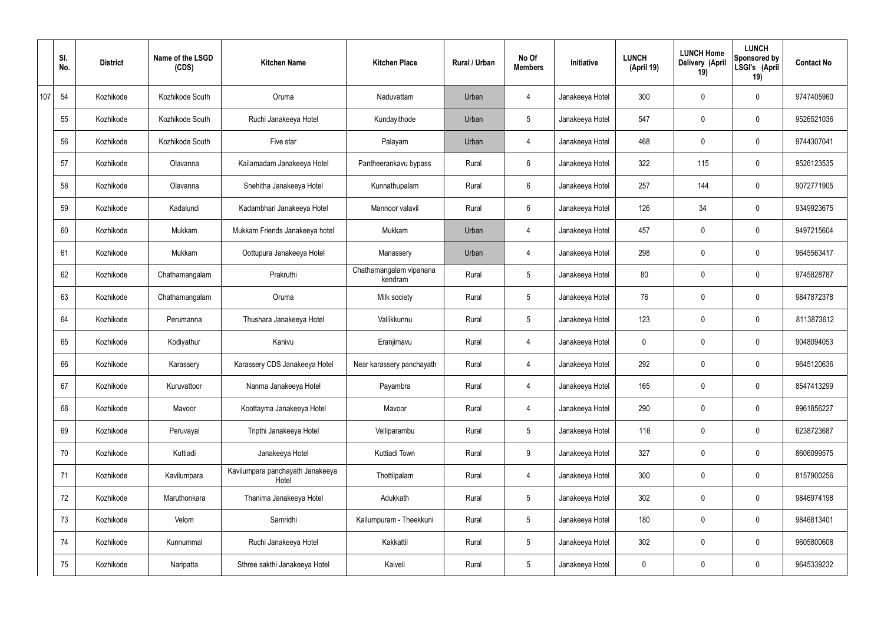| | Sl. No. | District | Name of the LSGD (CDS) | Kitchen Name | Kitchen Place | Rural / Urban | No Of Members | Initiative | LUNCH (April 19) | LUNCH Home Delivery (April 19) | LUNCH Sponsored by LSGI's (April 19) | Contact No |
|---|---|---|---|---|---|---|---|---|---|---|---|---|
| 107 | 54 | Kozhikode | Kozhikode South | Oruma | Naduvattam | Urban | 4 | Janakeeya Hotel | 300 | 0 | 0 | 9747405960 |
| | 55 | Kozhikode | Kozhikode South | Ruchi Janakeeya Hotel | Kundayithode | Urban | 5 | Janakeeya Hotel | 547 | 0 | 0 | 9526521036 |
| | 56 | Kozhikode | Kozhikode South | Five star | Palayam | Urban | 4 | Janakeeya Hotel | 468 | 0 | 0 | 9744307041 |
| | 57 | Kozhikode | Olavanna | Kailamadam Janakeeya Hotel | Pantheerankavu bypass | Rural | 6 | Janakeeya Hotel | 322 | 115 | 0 | 9526123535 |
| | 58 | Kozhikode | Olavanna | Snehitha Janakeeya Hotel | Kunnathupalam | Rural | 6 | Janakeeya Hotel | 257 | 144 | 0 | 9072771905 |
| | 59 | Kozhikode | Kadalundi | Kadambhari Janakeeya Hotel | Mannoor valavil | Rural | 6 | Janakeeya Hotel | 126 | 34 | 0 | 9349923675 |
| | 60 | Kozhikode | Mukkam | Mukkam Friends Janakeeya hotel | Mukkam | Urban | 4 | Janakeeya Hotel | 457 | 0 | 0 | 9497215604 |
| | 61 | Kozhikode | Mukkam | Oottupura Janakeeya Hotel | Manassery | Urban | 4 | Janakeeya Hotel | 298 | 0 | 0 | 9645563417 |
| | 62 | Kozhikode | Chathamangalam | Prakruthi | Chathamangalam vipanana kendram | Rural | 5 | Janakeeya Hotel | 80 | 0 | 0 | 9745828787 |
| | 63 | Kozhikode | Chathamangalam | Oruma | Milk society | Rural | 5 | Janakeeya Hotel | 76 | 0 | 0 | 9847872378 |
| | 64 | Kozhikode | Perumanna | Thushara Janakeeya Hotel | Vallikkunnu | Rural | 5 | Janakeeya Hotel | 123 | 0 | 0 | 8113873612 |
| | 65 | Kozhikode | Kodiyathur | Kanivu | Eranjimavu | Rural | 4 | Janakeeya Hotel | 0 | 0 | 0 | 9048094053 |
| | 66 | Kozhikode | Karassery | Karassery CDS Janakeeya Hotel | Near karassery panchayath | Rural | 4 | Janakeeya Hotel | 292 | 0 | 0 | 9645120636 |
| | 67 | Kozhikode | Kuruvattoor | Nanma Janakeeya Hotel | Payambra | Rural | 4 | Janakeeya Hotel | 165 | 0 | 0 | 8547413299 |
| | 68 | Kozhikode | Mavoor | Koottayma Janakeeya Hotel | Mavoor | Rural | 4 | Janakeeya Hotel | 290 | 0 | 0 | 9961856227 |
| | 69 | Kozhikode | Peruvayal | Tripthi Janakeeya Hotel | Velliparambu | Rural | 5 | Janakeeya Hotel | 116 | 0 | 0 | 6238723687 |
| | 70 | Kozhikode | Kuttiadi | Janakeeya Hotel | Kuttiadi Town | Rural | 9 | Janakeeya Hotel | 327 | 0 | 0 | 8606099575 |
| | 71 | Kozhikode | Kavilumpara | Kavilumpara panchayath Janakeeya Hotel | Thottilpalam | Rural | 4 | Janakeeya Hotel | 300 | 0 | 0 | 8157900256 |
| | 72 | Kozhikode | Maruthonkara | Thanima Janakeeya Hotel | Adukkath | Rural | 5 | Janakeeya Hotel | 302 | 0 | 0 | 9846974198 |
| | 73 | Kozhikode | Velom | Samridhi | Kallumpuram - Theekkuni | Rural | 5 | Janakeeya Hotel | 180 | 0 | 0 | 9846813401 |
| | 74 | Kozhikode | Kunnummal | Ruchi Janakeeya Hotel | Kakkattil | Rural | 5 | Janakeeya Hotel | 302 | 0 | 0 | 9605800608 |
| | 75 | Kozhikode | Naripatta | Sthree sakthi Janakeeya Hotel | Kaiveli | Rural | 5 | Janakeeya Hotel | 0 | 0 | 0 | 9645339232 |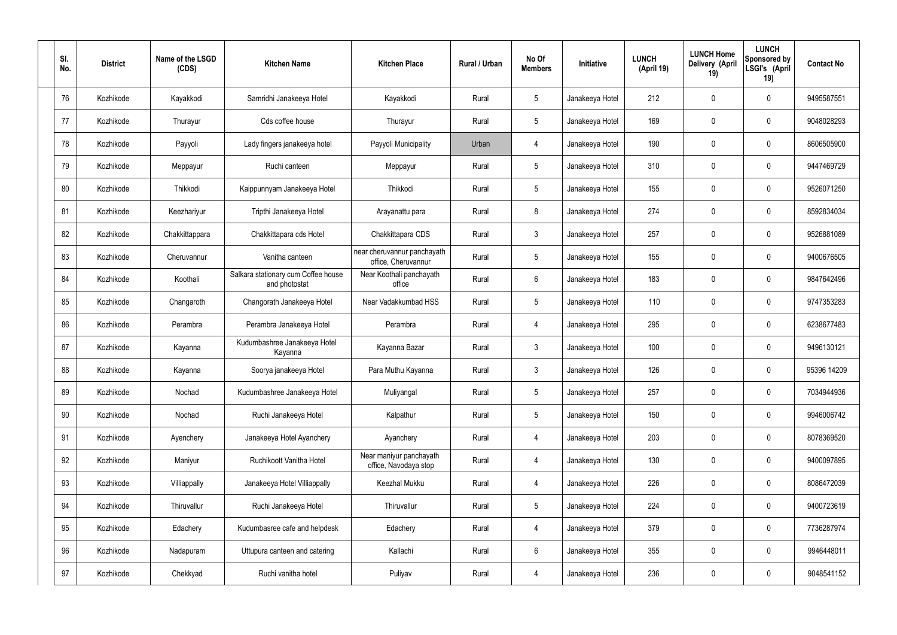| Sl. No. | District | Name of the LSGD (CDS) | Kitchen Name | Kitchen Place | Rural / Urban | No Of Members | Initiative | LUNCH (April 19) | LUNCH Home Delivery (April 19) | LUNCH Sponsored by LSGI's (April 19) | Contact No |
|---|---|---|---|---|---|---|---|---|---|---|---|
| 76 | Kozhikode | Kayakkodi | Samridhi Janakeeya Hotel | Kayakkodi | Rural | 5 | Janakeeya Hotel | 212 | 0 | 0 | 9495587551 |
| 77 | Kozhikode | Thurayur | Cds coffee house | Thurayur | Rural | 5 | Janakeeya Hotel | 169 | 0 | 0 | 9048028293 |
| 78 | Kozhikode | Payyoli | Lady fingers janakeeya hotel | Payyoli Municipality | Urban | 4 | Janakeeya Hotel | 190 | 0 | 0 | 8606505900 |
| 79 | Kozhikode | Meppayur | Ruchi canteen | Meppayur | Rural | 5 | Janakeeya Hotel | 310 | 0 | 0 | 9447469729 |
| 80 | Kozhikode | Thikkodi | Kaippunnyam Janakeeya Hotel | Thikkodi | Rural | 5 | Janakeeya Hotel | 155 | 0 | 0 | 9526071250 |
| 81 | Kozhikode | Keezhariyur | Tripthi Janakeeya Hotel | Arayanattu para | Rural | 8 | Janakeeya Hotel | 274 | 0 | 0 | 8592834034 |
| 82 | Kozhikode | Chakkittappara | Chakkittapara cds Hotel | Chakkittapara CDS | Rural | 3 | Janakeeya Hotel | 257 | 0 | 0 | 9526881089 |
| 83 | Kozhikode | Cheruvannur | Vanitha canteen | near cheruvannur panchayath office, Cheruvannur | Rural | 5 | Janakeeya Hotel | 155 | 0 | 0 | 9400676505 |
| 84 | Kozhikode | Koothali | Salkara stationary cum Coffee house and photostat | Near Koothali panchayath office | Rural | 6 | Janakeeya Hotel | 183 | 0 | 0 | 9847642496 |
| 85 | Kozhikode | Changaroth | Changorath Janakeeya Hotel | Near Vadakkumbad HSS | Rural | 5 | Janakeeya Hotel | 110 | 0 | 0 | 9747353283 |
| 86 | Kozhikode | Perambra | Perambra Janakeeya Hotel | Perambra | Rural | 4 | Janakeeya Hotel | 295 | 0 | 0 | 6238677483 |
| 87 | Kozhikode | Kayanna | Kudumbashree Janakeeya Hotel Kayanna | Kayanna Bazar | Rural | 3 | Janakeeya Hotel | 100 | 0 | 0 | 9496130121 |
| 88 | Kozhikode | Kayanna | Soorya janakeeya Hotel | Para Muthu Kayanna | Rural | 3 | Janakeeya Hotel | 126 | 0 | 0 | 95396 14209 |
| 89 | Kozhikode | Nochad | Kudumbashree Janakeeya Hotel | Muliyangal | Rural | 5 | Janakeeya Hotel | 257 | 0 | 0 | 7034944936 |
| 90 | Kozhikode | Nochad | Ruchi Janakeeya Hotel | Kalpathur | Rural | 5 | Janakeeya Hotel | 150 | 0 | 0 | 9946006742 |
| 91 | Kozhikode | Ayenchery | Janakeeya Hotel Ayanchery | Ayanchery | Rural | 4 | Janakeeya Hotel | 203 | 0 | 0 | 8078369520 |
| 92 | Kozhikode | Maniyur | Ruchikoott Vanitha Hotel | Near maniyur panchayath office, Navodaya stop | Rural | 4 | Janakeeya Hotel | 130 | 0 | 0 | 9400097895 |
| 93 | Kozhikode | Villiappally | Janakeeya Hotel Villiappally | Keezhal Mukku | Rural | 4 | Janakeeya Hotel | 226 | 0 | 0 | 8086472039 |
| 94 | Kozhikode | Thiruvallur | Ruchi Janakeeya Hotel | Thiruvallur | Rural | 5 | Janakeeya Hotel | 224 | 0 | 0 | 9400723619 |
| 95 | Kozhikode | Edachery | Kudumbasree cafe and helpdesk | Edachery | Rural | 4 | Janakeeya Hotel | 379 | 0 | 0 | 7736287974 |
| 96 | Kozhikode | Nadapuram | Uttupura canteen and catering | Kallachi | Rural | 6 | Janakeeya Hotel | 355 | 0 | 0 | 9946448011 |
| 97 | Kozhikode | Chekkyad | Ruchi vanitha hotel | Puliyav | Rural | 4 | Janakeeya Hotel | 236 | 0 | 0 | 9048541152 |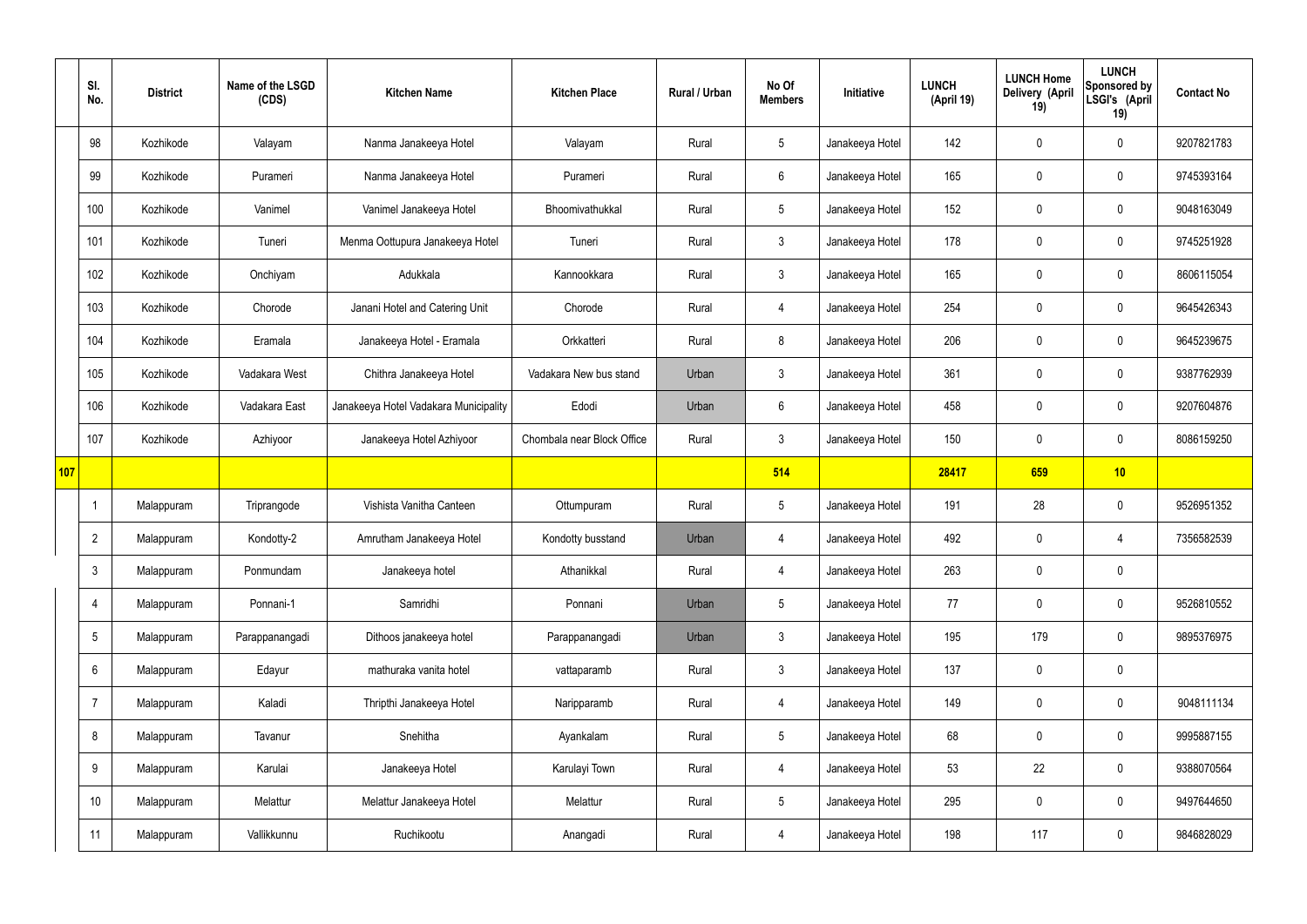| | Sl. No. | District | Name of the LSGD (CDS) | Kitchen Name | Kitchen Place | Rural / Urban | No Of Members | Initiative | LUNCH (April 19) | LUNCH Home Delivery (April 19) | LUNCH Sponsored by LSGI's (April 19) | Contact No |
|---|---|---|---|---|---|---|---|---|---|---|---|---|
| | 98 | Kozhikode | Valayam | Nanma Janakeeya Hotel | Valayam | Rural | 5 | Janakeeya Hotel | 142 | 0 | 0 | 9207821783 |
| | 99 | Kozhikode | Purameri | Nanma Janakeeya Hotel | Purameri | Rural | 6 | Janakeeya Hotel | 165 | 0 | 0 | 9745393164 |
| | 100 | Kozhikode | Vanimel | Vanimel Janakeeya Hotel | Bhoomivathukkal | Rural | 5 | Janakeeya Hotel | 152 | 0 | 0 | 9048163049 |
| | 101 | Kozhikode | Tuneri | Menma Oottupura Janakeeya Hotel | Tuneri | Rural | 3 | Janakeeya Hotel | 178 | 0 | 0 | 9745251928 |
| | 102 | Kozhikode | Onchiyam | Adukkala | Kannookkara | Rural | 3 | Janakeeya Hotel | 165 | 0 | 0 | 8606115054 |
| | 103 | Kozhikode | Chorode | Janani Hotel and Catering Unit | Chorode | Rural | 4 | Janakeeya Hotel | 254 | 0 | 0 | 9645426343 |
| | 104 | Kozhikode | Eramala | Janakeeya Hotel - Eramala | Orkkatteri | Rural | 8 | Janakeeya Hotel | 206 | 0 | 0 | 9645239675 |
| | 105 | Kozhikode | Vadakara West | Chithra Janakeeya Hotel | Vadakara New bus stand | Urban | 3 | Janakeeya Hotel | 361 | 0 | 0 | 9387762939 |
| | 106 | Kozhikode | Vadakara East | Janakeeya Hotel Vadakara Municipality | Edodi | Urban | 6 | Janakeeya Hotel | 458 | 0 | 0 | 9207604876 |
| | 107 | Kozhikode | Azhiyoor | Janakeeya Hotel Azhiyoor | Chombala near Block Office | Rural | 3 | Janakeeya Hotel | 150 | 0 | 0 | 8086159250 |
| 107 | | | | | | | 514 | | 28417 | 659 | 10 | |
| | 1 | Malappuram | Triprangode | Vishista Vanitha Canteen | Ottumpuram | Rural | 5 | Janakeeya Hotel | 191 | 28 | 0 | 9526951352 |
| | 2 | Malappuram | Kondotty-2 | Amrutham Janakeeya Hotel | Kondotty busstand | Urban | 4 | Janakeeya Hotel | 492 | 0 | 4 | 7356582539 |
| | 3 | Malappuram | Ponmundam | Janakeeya hotel | Athanikkal | Rural | 4 | Janakeeya Hotel | 263 | 0 | 0 | |
| | 4 | Malappuram | Ponnani-1 | Samridhi | Ponnani | Urban | 5 | Janakeeya Hotel | 77 | 0 | 0 | 9526810552 |
| | 5 | Malappuram | Parappanangadi | Dithoos janakeeya hotel | Parappanangadi | Urban | 3 | Janakeeya Hotel | 195 | 179 | 0 | 9895376975 |
| | 6 | Malappuram | Edayur | mathuraka vanita hotel | vattaparamb | Rural | 3 | Janakeeya Hotel | 137 | 0 | 0 | |
| | 7 | Malappuram | Kaladi | Thripthi Janakeeya Hotel | Naripparamb | Rural | 4 | Janakeeya Hotel | 149 | 0 | 0 | 9048111134 |
| | 8 | Malappuram | Tavanur | Snehitha | Ayankalam | Rural | 5 | Janakeeya Hotel | 68 | 0 | 0 | 9995887155 |
| | 9 | Malappuram | Karulai | Janakeeya Hotel | Karulayi Town | Rural | 4 | Janakeeya Hotel | 53 | 22 | 0 | 9388070564 |
| | 10 | Malappuram | Melattur | Melattur Janakeeya Hotel | Melattur | Rural | 5 | Janakeeya Hotel | 295 | 0 | 0 | 9497644650 |
| | 11 | Malappuram | Vallikkunnu | Ruchikootu | Anangadi | Rural | 4 | Janakeeya Hotel | 198 | 117 | 0 | 9846828029 |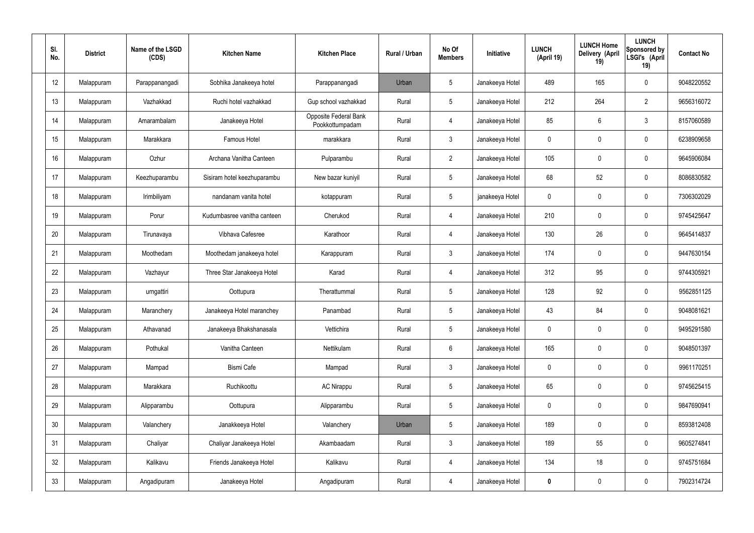| Sl. No. | District | Name of the LSGD (CDS) | Kitchen Name | Kitchen Place | Rural / Urban | No Of Members | Initiative | LUNCH (April 19) | LUNCH Home Delivery (April 19) | LUNCH Sponsored by LSGI's (April 19) | Contact No |
|---|---|---|---|---|---|---|---|---|---|---|---|
| 12 | Malappuram | Parappanangadi | Sobhika Janakeeya hotel | Parappanangadi | Urban | 5 | Janakeeya Hotel | 489 | 165 | 0 | 9048220552 |
| 13 | Malappuram | Vazhakkad | Ruchi hotel vazhakkad | Gup school vazhakkad | Rural | 5 | Janakeeya Hotel | 212 | 264 | 2 | 9656316072 |
| 14 | Malappuram | Amarambalam | Janakeeya Hotel | Opposite Federal Bank Pookkottumpadam | Rural | 4 | Janakeeya Hotel | 85 | 6 | 3 | 8157060589 |
| 15 | Malappuram | Marakkara | Famous Hotel | marakkara | Rural | 3 | Janakeeya Hotel | 0 | 0 | 0 | 6238909658 |
| 16 | Malappuram | Ozhur | Archana Vanitha Canteen | Pulparambu | Rural | 2 | Janakeeya Hotel | 105 | 0 | 0 | 9645906084 |
| 17 | Malappuram | Keezhuparambu | Sisiram hotel keezhuparambu | New bazar kuniyil | Rural | 5 | Janakeeya Hotel | 68 | 52 | 0 | 8086830582 |
| 18 | Malappuram | Irimbiliyam | nandanam vanita hotel | kotappuram | Rural | 5 | janakeeya Hotel | 0 | 0 | 0 | 7306302029 |
| 19 | Malappuram | Porur | Kudumbasree vanitha canteen | Cherukod | Rural | 4 | Janakeeya Hotel | 210 | 0 | 0 | 9745425647 |
| 20 | Malappuram | Tirunavaya | Vibhava Cafesree | Karathoor | Rural | 4 | Janakeeya Hotel | 130 | 26 | 0 | 9645414837 |
| 21 | Malappuram | Moothedam | Moothedam janakeeya hotel | Karappuram | Rural | 3 | Janakeeya Hotel | 174 | 0 | 0 | 9447630154 |
| 22 | Malappuram | Vazhayur | Three Star Janakeeya Hotel | Karad | Rural | 4 | Janakeeya Hotel | 312 | 95 | 0 | 9744305921 |
| 23 | Malappuram | urngattiri | Oottupura | Therattummal | Rural | 5 | Janakeeya Hotel | 128 | 92 | 0 | 9562851125 |
| 24 | Malappuram | Maranchery | Janakeeya Hotel maranchey | Panambad | Rural | 5 | Janakeeya Hotel | 43 | 84 | 0 | 9048081621 |
| 25 | Malappuram | Athavanad | Janakeeya Bhakshanasala | Vettichira | Rural | 5 | Janakeeya Hotel | 0 | 0 | 0 | 9495291580 |
| 26 | Malappuram | Pothukal | Vanitha Canteen | Nettikulam | Rural | 6 | Janakeeya Hotel | 165 | 0 | 0 | 9048501397 |
| 27 | Malappuram | Mampad | Bismi Cafe | Mampad | Rural | 3 | Janakeeya Hotel | 0 | 0 | 0 | 9961170251 |
| 28 | Malappuram | Marakkara | Ruchikoottu | AC Nirappu | Rural | 5 | Janakeeya Hotel | 65 | 0 | 0 | 9745625415 |
| 29 | Malappuram | Alipparambu | Oottupura | Alipparambu | Rural | 5 | Janakeeya Hotel | 0 | 0 | 0 | 9847690941 |
| 30 | Malappuram | Valanchery | Janakkeeya Hotel | Valanchery | Urban | 5 | Janakeeya Hotel | 189 | 0 | 0 | 8593812408 |
| 31 | Malappuram | Chaliyar | Chaliyar Janakeeya Hotel | Akambaadam | Rural | 3 | Janakeeya Hotel | 189 | 55 | 0 | 9605274841 |
| 32 | Malappuram | Kalikavu | Friends Janakeeya Hotel | Kalikavu | Rural | 4 | Janakeeya Hotel | 134 | 18 | 0 | 9745751684 |
| 33 | Malappuram | Angadipuram | Janakeeya Hotel | Angadipuram | Rural | 4 | Janakeeya Hotel | **0** | 0 | 0 | 7902314724 |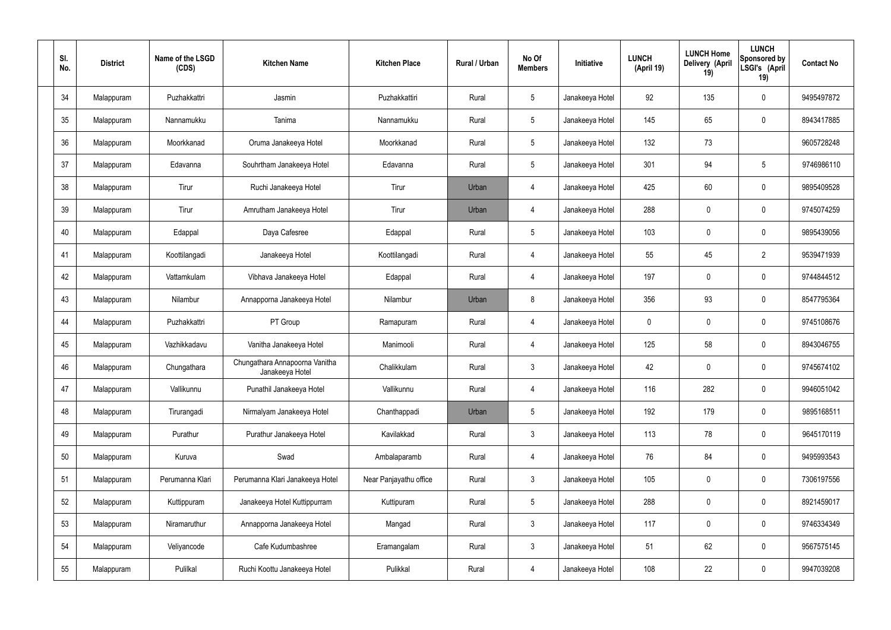| Sl. No. | District | Name of the LSGD (CDS) | Kitchen Name | Kitchen Place | Rural / Urban | No Of Members | Initiative | LUNCH (April 19) | LUNCH Home Delivery (April 19) | LUNCH Sponsored by LSGI's (April 19) | Contact No |
|---|---|---|---|---|---|---|---|---|---|---|---|
| 34 | Malappuram | Puzhakkattri | Jasmin | Puzhakkattiri | Rural | 5 | Janakeeya Hotel | 92 | 135 | 0 | 9495497872 |
| 35 | Malappuram | Nannamukku | Tanima | Nannamukku | Rural | 5 | Janakeeya Hotel | 145 | 65 | 0 | 8943417885 |
| 36 | Malappuram | Moorkkanad | Oruma Janakeeya Hotel | Moorkkanad | Rural | 5 | Janakeeya Hotel | 132 | 73 | | 9605728248 |
| 37 | Malappuram | Edavanna | Souhrtham Janakeeya Hotel | Edavanna | Rural | 5 | Janakeeya Hotel | 301 | 94 | 5 | 9746986110 |
| 38 | Malappuram | Tirur | Ruchi Janakeeya Hotel | Tirur | Urban | 4 | Janakeeya Hotel | 425 | 60 | 0 | 9895409528 |
| 39 | Malappuram | Tirur | Amrutham Janakeeya Hotel | Tirur | Urban | 4 | Janakeeya Hotel | 288 | 0 | 0 | 9745074259 |
| 40 | Malappuram | Edappal | Daya Cafesree | Edappal | Rural | 5 | Janakeeya Hotel | 103 | 0 | 0 | 9895439056 |
| 41 | Malappuram | Koottilangadi | Janakeeya Hotel | Koottilangadi | Rural | 4 | Janakeeya Hotel | 55 | 45 | 2 | 9539471939 |
| 42 | Malappuram | Vattamkulam | Vibhava Janakeeya Hotel | Edappal | Rural | 4 | Janakeeya Hotel | 197 | 0 | 0 | 9744844512 |
| 43 | Malappuram | Nilambur | Annapporna Janakeeya Hotel | Nilambur | Urban | 8 | Janakeeya Hotel | 356 | 93 | 0 | 8547795364 |
| 44 | Malappuram | Puzhakkattri | PT Group | Ramapuram | Rural | 4 | Janakeeya Hotel | 0 | 0 | 0 | 9745108676 |
| 45 | Malappuram | Vazhikkadavu | Vanitha Janakeeya Hotel | Manimooli | Rural | 4 | Janakeeya Hotel | 125 | 58 | 0 | 8943046755 |
| 46 | Malappuram | Chungathara | Chungathara Annapoorna Vanitha Janakeeya Hotel | Chalikkulam | Rural | 3 | Janakeeya Hotel | 42 | 0 | 0 | 9745674102 |
| 47 | Malappuram | Vallikunnu | Punathil Janakeeya Hotel | Vallikunnu | Rural | 4 | Janakeeya Hotel | 116 | 282 | 0 | 9946051042 |
| 48 | Malappuram | Tirurangadi | Nirmalyam Janakeeya Hotel | Chanthappadi | Urban | 5 | Janakeeya Hotel | 192 | 179 | 0 | 9895168511 |
| 49 | Malappuram | Purathur | Purathur Janakeeya Hotel | Kavilakkad | Rural | 3 | Janakeeya Hotel | 113 | 78 | 0 | 9645170119 |
| 50 | Malappuram | Kuruva | Swad | Ambalaparamb | Rural | 4 | Janakeeya Hotel | 76 | 84 | 0 | 9495993543 |
| 51 | Malappuram | Perumanna Klari | Perumanna Klari Janakeeya Hotel | Near Panjayathu office | Rural | 3 | Janakeeya Hotel | 105 | 0 | 0 | 7306197556 |
| 52 | Malappuram | Kuttippuram | Janakeeya Hotel Kuttippurram | Kuttipuram | Rural | 5 | Janakeeya Hotel | 288 | 0 | 0 | 8921459017 |
| 53 | Malappuram | Niramaruthur | Annapporna Janakeeya Hotel | Mangad | Rural | 3 | Janakeeya Hotel | 117 | 0 | 0 | 9746334349 |
| 54 | Malappuram | Veliyancode | Cafe Kudumbashree | Eramangalam | Rural | 3 | Janakeeya Hotel | 51 | 62 | 0 | 9567575145 |
| 55 | Malappuram | Pulilkal | Ruchi Koottu Janakeeya Hotel | Pulikkal | Rural | 4 | Janakeeya Hotel | 108 | 22 | 0 | 9947039208 |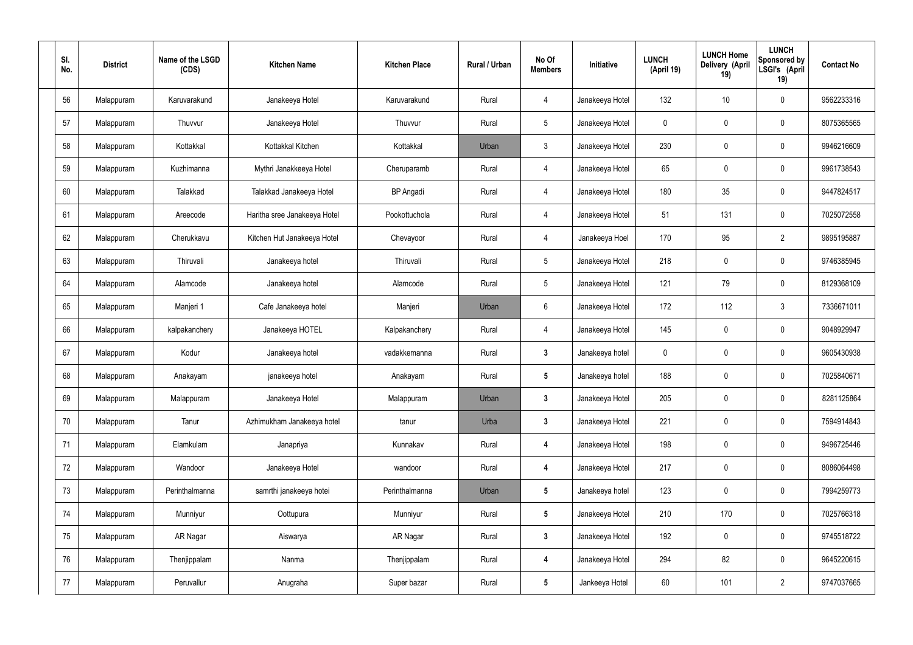| Sl. No. | District | Name of the LSGD (CDS) | Kitchen Name | Kitchen Place | Rural / Urban | No Of Members | Initiative | LUNCH (April 19) | LUNCH Home Delivery (April 19) | LUNCH Sponsored by LSGI's (April 19) | Contact No |
|---|---|---|---|---|---|---|---|---|---|---|---|
| 56 | Malappuram | Karuvarakund | Janakeeya Hotel | Karuvarakund | Rural | 4 | Janakeeya Hotel | 132 | 10 | 0 | 9562233316 |
| 57 | Malappuram | Thuvvur | Janakeeya Hotel | Thuvvur | Rural | 5 | Janakeeya Hotel | 0 | 0 | 0 | 8075365565 |
| 58 | Malappuram | Kottakkal | Kottakkal Kitchen | Kottakkal | Urban | 3 | Janakeeya Hotel | 230 | 0 | 0 | 9946216609 |
| 59 | Malappuram | Kuzhimanna | Mythri Janakkeeya Hotel | Cheruparamb | Rural | 4 | Janakeeya Hotel | 65 | 0 | 0 | 9961738543 |
| 60 | Malappuram | Talakkad | Talakkad Janakeeya Hotel | BP Angadi | Rural | 4 | Janakeeya Hotel | 180 | 35 | 0 | 9447824517 |
| 61 | Malappuram | Areecode | Haritha sree Janakeeya Hotel | Pookottuchola | Rural | 4 | Janakeeya Hotel | 51 | 131 | 0 | 7025072558 |
| 62 | Malappuram | Cherukkavu | Kitchen Hut Janakeeya Hotel | Chevayoor | Rural | 4 | Janakeeya Hoel | 170 | 95 | 2 | 9895195887 |
| 63 | Malappuram | Thiruvali | Janakeeya hotel | Thiruvali | Rural | 5 | Janakeeya Hotel | 218 | 0 | 0 | 9746385945 |
| 64 | Malappuram | Alamcode | Janakeeya hotel | Alamcode | Rural | 5 | Janakeeya Hotel | 121 | 79 | 0 | 8129368109 |
| 65 | Malappuram | Manjeri 1 | Cafe Janakeeya hotel | Manjeri | Urban | 6 | Janakeeya Hotel | 172 | 112 | 3 | 7336671011 |
| 66 | Malappuram | kalpakanchery | Janakeeya HOTEL | Kalpakanchery | Rural | 4 | Janakeeya Hotel | 145 | 0 | 0 | 9048929947 |
| 67 | Malappuram | Kodur | Janakeeya hotel | vadakkemanna | Rural | **3** | Janakeeya hotel | 0 | 0 | 0 | 9605430938 |
| 68 | Malappuram | Anakayam | janakeeya hotel | Anakayam | Rural | **5** | Janakeeya hotel | 188 | 0 | 0 | 7025840671 |
| 69 | Malappuram | Malappuram | Janakeeya Hotel | Malappuram | Urban | **3** | Janakeeya Hotel | 205 | 0 | 0 | 8281125864 |
| 70 | Malappuram | Tanur | Azhimukham Janakeeya hotel | tanur | Urba | **3** | Janakeeya Hotel | 221 | 0 | 0 | 7594914843 |
| 71 | Malappuram | Elamkulam | Janapriya | Kunnakav | Rural | **4** | Janakeeya Hotel | 198 | 0 | 0 | 9496725446 |
| 72 | Malappuram | Wandoor | Janakeeya Hotel | wandoor | Rural | **4** | Janakeeya Hotel | 217 | 0 | 0 | 8086064498 |
| 73 | Malappuram | Perinthalmanna | samrthi janakeeya hotei | Perinthalmanna | Urban | **5** | Janakeeya hotel | 123 | 0 | 0 | 7994259773 |
| 74 | Malappuram | Munniyur | Oottupura | Munniyur | Rural | **5** | Janakeeya Hotel | 210 | 170 | 0 | 7025766318 |
| 75 | Malappuram | AR Nagar | Aiswarya | AR Nagar | Rural | **3** | Janakeeya Hotel | 192 | 0 | 0 | 9745518722 |
| 76 | Malappuram | Thenjippalam | Nanma | Thenjippalam | Rural | **4** | Janakeeya Hotel | 294 | 82 | 0 | 9645220615 |
| 77 | Malappuram | Peruvallur | Anugraha | Super bazar | Rural | **5** | Jankeeya Hotel | 60 | 101 | 2 | 9747037665 |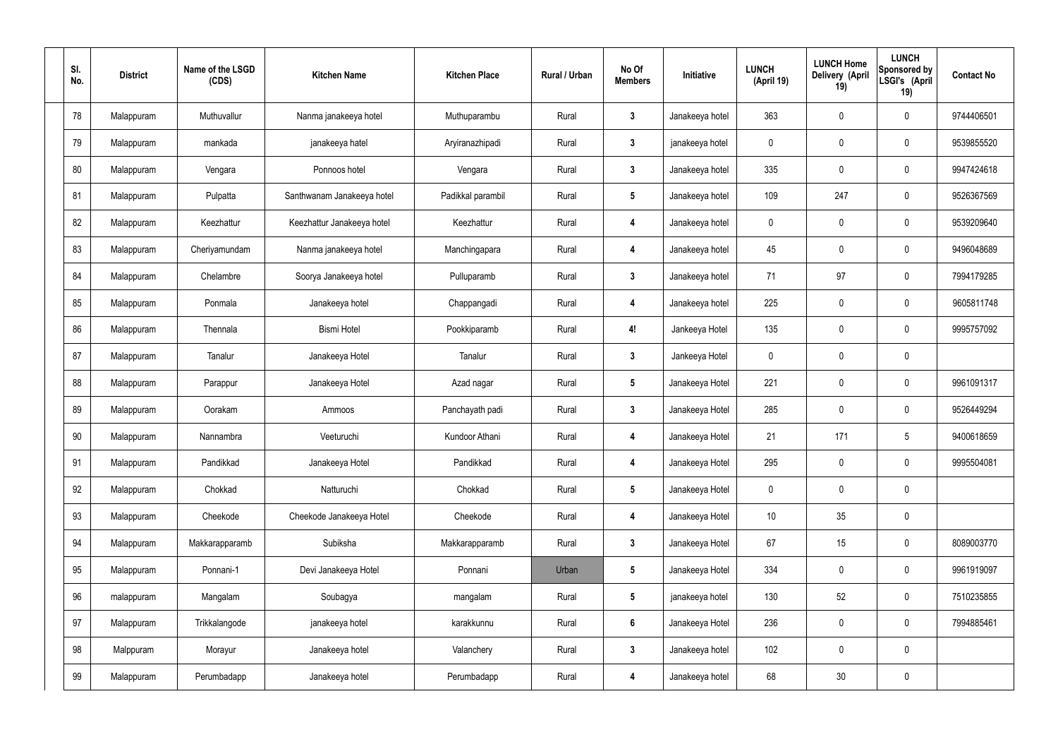| Sl. No. | District | Name of the LSGD (CDS) | Kitchen Name | Kitchen Place | Rural / Urban | No Of Members | Initiative | LUNCH (April 19) | LUNCH Home Delivery (April 19) | LUNCH Sponsored by LSGI's (April 19) | Contact No |
|---|---|---|---|---|---|---|---|---|---|---|---|
| 78 | Malappuram | Muthuvallur | Nanma janakeeya hotel | Muthuparambu | Rural | 3 | Janakeeya hotel | 363 | 0 | 0 | 9744406501 |
| 79 | Malappuram | mankada | janakeeya hatel | Aryiranazhipadi | Rural | 3 | janakeeya hotel | 0 | 0 | 0 | 9539855520 |
| 80 | Malappuram | Vengara | Ponnoos hotel | Vengara | Rural | 3 | Janakeeya hotel | 335 | 0 | 0 | 9947424618 |
| 81 | Malappuram | Pulpatta | Santhwanam Janakeeya hotel | Padikkal parambil | Rural | 5 | Janakeeya hotel | 109 | 247 | 0 | 9526367569 |
| 82 | Malappuram | Keezhattur | Keezhattur Janakeeya hotel | Keezhattur | Rural | 4 | Janakeeya hotel | 0 | 0 | 0 | 9539209640 |
| 83 | Malappuram | Cheriyamundam | Nanma janakeeya hotel | Manchingapara | Rural | 4 | Janakeeya hotel | 45 | 0 | 0 | 9496048689 |
| 84 | Malappuram | Chelambre | Soorya Janakeeya hotel | Pulluparamb | Rural | 3 | Janakeeya hotel | 71 | 97 | 0 | 7994179285 |
| 85 | Malappuram | Ponmala | Janakeeya hotel | Chappangadi | Rural | 4 | Janakeeya hotel | 225 | 0 | 0 | 9605811748 |
| 86 | Malappuram | Thennala | Bismi Hotel | Pookkiparamb | Rural | 4! | Jankeeya Hotel | 135 | 0 | 0 | 9995757092 |
| 87 | Malappuram | Tanalur | Janakeeya Hotel | Tanalur | Rural | 3 | Jankeeya Hotel | 0 | 0 | 0 | |
| 88 | Malappuram | Parappur | Janakeeya Hotel | Azad nagar | Rural | 5 | Janakeeya Hotel | 221 | 0 | 0 | 9961091317 |
| 89 | Malappuram | Oorakam | Ammoos | Panchayath padi | Rural | 3 | Janakeeya Hotel | 285 | 0 | 0 | 9526449294 |
| 90 | Malappuram | Nannambra | Veeturuchi | Kundoor Athani | Rural | 4 | Janakeeya Hotel | 21 | 171 | 5 | 9400618659 |
| 91 | Malappuram | Pandikkad | Janakeeya Hotel | Pandikkad | Rural | 4 | Janakeeya Hotel | 295 | 0 | 0 | 9995504081 |
| 92 | Malappuram | Chokkad | Natturuchi | Chokkad | Rural | 5 | Janakeeya Hotel | 0 | 0 | 0 | |
| 93 | Malappuram | Cheekode | Cheekode Janakeeya Hotel | Cheekode | Rural | 4 | Janakeeya Hotel | 10 | 35 | 0 | |
| 94 | Malappuram | Makkarapparamb | Subiksha | Makkarapparamb | Rural | 3 | Janakeeya Hotel | 67 | 15 | 0 | 8089003770 |
| 95 | Malappuram | Ponnani-1 | Devi Janakeeya Hotel | Ponnani | Urban | 5 | Janakeeya Hotel | 334 | 0 | 0 | 9961919097 |
| 96 | malappuram | Mangalam | Soubagya | mangalam | Rural | 5 | janakeeya hotel | 130 | 52 | 0 | 7510235855 |
| 97 | Malappuram | Trikkalangode | janakeeya hotel | karakkunnu | Rural | 6 | Janakeeya Hotel | 236 | 0 | 0 | 7994885461 |
| 98 | Malppuram | Morayur | Janakeeya hotel | Valanchery | Rural | 3 | Janakeeya hotel | 102 | 0 | 0 | |
| 99 | Malappuram | Perumbadapp | Janakeeya hotel | Perumbadapp | Rural | 4 | Janakeeya hotel | 68 | 30 | 0 | |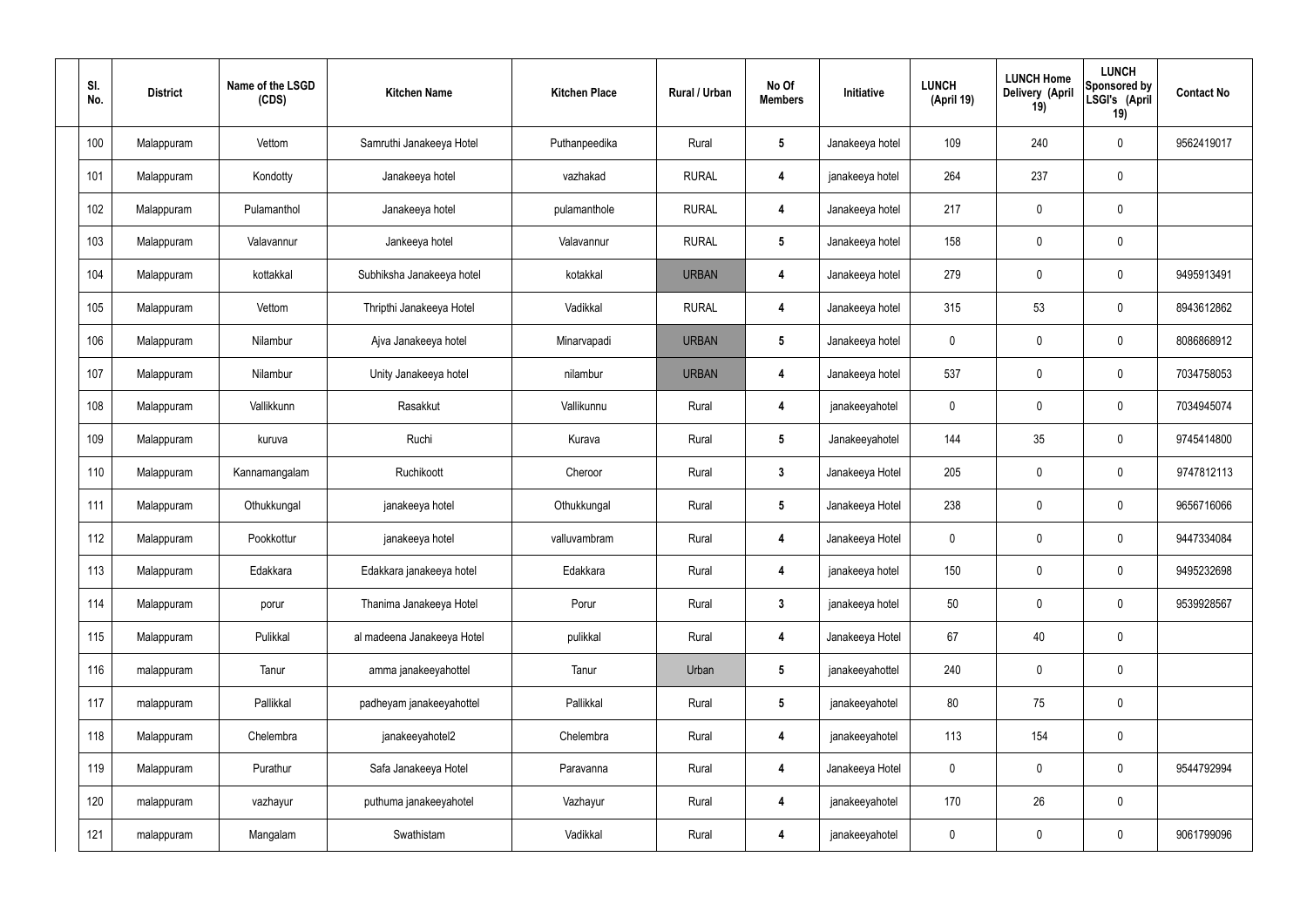| Sl. No. | District | Name of the LSGD (CDS) | Kitchen Name | Kitchen Place | Rural / Urban | No Of Members | Initiative | LUNCH (April 19) | LUNCH Home Delivery (April 19) | LUNCH Sponsored by LSGI's (April 19) | Contact No |
|---|---|---|---|---|---|---|---|---|---|---|---|
| 100 | Malappuram | Vettom | Samruthi Janakeeya Hotel | Puthanpeedika | Rural | 5 | Janakeeya hotel | 109 | 240 | 0 | 9562419017 |
| 101 | Malappuram | Kondotty | Janakeeya hotel | vazhakad | RURAL | 4 | janakeeya hotel | 264 | 237 | 0 | |
| 102 | Malappuram | Pulamanthol | Janakeeya hotel | pulamanthole | RURAL | 4 | Janakeeya hotel | 217 | 0 | 0 | |
| 103 | Malappuram | Valavannur | Jankeeya hotel | Valavannur | RURAL | 5 | Janakeeya hotel | 158 | 0 | 0 | |
| 104 | Malappuram | kottakkal | Subhiksha Janakeeya hotel | kotakkal | URBAN | 4 | Janakeeya hotel | 279 | 0 | 0 | 9495913491 |
| 105 | Malappuram | Vettom | Thripthi Janakeeya Hotel | Vadikkal | RURAL | 4 | Janakeeya hotel | 315 | 53 | 0 | 8943612862 |
| 106 | Malappuram | Nilambur | Ajva Janakeeya hotel | Minarvapadi | URBAN | 5 | Janakeeya hotel | 0 | 0 | 0 | 8086868912 |
| 107 | Malappuram | Nilambur | Unity Janakeeya hotel | nilambur | URBAN | 4 | Janakeeya hotel | 537 | 0 | 0 | 7034758053 |
| 108 | Malappuram | Vallikkunn | Rasakkut | Vallikunnu | Rural | 4 | janakeeyahotel | 0 | 0 | 0 | 7034945074 |
| 109 | Malappuram | kuruva | Ruchi | Kurava | Rural | 5 | Janakeeyahotel | 144 | 35 | 0 | 9745414800 |
| 110 | Malappuram | Kannamangalam | Ruchikoott | Cheroor | Rural | 3 | Janakeeya Hotel | 205 | 0 | 0 | 9747812113 |
| 111 | Malappuram | Othukkungal | janakeeya hotel | Othukkungal | Rural | 5 | Janakeeya Hotel | 238 | 0 | 0 | 9656716066 |
| 112 | Malappuram | Pookkottur | janakeeya hotel | valluvambram | Rural | 4 | Janakeeya Hotel | 0 | 0 | 0 | 9447334084 |
| 113 | Malappuram | Edakkara | Edakkara janakeeya hotel | Edakkara | Rural | 4 | janakeeya hotel | 150 | 0 | 0 | 9495232698 |
| 114 | Malappuram | porur | Thanima Janakeeya Hotel | Porur | Rural | 3 | janakeeya hotel | 50 | 0 | 0 | 9539928567 |
| 115 | Malappuram | Pulikkal | al madeena Janakeeya Hotel | pulikkal | Rural | 4 | Janakeeya Hotel | 67 | 40 | 0 | |
| 116 | malappuram | Tanur | amma janakeeyahottel | Tanur | Urban | 5 | janakeeyahottel | 240 | 0 | 0 | |
| 117 | malappuram | Pallikkal | padheyam janakeeyahottel | Pallikkal | Rural | 5 | janakeeyahotel | 80 | 75 | 0 | |
| 118 | Malappuram | Chelembra | janakeeyahotel2 | Chelembra | Rural | 4 | janakeeyahotel | 113 | 154 | 0 | |
| 119 | Malappuram | Purathur | Safa Janakeeya Hotel | Paravanna | Rural | 4 | Janakeeya Hotel | 0 | 0 | 0 | 9544792994 |
| 120 | malappuram | vazhayur | puthuma janakeeyahotel | Vazhayur | Rural | 4 | janakeeyahotel | 170 | 26 | 0 | |
| 121 | malappuram | Mangalam | Swathistam | Vadikkal | Rural | 4 | janakeeyahotel | 0 | 0 | 0 | 9061799096 |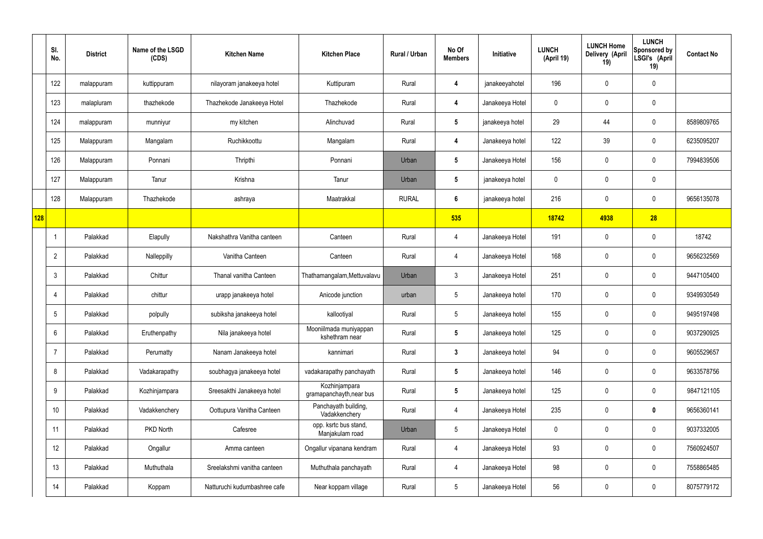| | Sl. No. | District | Name of the LSGD (CDS) | Kitchen Name | Kitchen Place | Rural / Urban | No Of Members | Initiative | LUNCH (April 19) | LUNCH Home Delivery (April 19) | LUNCH Sponsored by LSGI's (April 19) | Contact No |
|---|---|---|---|---|---|---|---|---|---|---|---|---|
| | 122 | malappuram | kuttippuram | nilayoram janakeeya hotel | Kuttipuram | Rural | **4** | janakeeyahotel | 196 | 0 | 0 | |
| | 123 | malapluram | thazhekode | Thazhekode Janakeeya Hotel | Thazhekode | Rural | **4** | Janakeeya Hotel | 0 | 0 | 0 | |
| | 124 | malappuram | munniyur | my kitchen | Alinchuvad | Rural | **5** | janakeeya hotel | 29 | 44 | 0 | 8589809765 |
| | 125 | Malappuram | Mangalam | Ruchikkoottu | Mangalam | Rural | **4** | Janakeeya hotel | 122 | 39 | 0 | 6235095207 |
| | 126 | Malappuram | Ponnani | Thripthi | Ponnani | Urban | **5** | Janakeeya Hotel | 156 | 0 | 0 | 7994839506 |
| | 127 | Malappuram | Tanur | Krishna | Tanur | Urban | **5** | janakeeya hotel | 0 | 0 | 0 | |
| | 128 | Malappuram | Thazhekode | ashraya | Maatrakkal | RURAL | **6** | janakeeya hotel | 216 | 0 | 0 | 9656135078 |
| **128** | | | | | | | **535** | | **18742** | **4938** | **28** | |
| | 1 | Palakkad | Elapully | Nakshathra Vanitha canteen | Canteen | Rural | 4 | Janakeeya Hotel | 191 | 0 | 0 | 18742 |
| | 2 | Palakkad | Nalleppilly | Vanitha Canteen | Canteen | Rural | 4 | Janakeeya Hotel | 168 | 0 | 0 | 9656232569 |
| | 3 | Palakkad | Chittur | Thanal vanitha Canteen | Thathamangalam,Mettuvalavu | Urban | 3 | Janakeeya Hotel | 251 | 0 | 0 | 9447105400 |
| | 4 | Palakkad | chittur | urapp janakeeya hotel | Anicode junction | urban | 5 | Janakeeya hotel | 170 | 0 | 0 | 9349930549 |
| | 5 | Palakkad | polpully | subiksha janakeeya hotel | kallootiyal | Rural | 5 | Janakeeya hotel | 155 | 0 | 0 | 9495197498 |
| | 6 | Palakkad | Eruthenpathy | Nila janakeeya hotel | Mooniilmada muniyappan kshethram near | Rural | **5** | Janakeeya hotel | 125 | 0 | 0 | 9037290925 |
| | 7 | Palakkad | Perumatty | Nanam Janakeeya hotel | kannimari | Rural | **3** | Janakeeya hotel | 94 | 0 | 0 | 9605529657 |
| | 8 | Palakkad | Vadakarapathy | soubhagya janakeeya hotel | vadakarapathy panchayath | Rural | **5** | Janakeeya hotel | 146 | 0 | 0 | 9633578756 |
| | 9 | Palakkad | Kozhinjampara | Sreesakthi Janakeeya hotel | Kozhinjampara gramapanchayth,near bus | Rural | **5** | Janakeeya hotel | 125 | 0 | 0 | 9847121105 |
| | 10 | Palakkad | Vadakkenchery | Oottupura Vanitha Canteen | Panchayath building, Vadakkenchery | Rural | 4 | Janakeeya Hotel | 235 | 0 | **0** | 9656360141 |
| | 11 | Palakkad | PKD North | Cafesree | opp. ksrtc bus stand, Manjakulam road | Urban | 5 | Janakeeya Hotel | 0 | 0 | 0 | 9037332005 |
| | 12 | Palakkad | Ongallur | Amma canteen | Ongallur vipanana kendram | Rural | 4 | Janakeeya Hotel | 93 | 0 | 0 | 7560924507 |
| | 13 | Palakkad | Muthuthala | Sreelakshmi vanitha canteen | Muthuthala panchayath | Rural | 4 | Janakeeya Hotel | 98 | 0 | 0 | 7558865485 |
| | 14 | Palakkad | Koppam | Natturuchi kudumbashree cafe | Near koppam village | Rural | 5 | Janakeeya Hotel | 56 | 0 | 0 | 8075779172 |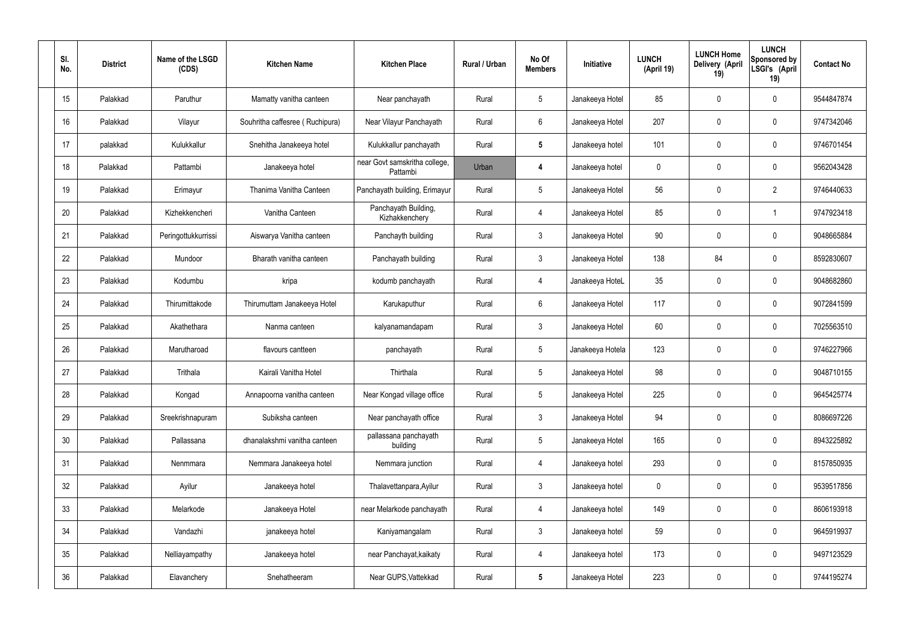| Sl. No. | District | Name of the LSGD (CDS) | Kitchen Name | Kitchen Place | Rural / Urban | No Of Members | Initiative | LUNCH (April 19) | LUNCH Home Delivery (April 19) | LUNCH Sponsored by LSGI's (April 19) | Contact No |
|---|---|---|---|---|---|---|---|---|---|---|---|
| 15 | Palakkad | Paruthur | Mamatty vanitha canteen | Near panchayath | Rural | 5 | Janakeeya Hotel | 85 | 0 | 0 | 9544847874 |
| 16 | Palakkad | Vilayur | Souhritha caffesree ( Ruchipura) | Near Vilayur Panchayath | Rural | 6 | Janakeeya Hotel | 207 | 0 | 0 | 9747342046 |
| 17 | palakkad | Kulukkallur | Snehitha Janakeeya hotel | Kulukkallur panchayath | Rural | **5** | Janakeeya hotel | 101 | 0 | 0 | 9746701454 |
| 18 | Palakkad | Pattambi | Janakeeya hotel | near Govt samskritha college, Pattambi | Urban | **4** | Janakeeya hotel | 0 | 0 | 0 | 9562043428 |
| 19 | Palakkad | Erimayur | Thanima Vanitha Canteen | Panchayath building, Erimayur | Rural | 5 | Janakeeya Hotel | 56 | 0 | 2 | 9746440633 |
| 20 | Palakkad | Kizhekkencheri | Vanitha Canteen | Panchayath Building, Kizhakkenchery | Rural | 4 | Janakeeya Hotel | 85 | 0 | 1 | 9747923418 |
| 21 | Palakkad | Peringottukkurrissi | Aiswarya Vanitha canteen | Panchayth building | Rural | 3 | Janakeeya Hotel | 90 | 0 | 0 | 9048665884 |
| 22 | Palakkad | Mundoor | Bharath vanitha canteen | Panchayath building | Rural | 3 | Janakeeya Hotel | 138 | 84 | 0 | 8592830607 |
| 23 | Palakkad | Kodumbu | kripa | kodumb panchayath | Rural | 4 | Janakeeya HoteL | 35 | 0 | 0 | 9048682860 |
| 24 | Palakkad | Thirumittakode | Thirumuttam Janakeeya Hotel | Karukaputhur | Rural | 6 | Janakeeya Hotel | 117 | 0 | 0 | 9072841599 |
| 25 | Palakkad | Akathethara | Nanma canteen | kalyanamandapam | Rural | 3 | Janakeeya Hotel | 60 | 0 | 0 | 7025563510 |
| 26 | Palakkad | Marutharoad | flavours cantteen | panchayath | Rural | 5 | Janakeeya Hotela | 123 | 0 | 0 | 9746227966 |
| 27 | Palakkad | Trithala | Kairali Vanitha Hotel | Thirthala | Rural | 5 | Janakeeya Hotel | 98 | 0 | 0 | 9048710155 |
| 28 | Palakkad | Kongad | Annapoorna vanitha canteen | Near Kongad village office | Rural | 5 | Janakeeya Hotel | 225 | 0 | 0 | 9645425774 |
| 29 | Palakkad | Sreekrishnapuram | Subiksha canteen | Near panchayath office | Rural | 3 | Janakeeya Hotel | 94 | 0 | 0 | 8086697226 |
| 30 | Palakkad | Pallassana | dhanalakshmi vanitha canteen | pallassana panchayath building | Rural | 5 | Janakeeya Hotel | 165 | 0 | 0 | 8943225892 |
| 31 | Palakkad | Nenmmara | Nemmara Janakeeya hotel | Nemmara junction | Rural | 4 | Janakeeya hotel | 293 | 0 | 0 | 8157850935 |
| 32 | Palakkad | Ayilur | Janakeeya hotel | Thalavettanpara,Ayilur | Rural | 3 | Janakeeya hotel | 0 | 0 | 0 | 9539517856 |
| 33 | Palakkad | Melarkode | Janakeeya Hotel | near Melarkode panchayath | Rural | 4 | Janakeeya hotel | 149 | 0 | 0 | 8606193918 |
| 34 | Palakkad | Vandazhi | janakeeya hotel | Kaniyamangalam | Rural | 3 | Janakeeya hotel | 59 | 0 | 0 | 9645919937 |
| 35 | Palakkad | Nelliayampathy | Janakeeya hotel | near Panchayat,kaikaty | Rural | 4 | Janakeeya hotel | 173 | 0 | 0 | 9497123529 |
| 36 | Palakkad | Elavanchery | Snehatheeram | Near GUPS,Vattekkad | Rural | **5** | Janakeeya Hotel | 223 | 0 | 0 | 9744195274 |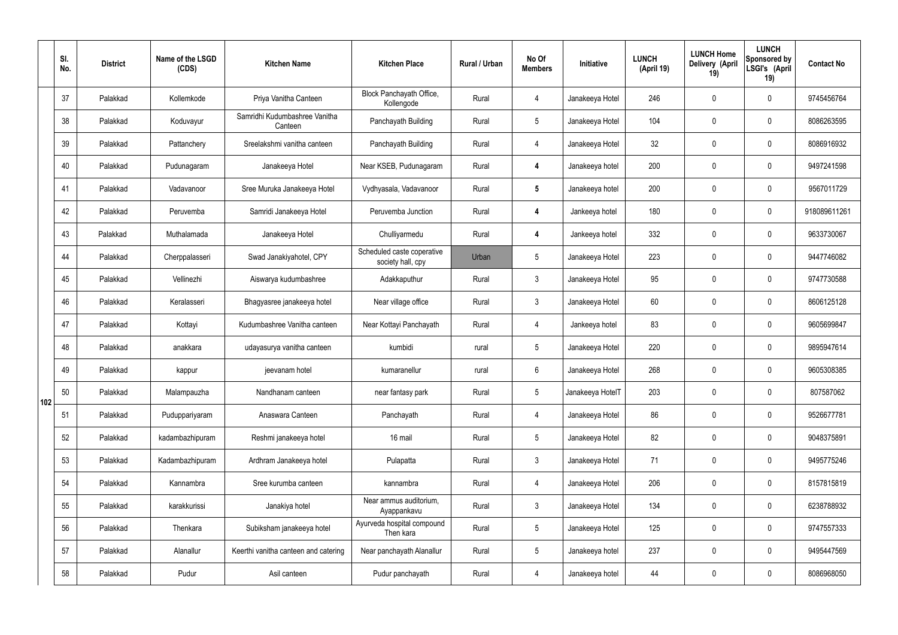|  | Sl. No. | District | Name of the LSGD (CDS) | Kitchen Name | Kitchen Place | Rural / Urban | No Of Members | Initiative | LUNCH (April 19) | LUNCH Home Delivery (April 19) | LUNCH Sponsored by LSGI's (April 19) | Contact No |
|---|---|---|---|---|---|---|---|---|---|---|---|---|
| 102 | 37 | Palakkad | Kollemkode | Priya Vanitha Canteen | Block Panchayath Office, Kollengode | Rural | 4 | Janakeeya Hotel | 246 | 0 | 0 | 9745456764 |
|  | 38 | Palakkad | Koduvayur | Samridhi Kudumbashree Vanitha Canteen | Panchayath Building | Rural | 5 | Janakeeya Hotel | 104 | 0 | 0 | 8086263595 |
|  | 39 | Palakkad | Pattanchery | Sreelakshmi vanitha canteen | Panchayath Building | Rural | 4 | Janakeeya Hotel | 32 | 0 | 0 | 8086916932 |
|  | 40 | Palakkad | Pudunagaram | Janakeeya Hotel | Near KSEB, Pudunagaram | Rural | **4** | Janakeeya hotel | 200 | 0 | 0 | 9497241598 |
|  | 41 | Palakkad | Vadavanoor | Sree Muruka Janakeeya Hotel | Vydhyasala, Vadavanoor | Rural | **5** | Janakeeya hotel | 200 | 0 | 0 | 9567011729 |
|  | 42 | Palakkad | Peruvemba | Samridi Janakeeya Hotel | Peruvemba Junction | Rural | **4** | Jankeeya hotel | 180 | 0 | 0 | 918089611261 |
|  | 43 | Palakkad | Muthalamada | Janakeeya Hotel | Chulliyarmedu | Rural | **4** | Jankeeya hotel | 332 | 0 | 0 | 9633730067 |
|  | 44 | Palakkad | Cherppalasseri | Swad Janakiyahotel, CPY | Scheduled caste coperative society hall, cpy | Urban | 5 | Janakeeya Hotel | 223 | 0 | 0 | 9447746082 |
|  | 45 | Palakkad | Vellinezhi | Aiswarya kudumbashree | Adakkaputhur | Rural | 3 | Janakeeya Hotel | 95 | 0 | 0 | 9747730588 |
|  | 46 | Palakkad | Keralasseri | Bhagyasree janakeeya hotel | Near village office | Rural | 3 | Janakeeya Hotel | 60 | 0 | 0 | 8606125128 |
|  | 47 | Palakkad | Kottayi | Kudumbashree Vanitha canteen | Near Kottayi Panchayath | Rural | 4 | Jankeeya hotel | 83 | 0 | 0 | 9605699847 |
|  | 48 | Palakkad | anakkara | udayasurya vanitha canteen | kumbidi | rural | 5 | Janakeeya Hotel | 220 | 0 | 0 | 9895947614 |
|  | 49 | Palakkad | kappur | jeevanam hotel | kumaranellur | rural | 6 | Janakeeya Hotel | 268 | 0 | 0 | 9605308385 |
|  | 50 | Palakkad | Malampauzha | Nandhanam canteen | near fantasy park | Rural | 5 | Janakeeya HotelT | 203 | 0 | 0 | 807587062 |
|  | 51 | Palakkad | Puduppariyaram | Anaswara Canteen | Panchayath | Rural | 4 | Janakeeya Hotel | 86 | 0 | 0 | 9526677781 |
|  | 52 | Palakkad | kadambazhipuram | Reshmi janakeeya hotel | 16 mail | Rural | 5 | Janakeeya Hotel | 82 | 0 | 0 | 9048375891 |
|  | 53 | Palakkad | Kadambazhipuram | Ardhram Janakeeya hotel | Pulapatta | Rural | 3 | Janakeeya Hotel | 71 | 0 | 0 | 9495775246 |
|  | 54 | Palakkad | Kannambra | Sree kurumba canteen | kannambra | Rural | 4 | Janakeeya Hotel | 206 | 0 | 0 | 8157815819 |
|  | 55 | Palakkad | karakkurissi | Janakiya hotel | Near ammus auditorium, Ayappankavu | Rural | 3 | Janakeeya Hotel | 134 | 0 | 0 | 6238788932 |
|  | 56 | Palakkad | Thenkara | Subiksham janakeeya hotel | Ayurveda hospital compound Then kara | Rural | 5 | Janakeeya Hotel | 125 | 0 | 0 | 9747557333 |
|  | 57 | Palakkad | Alanallur | Keerthi vanitha canteen and catering | Near panchayath Alanallur | Rural | 5 | Janakeeya hotel | 237 | 0 | 0 | 9495447569 |
|  | 58 | Palakkad | Pudur | Asil canteen | Pudur panchayath | Rural | 4 | Janakeeya hotel | 44 | 0 | 0 | 8086968050 |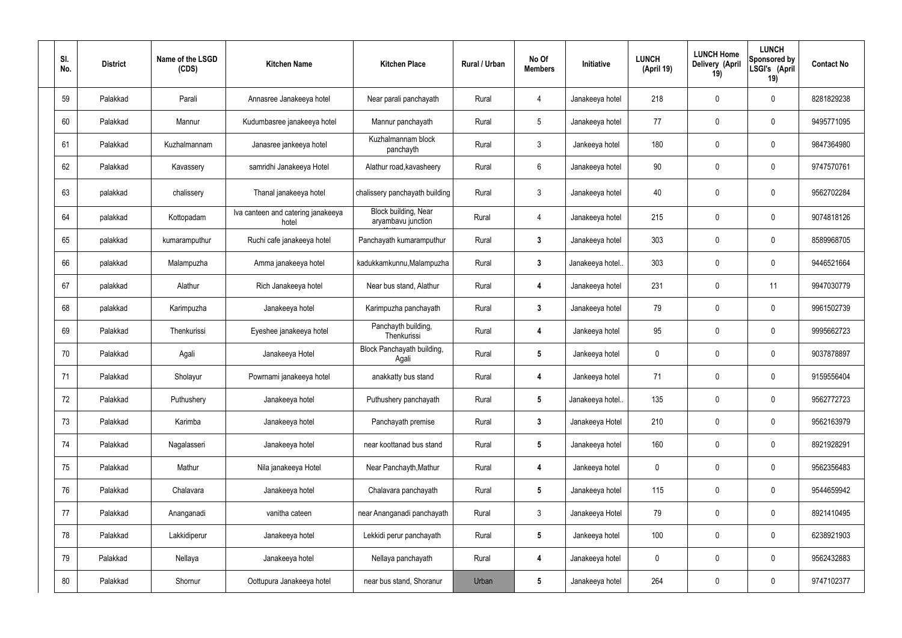| Sl. No. | District | Name of the LSGD (CDS) | Kitchen Name | Kitchen Place | Rural / Urban | No Of Members | Initiative | LUNCH (April 19) | LUNCH Home Delivery (April 19) | LUNCH Sponsored by LSGI's (April 19) | Contact No |
|---|---|---|---|---|---|---|---|---|---|---|---|
| 59 | Palakkad | Parali | Annasree Janakeeya hotel | Near parali panchayath | Rural | 4 | Janakeeya hotel | 218 | 0 | 0 | 8281829238 |
| 60 | Palakkad | Mannur | Kudumbasree janakeeya hotel | Mannur panchayath | Rural | 5 | Janakeeya hotel | 77 | 0 | 0 | 9495771095 |
| 61 | Palakkad | Kuzhalmannam | Janasree jankeeya hotel | Kuzhalmannam block panchayth | Rural | 3 | Jankeeya hotel | 180 | 0 | 0 | 9847364980 |
| 62 | Palakkad | Kavassery | samridhi Janakeeya Hotel | Alathur road,kavasheery | Rural | 6 | Janakeeya hotel | 90 | 0 | 0 | 9747570761 |
| 63 | palakkad | chalissery | Thanal janakeeya hotel | chalissery panchayath building | Rural | 3 | Janakeeya hotel | 40 | 0 | 0 | 9562702284 |
| 64 | palakkad | Kottopadam | Iva canteen and catering janakeeya hotel | Block building, Near aryambavu junction | Rural | 4 | Janakeeya hotel | 215 | 0 | 0 | 9074818126 |
| 65 | palakkad | kumaramputhur | Ruchi cafe janakeeya hotel | Panchayath kumaramputhur | Rural | 3 | Janakeeya hotel | 303 | 0 | 0 | 8589968705 |
| 66 | palakkad | Malampuzha | Amma janakeeya hotel | kadukkamkunnu,Malampuzha | Rural | 3 | Janakeeya hotel.. | 303 | 0 | 0 | 9446521664 |
| 67 | palakkad | Alathur | Rich Janakeeya hotel | Near bus stand, Alathur | Rural | 4 | Janakeeya hotel | 231 | 0 | 11 | 9947030779 |
| 68 | palakkad | Karimpuzha | Janakeeya hotel | Karimpuzha panchayath | Rural | 3 | Janakeeya hotel | 79 | 0 | 0 | 9961502739 |
| 69 | Palakkad | Thenkurissi | Eyeshee janakeeya hotel | Panchayth building, Thenkurissi | Rural | 4 | Jankeeya hotel | 95 | 0 | 0 | 9995662723 |
| 70 | Palakkad | Agali | Janakeeya Hotel | Block Panchayath building, Agali | Rural | 5 | Jankeeya hotel | 0 | 0 | 0 | 9037878897 |
| 71 | Palakkad | Sholayur | Powrnami janakeeya hotel | anakkatty bus stand | Rural | 4 | Jankeeya hotel | 71 | 0 | 0 | 9159556404 |
| 72 | Palakkad | Puthushery | Janakeeya hotel | Puthushery panchayath | Rural | 5 | Janakeeya hotel.. | 135 | 0 | 0 | 9562772723 |
| 73 | Palakkad | Karimba | Janakeeya hotel | Panchayath premise | Rural | 3 | Janakeeya Hotel | 210 | 0 | 0 | 9562163979 |
| 74 | Palakkad | Nagalasseri | Janakeeya hotel | near koottanad bus stand | Rural | 5 | Janakeeya hotel | 160 | 0 | 0 | 8921928291 |
| 75 | Palakkad | Mathur | Nila janakeeya Hotel | Near Panchayth,Mathur | Rural | 4 | Jankeeya hotel | 0 | 0 | 0 | 9562356483 |
| 76 | Palakkad | Chalavara | Janakeeya hotel | Chalavara panchayath | Rural | 5 | Janakeeya hotel | 115 | 0 | 0 | 9544659942 |
| 77 | Palakkad | Ananganadi | vanitha cateen | near Ananganadi panchayath | Rural | 3 | Janakeeya Hotel | 79 | 0 | 0 | 8921410495 |
| 78 | Palakkad | Lakkidiperur | Janakeeya hotel | Lekkidi perur panchayath | Rural | 5 | Jankeeya hotel | 100 | 0 | 0 | 6238921903 |
| 79 | Palakkad | Nellaya | Janakeeya hotel | Nellaya panchayath | Rural | 4 | Janakeeya hotel | 0 | 0 | 0 | 9562432883 |
| 80 | Palakkad | Shornur | Oottupura Janakeeya hotel | near bus stand, Shoranur | Urban | 5 | Janakeeya hotel | 264 | 0 | 0 | 9747102377 |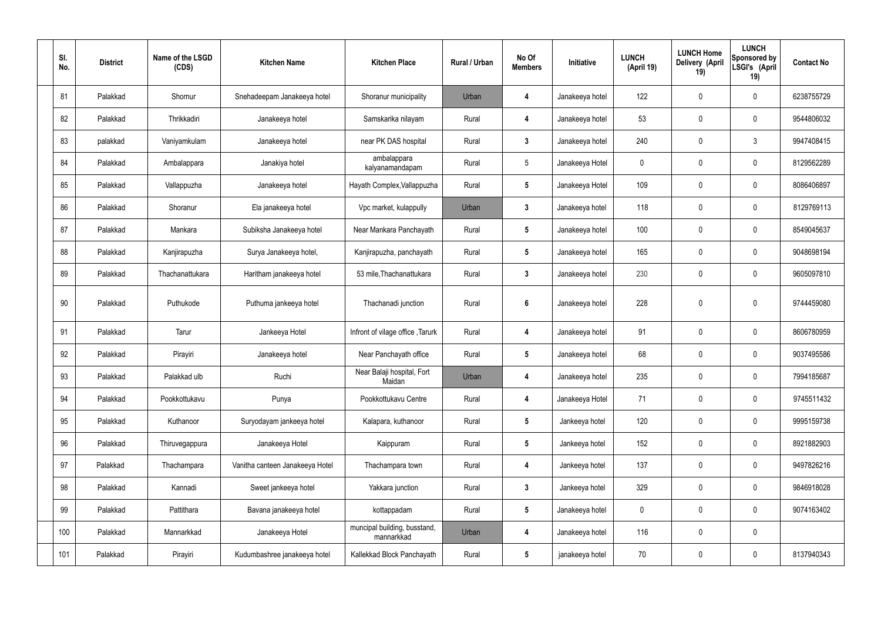| Sl. No. | District | Name of the LSGD (CDS) | Kitchen Name | Kitchen Place | Rural / Urban | No Of Members | Initiative | LUNCH (April 19) | LUNCH Home Delivery (April 19) | LUNCH Sponsored by LSGI's (April 19) | Contact No |
|---|---|---|---|---|---|---|---|---|---|---|---|
| 81 | Palakkad | Shornur | Snehadeepam Janakeeya hotel | Shoranur municipality | Urban | 4 | Janakeeya hotel | 122 | 0 | 0 | 6238755729 |
| 82 | Palakkad | Thrikkadiri | Janakeeya hotel | Samskarika nilayam | Rural | 4 | Janakeeya hotel | 53 | 0 | 0 | 9544806032 |
| 83 | palakkad | Vaniyamkulam | Janakeeya hotel | near PK DAS hospital | Rural | 3 | Janakeeya hotel | 240 | 0 | 3 | 9947408415 |
| 84 | Palakkad | Ambalappara | Janakiya hotel | ambalappara kalyanamandapam | Rural | 5 | Janakeeya Hotel | 0 | 0 | 0 | 8129562289 |
| 85 | Palakkad | Vallappuzha | Janakeeya hotel | Hayath Complex,Vallappuzha | Rural | 5 | Janakeeya Hotel | 109 | 0 | 0 | 8086406897 |
| 86 | Palakkad | Shoranur | Ela janakeeya hotel | Vpc market, kulappully | Urban | 3 | Janakeeya hotel | 118 | 0 | 0 | 8129769113 |
| 87 | Palakkad | Mankara | Subiksha Janakeeya hotel | Near Mankara Panchayath | Rural | 5 | Janakeeya hotel | 100 | 0 | 0 | 8549045637 |
| 88 | Palakkad | Kanjirapuzha | Surya Janakeeya hotel, | Kanjirapuzha, panchayath | Rural | 5 | Janakeeya hotel | 165 | 0 | 0 | 9048698194 |
| 89 | Palakkad | Thachanattukara | Haritham janakeeya hotel | 53 mile,Thachanattukara | Rural | 3 | Janakeeya hotel | 230 | 0 | 0 | 9605097810 |
| 90 | Palakkad | Puthukode | Puthuma jankeeya hotel | Thachanadi junction | Rural | 6 | Janakeeya hotel | 228 | 0 | 0 | 9744459080 |
| 91 | Palakkad | Tarur | Jankeeya Hotel | Infront of vilage office ,Tarurk | Rural | 4 | Janakeeya hotel | 91 | 0 | 0 | 8606780959 |
| 92 | Palakkad | Pirayiri | Janakeeya hotel | Near Panchayath office | Rural | 5 | Janakeeya hotel | 68 | 0 | 0 | 9037495586 |
| 93 | Palakkad | Palakkad ulb | Ruchi | Near Balaji hospital, Fort Maidan | Urban | 4 | Janakeeya hotel | 235 | 0 | 0 | 7994185687 |
| 94 | Palakkad | Pookkottukavu | Punya | Pookkottukavu Centre | Rural | 4 | Janakeeya Hotel | 71 | 0 | 0 | 9745511432 |
| 95 | Palakkad | Kuthanoor | Suryodayam jankeeya hotel | Kalapara, kuthanoor | Rural | 5 | Jankeeya hotel | 120 | 0 | 0 | 9995159738 |
| 96 | Palakkad | Thiruvegappura | Janakeeya Hotel | Kaippuram | Rural | 5 | Jankeeya hotel | 152 | 0 | 0 | 8921882903 |
| 97 | Palakkad | Thachampara | Vanitha canteen Janakeeya Hotel | Thachampara town | Rural | 4 | Jankeeya hotel | 137 | 0 | 0 | 9497826216 |
| 98 | Palakkad | Kannadi | Sweet jankeeya hotel | Yakkara junction | Rural | 3 | Jankeeya hotel | 329 | 0 | 0 | 9846918028 |
| 99 | Palakkad | Pattithara | Bavana janakeeya hotel | kottappadam | Rural | 5 | Janakeeya hotel | 0 | 0 | 0 | 9074163402 |
| 100 | Palakkad | Mannarkkad | Janakeeya Hotel | muncipal building, busstand, mannarkkad | Urban | 4 | Janakeeya hotel | 116 | 0 | 0 | |
| 101 | Palakkad | Pirayiri | Kudumbashree janakeeya hotel | Kallekkad Block Panchayath | Rural | 5 | janakeeya hotel | 70 | 0 | 0 | 8137940343 |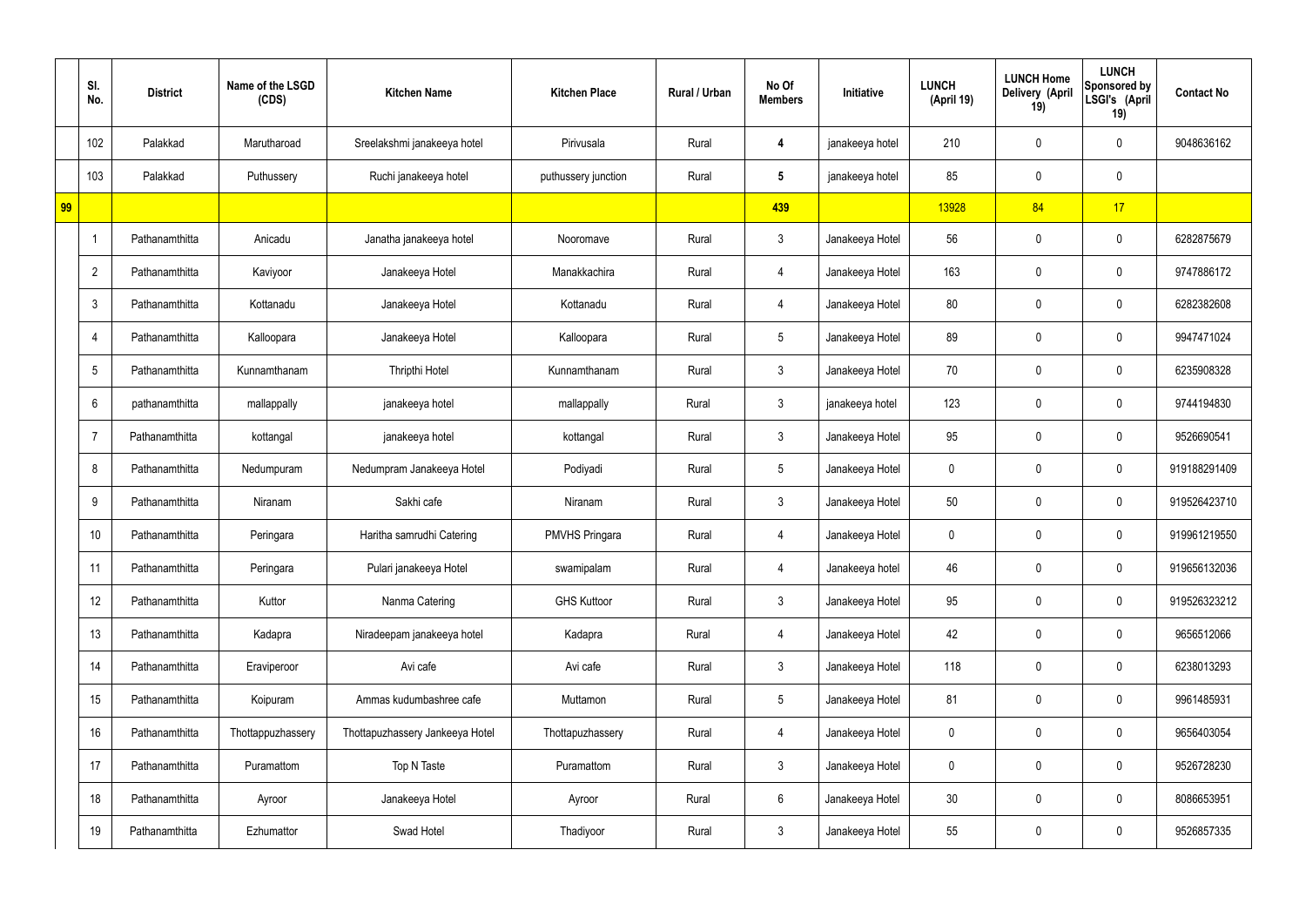| | Sl. No. | District | Name of the LSGD (CDS) | Kitchen Name | Kitchen Place | Rural / Urban | No Of Members | Initiative | LUNCH (April 19) | LUNCH Home Delivery (April 19) | LUNCH Sponsored by LSGI's (April 19) | Contact No |
|---|---|---|---|---|---|---|---|---|---|---|---|---|
| | 102 | Palakkad | Marutharoad | Sreelakshmi janakeeya hotel | Pirivusala | Rural | 4 | janakeeya hotel | 210 | 0 | 0 | 9048636162 |
| | 103 | Palakkad | Puthussery | Ruchi janakeeya hotel | puthussery junction | Rural | 5 | janakeeya hotel | 85 | 0 | 0 | |
| 99 | | | | | | | 439 | | 13928 | 84 | 17 | |
| | 1 | Pathanamthitta | Anicadu | Janatha janakeeya hotel | Nooromave | Rural | 3 | Janakeeya Hotel | 56 | 0 | 0 | 6282875679 |
| | 2 | Pathanamthitta | Kaviyoor | Janakeeya Hotel | Manakkachira | Rural | 4 | Janakeeya Hotel | 163 | 0 | 0 | 9747886172 |
| | 3 | Pathanamthitta | Kottanadu | Janakeeya Hotel | Kottanadu | Rural | 4 | Janakeeya Hotel | 80 | 0 | 0 | 6282382608 |
| | 4 | Pathanamthitta | Kalloopara | Janakeeya Hotel | Kalloopara | Rural | 5 | Janakeeya Hotel | 89 | 0 | 0 | 9947471024 |
| | 5 | Pathanamthitta | Kunnamthanam | Thripthi Hotel | Kunnamthanam | Rural | 3 | Janakeeya Hotel | 70 | 0 | 0 | 6235908328 |
| | 6 | pathanamthitta | mallappally | janakeeya hotel | mallappally | Rural | 3 | janakeeya hotel | 123 | 0 | 0 | 9744194830 |
| | 7 | Pathanamthitta | kottangal | janakeeya hotel | kottangal | Rural | 3 | Janakeeya Hotel | 95 | 0 | 0 | 9526690541 |
| | 8 | Pathanamthitta | Nedumpuram | Nedumpram Janakeeya Hotel | Podiyadi | Rural | 5 | Janakeeya Hotel | 0 | 0 | 0 | 919188291409 |
| | 9 | Pathanamthitta | Niranam | Sakhi cafe | Niranam | Rural | 3 | Janakeeya Hotel | 50 | 0 | 0 | 919526423710 |
| | 10 | Pathanamthitta | Peringara | Haritha samrudhi Catering | PMVHS Pringara | Rural | 4 | Janakeeya Hotel | 0 | 0 | 0 | 919961219550 |
| | 11 | Pathanamthitta | Peringara | Pulari janakeeya Hotel | swamipalam | Rural | 4 | Janakeeya hotel | 46 | 0 | 0 | 919656132036 |
| | 12 | Pathanamthitta | Kuttor | Nanma Catering | GHS Kuttoor | Rural | 3 | Janakeeya Hotel | 95 | 0 | 0 | 919526323212 |
| | 13 | Pathanamthitta | Kadapra | Niradeepam janakeeya hotel | Kadapra | Rural | 4 | Janakeeya Hotel | 42 | 0 | 0 | 9656512066 |
| | 14 | Pathanamthitta | Eraviperoor | Avi cafe | Avi cafe | Rural | 3 | Janakeeya Hotel | 118 | 0 | 0 | 6238013293 |
| | 15 | Pathanamthitta | Koipuram | Ammas kudumbashree cafe | Muttamon | Rural | 5 | Janakeeya Hotel | 81 | 0 | 0 | 9961485931 |
| | 16 | Pathanamthitta | Thottappuzhassery | Thottapuzhassery Jankeeya Hotel | Thottapuzhassery | Rural | 4 | Janakeeya Hotel | 0 | 0 | 0 | 9656403054 |
| | 17 | Pathanamthitta | Puramattom | Top N Taste | Puramattom | Rural | 3 | Janakeeya Hotel | 0 | 0 | 0 | 9526728230 |
| | 18 | Pathanamthitta | Ayroor | Janakeeya Hotel | Ayroor | Rural | 6 | Janakeeya Hotel | 30 | 0 | 0 | 8086653951 |
| | 19 | Pathanamthitta | Ezhumattor | Swad Hotel | Thadiyoor | Rural | 3 | Janakeeya Hotel | 55 | 0 | 0 | 9526857335 |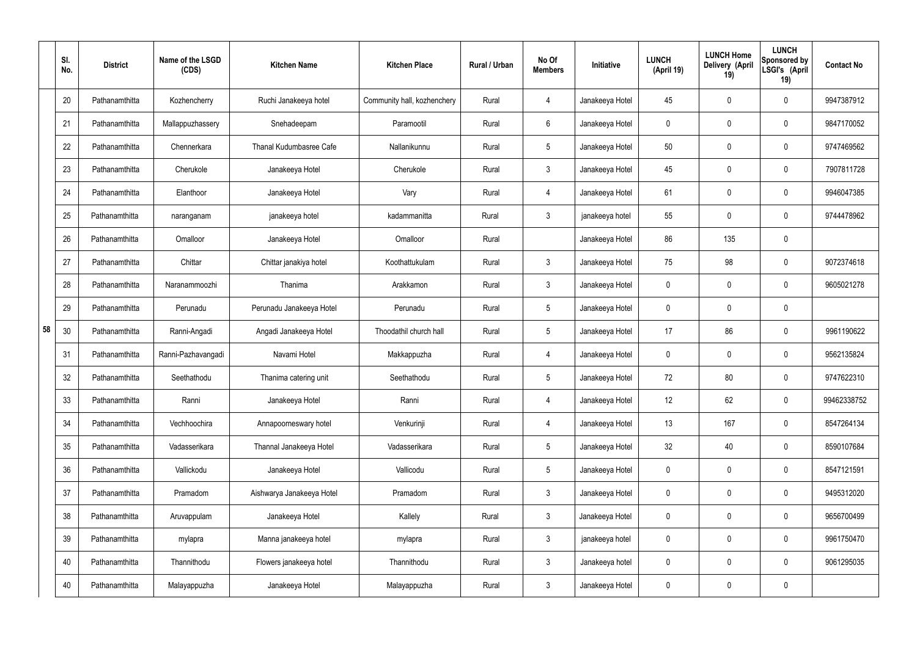|  | Sl. No. | District | Name of the LSGD (CDS) | Kitchen Name | Kitchen Place | Rural / Urban | No Of Members | Initiative | LUNCH (April 19) | LUNCH Home Delivery (April 19) | LUNCH Sponsored by LSGI's (April 19) | Contact No |
|---|---|---|---|---|---|---|---|---|---|---|---|---|
| 58 | 20 | Pathanamthitta | Kozhencherry | Ruchi Janakeeya hotel | Community hall, kozhenchery | Rural | 4 | Janakeeya Hotel | 45 | 0 | 0 | 9947387912 |
|  | 21 | Pathanamthitta | Mallappuzhassery | Snehadeepam | Paramootil | Rural | 6 | Janakeeya Hotel | 0 | 0 | 0 | 9847170052 |
|  | 22 | Pathanamthitta | Chennerkara | Thanal Kudumbasree Cafe | Nallanikunnu | Rural | 5 | Janakeeya Hotel | 50 | 0 | 0 | 9747469562 |
|  | 23 | Pathanamthitta | Cherukole | Janakeeya Hotel | Cherukole | Rural | 3 | Janakeeya Hotel | 45 | 0 | 0 | 7907811728 |
|  | 24 | Pathanamthitta | Elanthoor | Janakeeya Hotel | Vary | Rural | 4 | Janakeeya Hotel | 61 | 0 | 0 | 9946047385 |
|  | 25 | Pathanamthitta | naranganam | janakeeya hotel | kadammanitta | Rural | 3 | janakeeya hotel | 55 | 0 | 0 | 9744478962 |
|  | 26 | Pathanamthitta | Omalloor | Janakeeya Hotel | Omalloor | Rural |  | Janakeeya Hotel | 86 | 135 | 0 |  |
|  | 27 | Pathanamthitta | Chittar | Chittar janakiya hotel | Koothattukulam | Rural | 3 | Janakeeya Hotel | 75 | 98 | 0 | 9072374618 |
|  | 28 | Pathanamthitta | Naranammoozhi | Thanima | Arakkamon | Rural | 3 | Janakeeya Hotel | 0 | 0 | 0 | 9605021278 |
|  | 29 | Pathanamthitta | Perunadu | Perunadu Janakeeya Hotel | Perunadu | Rural | 5 | Janakeeya Hotel | 0 | 0 | 0 |  |
|  | 30 | Pathanamthitta | Ranni-Angadi | Angadi Janakeeya Hotel | Thoodathil church hall | Rural | 5 | Janakeeya Hotel | 17 | 86 | 0 | 9961190622 |
|  | 31 | Pathanamthitta | Ranni-Pazhavangadi | Navami Hotel | Makkappuzha | Rural | 4 | Janakeeya Hotel | 0 | 0 | 0 | 9562135824 |
|  | 32 | Pathanamthitta | Seethathodu | Thanima catering unit | Seethathodu | Rural | 5 | Janakeeya Hotel | 72 | 80 | 0 | 9747622310 |
|  | 33 | Pathanamthitta | Ranni | Janakeeya Hotel | Ranni | Rural | 4 | Janakeeya Hotel | 12 | 62 | 0 | 99462338752 |
|  | 34 | Pathanamthitta | Vechhoochira | Annapoorneswary hotel | Venkurinji | Rural | 4 | Janakeeya Hotel | 13 | 167 | 0 | 8547264134 |
|  | 35 | Pathanamthitta | Vadasserikara | Thannal Janakeeya Hotel | Vadasserikara | Rural | 5 | Janakeeya Hotel | 32 | 40 | 0 | 8590107684 |
|  | 36 | Pathanamthitta | Vallickodu | Janakeeya Hotel | Vallicodu | Rural | 5 | Janakeeya Hotel | 0 | 0 | 0 | 8547121591 |
|  | 37 | Pathanamthitta | Pramadom | Aishwarya Janakeeya Hotel | Pramadom | Rural | 3 | Janakeeya Hotel | 0 | 0 | 0 | 9495312020 |
|  | 38 | Pathanamthitta | Aruvappulam | Janakeeya Hotel | Kallely | Rural | 3 | Janakeeya Hotel | 0 | 0 | 0 | 9656700499 |
|  | 39 | Pathanamthitta | mylapra | Manna janakeeya hotel | mylapra | Rural | 3 | janakeeya hotel | 0 | 0 | 0 | 9961750470 |
|  | 40 | Pathanamthitta | Thannithodu | Flowers janakeeya hotel | Thannithodu | Rural | 3 | Janakeeya hotel | 0 | 0 | 0 | 9061295035 |
|  | 40 | Pathanamthitta | Malayappuzha | Janakeeya Hotel | Malayappuzha | Rural | 3 | Janakeeya Hotel | 0 | 0 | 0 |  |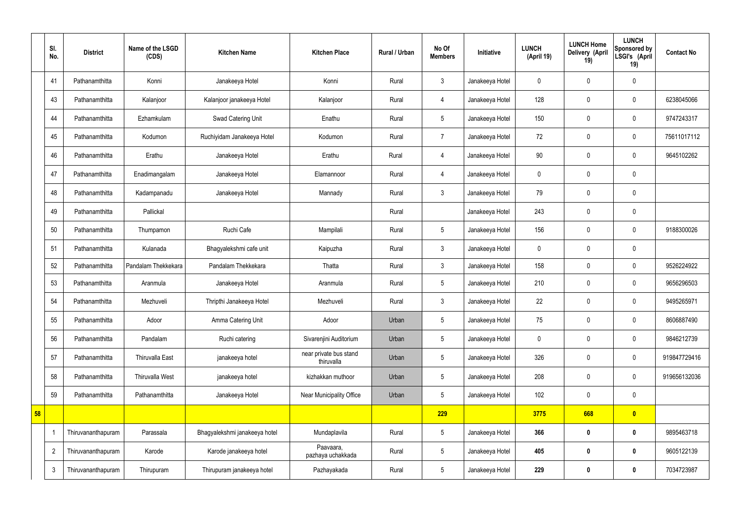| | Sl. No. | District | Name of the LSGD (CDS) | Kitchen Name | Kitchen Place | Rural / Urban | No Of Members | Initiative | LUNCH (April 19) | LUNCH Home Delivery (April 19) | LUNCH Sponsored by LSGI's (April 19) | Contact No |
|---|---|---|---|---|---|---|---|---|---|---|---|---|
| | 41 | Pathanamthitta | Konni | Janakeeya Hotel | Konni | Rural | 3 | Janakeeya Hotel | 0 | 0 | 0 | |
| | 43 | Pathanamthitta | Kalanjoor | Kalanjoor janakeeya Hotel | Kalanjoor | Rural | 4 | Janakeeya Hotel | 128 | 0 | 0 | 6238045066 |
| | 44 | Pathanamthitta | Ezhamkulam | Swad Catering Unit | Enathu | Rural | 5 | Janakeeya Hotel | 150 | 0 | 0 | 9747243317 |
| | 45 | Pathanamthitta | Kodumon | Ruchiyidam Janakeeya Hotel | Kodumon | Rural | 7 | Janakeeya Hotel | 72 | 0 | 0 | 75611017112 |
| | 46 | Pathanamthitta | Erathu | Janakeeya Hotel | Erathu | Rural | 4 | Janakeeya Hotel | 90 | 0 | 0 | 9645102262 |
| | 47 | Pathanamthitta | Enadimangalam | Janakeeya Hotel | Elamannoor | Rural | 4 | Janakeeya Hotel | 0 | 0 | 0 | |
| | 48 | Pathanamthitta | Kadampanadu | Janakeeya Hotel | Mannady | Rural | 3 | Janakeeya Hotel | 79 | 0 | 0 | |
| | 49 | Pathanamthitta | Pallickal | | | Rural | | Janakeeya Hotel | 243 | 0 | 0 | |
| | 50 | Pathanamthitta | Thumpamon | Ruchi Cafe | Mampilali | Rural | 5 | Janakeeya Hotel | 156 | 0 | 0 | 9188300026 |
| | 51 | Pathanamthitta | Kulanada | Bhagyalekshmi cafe unit | Kaipuzha | Rural | 3 | Janakeeya Hotel | 0 | 0 | 0 | |
| | 52 | Pathanamthitta | Pandalam Thekkekara | Pandalam Thekkekara | Thatta | Rural | 3 | Janakeeya Hotel | 158 | 0 | 0 | 9526224922 |
| | 53 | Pathanamthitta | Aranmula | Janakeeya Hotel | Aranmula | Rural | 5 | Janakeeya Hotel | 210 | 0 | 0 | 9656296503 |
| | 54 | Pathanamthitta | Mezhuveli | Thripthi Janakeeya Hotel | Mezhuveli | Rural | 3 | Janakeeya Hotel | 22 | 0 | 0 | 9495265971 |
| | 55 | Pathanamthitta | Adoor | Amma Catering Unit | Adoor | Urban | 5 | Janakeeya Hotel | 75 | 0 | 0 | 8606887490 |
| | 56 | Pathanamthitta | Pandalam | Ruchi catering | Sivarenjini Auditorium | Urban | 5 | Janakeeya Hotel | 0 | 0 | 0 | 9846212739 |
| | 57 | Pathanamthitta | Thiruvalla East | janakeeya hotel | near private bus stand thiruvalla | Urban | 5 | Janakeeya Hotel | 326 | 0 | 0 | 919847729416 |
| | 58 | Pathanamthitta | Thiruvalla West | janakeeya hotel | kizhakkan muthoor | Urban | 5 | Janakeeya Hotel | 208 | 0 | 0 | 919656132036 |
| | 59 | Pathanamthitta | Pathanamthitta | Janakeeya Hotel | Near Municipality Office | Urban | 5 | Janakeeya Hotel | 102 | 0 | 0 | |
| **58** | | | | | | | **229** | | **3775** | **668** | **0** | |
| | 1 | Thiruvananthapuram | Parassala | Bhagyalekshmi janakeeya hotel | Mundaplavila | Rural | 5 | Janakeeya Hotel | **366** | **0** | **0** | 9895463718 |
| | 2 | Thiruvananthapuram | Karode | Karode janakeeya hotel | Paavaara, pazhaya uchakkada | Rural | 5 | Janakeeya Hotel | **405** | **0** | **0** | 9605122139 |
| | 3 | Thiruvananthapuram | Thirupuram | Thirupuram janakeeya hotel | Pazhayakada | Rural | 5 | Janakeeya Hotel | **229** | **0** | **0** | 7034723987 |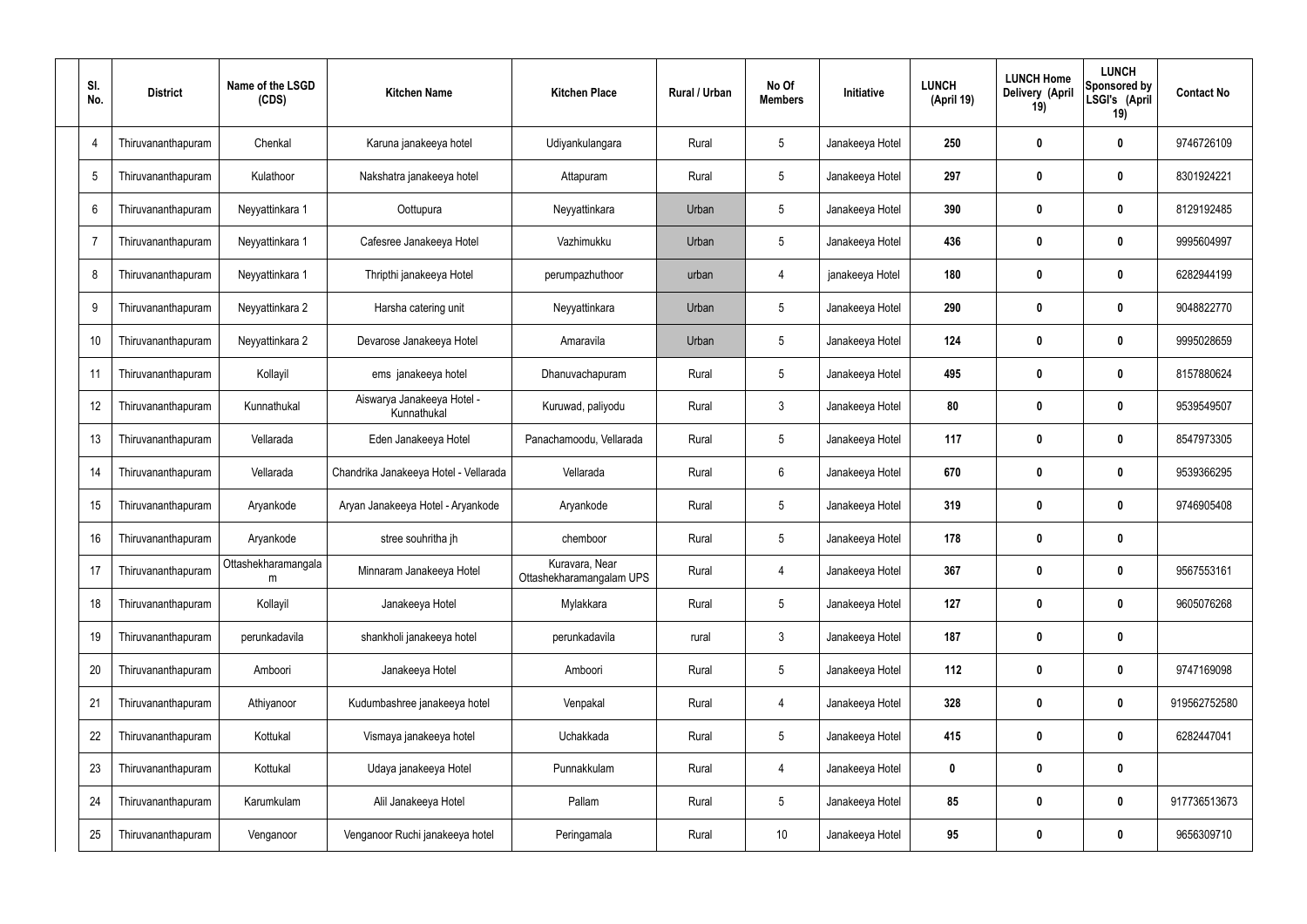| Sl. No. | District | Name of the LSGD (CDS) | Kitchen Name | Kitchen Place | Rural / Urban | No Of Members | Initiative | LUNCH (April 19) | LUNCH Home Delivery (April 19) | LUNCH Sponsored by LSGI's (April 19) | Contact No |
|---|---|---|---|---|---|---|---|---|---|---|---|
| 4 | Thiruvananthapuram | Chenkal | Karuna janakeeya hotel | Udiyankulangara | Rural | 5 | Janakeeya Hotel | 250 | 0 | 0 | 9746726109 |
| 5 | Thiruvananthapuram | Kulathoor | Nakshatra janakeeya hotel | Attapuram | Rural | 5 | Janakeeya Hotel | 297 | 0 | 0 | 8301924221 |
| 6 | Thiruvananthapuram | Neyyattinkara 1 | Oottupura | Neyyattinkara | Urban | 5 | Janakeeya Hotel | 390 | 0 | 0 | 8129192485 |
| 7 | Thiruvananthapuram | Neyyattinkara 1 | Cafesree Janakeeya Hotel | Vazhimukku | Urban | 5 | Janakeeya Hotel | 436 | 0 | 0 | 9995604997 |
| 8 | Thiruvananthapuram | Neyyattinkara 1 | Thripthi janakeeya Hotel | perumpazhuthoor | urban | 4 | janakeeya Hotel | 180 | 0 | 0 | 6282944199 |
| 9 | Thiruvananthapuram | Neyyattinkara 2 | Harsha catering unit | Neyyattinkara | Urban | 5 | Janakeeya Hotel | 290 | 0 | 0 | 9048822770 |
| 10 | Thiruvananthapuram | Neyyattinkara 2 | Devarose Janakeeya Hotel | Amaravila | Urban | 5 | Janakeeya Hotel | 124 | 0 | 0 | 9995028659 |
| 11 | Thiruvananthapuram | Kollayil | ems janakeeya hotel | Dhanuvachapuram | Rural | 5 | Janakeeya Hotel | 495 | 0 | 0 | 8157880624 |
| 12 | Thiruvananthapuram | Kunnathukal | Aiswarya Janakeeya Hotel - Kunnathukal | Kuruwad, paliyodu | Rural | 3 | Janakeeya Hotel | 80 | 0 | 0 | 9539549507 |
| 13 | Thiruvananthapuram | Vellarada | Eden Janakeeya Hotel | Panachamoodu, Vellarada | Rural | 5 | Janakeeya Hotel | 117 | 0 | 0 | 8547973305 |
| 14 | Thiruvananthapuram | Vellarada | Chandrika Janakeeya Hotel - Vellarada | Vellarada | Rural | 6 | Janakeeya Hotel | 670 | 0 | 0 | 9539366295 |
| 15 | Thiruvananthapuram | Aryankode | Aryan Janakeeya Hotel - Aryankode | Aryankode | Rural | 5 | Janakeeya Hotel | 319 | 0 | 0 | 9746905408 |
| 16 | Thiruvananthapuram | Aryankode | stree souhritha jh | chemboor | Rural | 5 | Janakeeya Hotel | 178 | 0 | 0 | |
| 17 | Thiruvananthapuram | Ottashekharamangalam | Minnaram Janakeeya Hotel | Kuravara, Near Ottashekharamangalam UPS | Rural | 4 | Janakeeya Hotel | 367 | 0 | 0 | 9567553161 |
| 18 | Thiruvananthapuram | Kollayil | Janakeeya Hotel | Mylakkara | Rural | 5 | Janakeeya Hotel | 127 | 0 | 0 | 9605076268 |
| 19 | Thiruvananthapuram | perunkadavila | shankholi janakeeya hotel | perunkadavila | rural | 3 | Janakeeya Hotel | 187 | 0 | 0 | |
| 20 | Thiruvananthapuram | Amboori | Janakeeya Hotel | Amboori | Rural | 5 | Janakeeya Hotel | 112 | 0 | 0 | 9747169098 |
| 21 | Thiruvananthapuram | Athiyanoor | Kudumbashree janakeeya hotel | Venpakal | Rural | 4 | Janakeeya Hotel | 328 | 0 | 0 | 919562752580 |
| 22 | Thiruvananthapuram | Kottukal | Vismaya janakeeya hotel | Uchakkada | Rural | 5 | Janakeeya Hotel | 415 | 0 | 0 | 6282447041 |
| 23 | Thiruvananthapuram | Kottukal | Udaya janakeeya Hotel | Punnakkulam | Rural | 4 | Janakeeya Hotel | 0 | 0 | 0 | |
| 24 | Thiruvananthapuram | Karumkulam | Alil Janakeeya Hotel | Pallam | Rural | 5 | Janakeeya Hotel | 85 | 0 | 0 | 917736513673 |
| 25 | Thiruvananthapuram | Venganoor | Venganoor Ruchi janakeeya hotel | Peringamala | Rural | 10 | Janakeeya Hotel | 95 | 0 | 0 | 9656309710 |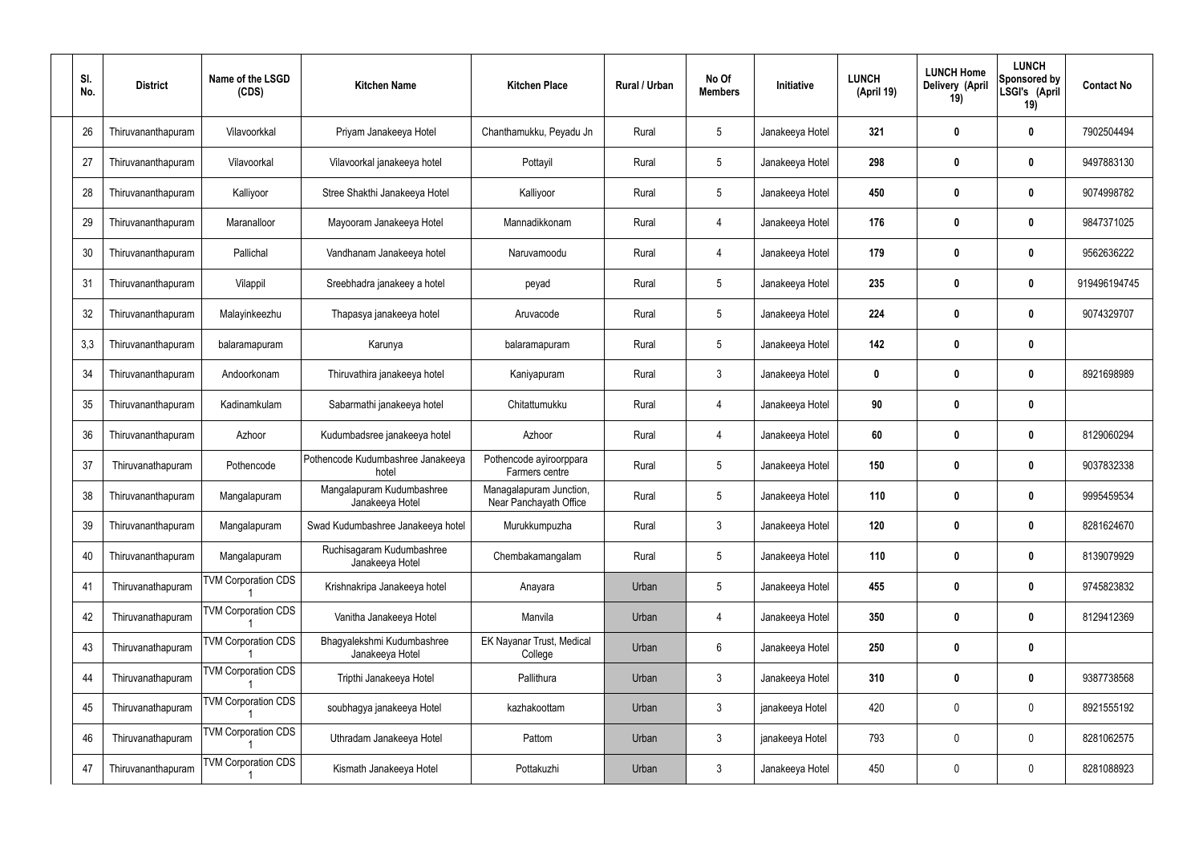| Sl. No. | District | Name of the LSGD (CDS) | Kitchen Name | Kitchen Place | Rural / Urban | No Of Members | Initiative | LUNCH (April 19) | LUNCH Home Delivery (April 19) | LUNCH Sponsored by LSGI's (April 19) | Contact No |
|---|---|---|---|---|---|---|---|---|---|---|---|
| 26 | Thiruvananthapuram | Vilavoorkkal | Priyam Janakeeya Hotel | Chanthamukku, Peyadu Jn | Rural | 5 | Janakeeya Hotel | **321** | **0** | **0** | 7902504494 |
| 27 | Thiruvananthapuram | Vilavoorkal | Vilavoorkal janakeeya hotel | Pottayil | Rural | 5 | Janakeeya Hotel | **298** | **0** | **0** | 9497883130 |
| 28 | Thiruvananthapuram | Kalliyoor | Stree Shakthi Janakeeya Hotel | Kalliyoor | Rural | 5 | Janakeeya Hotel | **450** | **0** | **0** | 9074998782 |
| 29 | Thiruvananthapuram | Maranalloor | Mayooram Janakeeya Hotel | Mannadikkonam | Rural | 4 | Janakeeya Hotel | **176** | **0** | **0** | 9847371025 |
| 30 | Thiruvananthapuram | Pallichal | Vandhanam Janakeeya hotel | Naruvamoodu | Rural | 4 | Janakeeya Hotel | **179** | **0** | **0** | 9562636222 |
| 31 | Thiruvananthapuram | Vilappil | Sreebhadra janakeey a hotel | peyad | Rural | 5 | Janakeeya Hotel | **235** | **0** | **0** | 919496194745 |
| 32 | Thiruvananthapuram | Malayinkeezhu | Thapasya janakeeya hotel | Aruvacode | Rural | 5 | Janakeeya Hotel | **224** | **0** | **0** | 9074329707 |
| 3,3 | Thiruvananthapuram | balaramapuram | Karunya | balaramapuram | Rural | 5 | Janakeeya Hotel | **142** | **0** | **0** | |
| 34 | Thiruvananthapuram | Andoorkonam | Thiruvathira janakeeya hotel | Kaniyapuram | Rural | 3 | Janakeeya Hotel | **0** | **0** | **0** | 8921698989 |
| 35 | Thiruvananthapuram | Kadinamkulam | Sabarmathi janakeeya hotel | Chitattumukku | Rural | 4 | Janakeeya Hotel | **90** | **0** | **0** | |
| 36 | Thiruvananthapuram | Azhoor | Kudumbadsree janakeeya hotel | Azhoor | Rural | 4 | Janakeeya Hotel | **60** | **0** | **0** | 8129060294 |
| 37 | Thiruvanathapuram | Pothencode | Pothencode Kudumbashree Janakeeya hotel | Pothencode ayiroorppara Farmers centre | Rural | 5 | Janakeeya Hotel | **150** | **0** | **0** | 9037832338 |
| 38 | Thiruvananthapuram | Mangalapuram | Mangalapuram Kudumbashree Janakeeya Hotel | Managalapuram Junction, Near Panchayath Office | Rural | 5 | Janakeeya Hotel | **110** | **0** | **0** | 9995459534 |
| 39 | Thiruvananthapuram | Mangalapuram | Swad Kudumbashree Janakeeya hotel | Murukkumpuzha | Rural | 3 | Janakeeya Hotel | **120** | **0** | **0** | 8281624670 |
| 40 | Thiruvananthapuram | Mangalapuram | Ruchisagaram Kudumbashree Janakeeya Hotel | Chembakamangalam | Rural | 5 | Janakeeya Hotel | **110** | **0** | **0** | 8139079929 |
| 41 | Thiruvanathapuram | TVM Corporation CDS 1 | Krishnakripa Janakeeya hotel | Anayara | Urban | 5 | Janakeeya Hotel | **455** | **0** | **0** | 9745823832 |
| 42 | Thiruvanathapuram | TVM Corporation CDS 1 | Vanitha Janakeeya Hotel | Manvila | Urban | 4 | Janakeeya Hotel | **350** | **0** | **0** | 8129412369 |
| 43 | Thiruvanathapuram | TVM Corporation CDS 1 | Bhagyalekshmi Kudumbashree Janakeeya Hotel | EK Nayanar Trust, Medical College | Urban | 6 | Janakeeya Hotel | **250** | **0** | **0** | |
| 44 | Thiruvanathapuram | TVM Corporation CDS 1 | Tripthi Janakeeya Hotel | Pallithura | Urban | 3 | Janakeeya Hotel | **310** | **0** | **0** | 9387738568 |
| 45 | Thiruvanathapuram | TVM Corporation CDS 1 | soubhagya janakeeya Hotel | kazhakoottam | Urban | 3 | janakeeya Hotel | 420 | 0 | 0 | 8921555192 |
| 46 | Thiruvanathapuram | TVM Corporation CDS 1 | Uthradam Janakeeya Hotel | Pattom | Urban | 3 | janakeeya Hotel | 793 | 0 | 0 | 8281062575 |
| 47 | Thiruvananthapuram | TVM Corporation CDS 1 | Kismath Janakeeya Hotel | Pottakuzhi | Urban | 3 | Janakeeya Hotel | 450 | 0 | 0 | 8281088923 |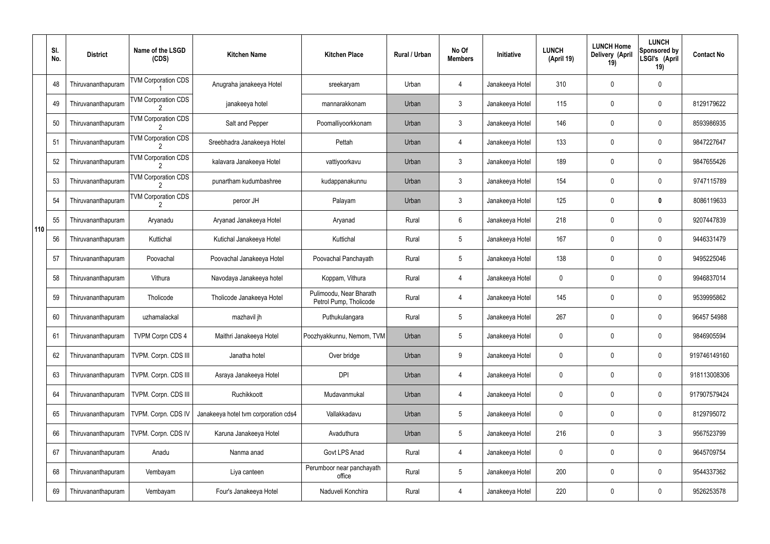|  | Sl. No. | District | Name of the LSGD (CDS) | Kitchen Name | Kitchen Place | Rural / Urban | No Of Members | Initiative | LUNCH (April 19) | LUNCH Home Delivery (April 19) | LUNCH Sponsored by LSGI's (April 19) | Contact No |
|---|---|---|---|---|---|---|---|---|---|---|---|---|
| 110 | 48 | Thiruvananthapuram | TVM Corporation CDS 1 | Anugraha janakeeya Hotel | sreekaryam | Urban | 4 | Janakeeya Hotel | 310 | 0 | 0 |  |
|  | 49 | Thiruvananthapuram | TVM Corporation CDS 2 | janakeeya hotel | mannarakkonam | Urban | 3 | Janakeeya Hotel | 115 | 0 | 0 | 8129179622 |
|  | 50 | Thiruvananthapuram | TVM Corporation CDS 2 | Salt and Pepper | Poomalliyoorkkonam | Urban | 3 | Janakeeya Hotel | 146 | 0 | 0 | 8593986935 |
|  | 51 | Thiruvananthapuram | TVM Corporation CDS 2 | Sreebhadra Janakeeya Hotel | Pettah | Urban | 4 | Janakeeya Hotel | 133 | 0 | 0 | 9847227647 |
|  | 52 | Thiruvananthapuram | TVM Corporation CDS 2 | kalavara Janakeeya Hotel | vattiyoorkavu | Urban | 3 | Janakeeya Hotel | 189 | 0 | 0 | 9847655426 |
|  | 53 | Thiruvananthapuram | TVM Corporation CDS 2 | punartham kudumbashree | kudappanakunnu | Urban | 3 | Janakeeya Hotel | 154 | 0 | 0 | 9747115789 |
|  | 54 | Thiruvananthapuram | TVM Corporation CDS 2 | peroor JH | Palayam | Urban | 3 | Janakeeya Hotel | 125 | 0 | **0** | 8086119633 |
|  | 55 | Thiruvananthapuram | Aryanadu | Aryanad Janakeeya Hotel | Aryanad | Rural | 6 | Janakeeya Hotel | 218 | 0 | 0 | 9207447839 |
|  | 56 | Thiruvananthapuram | Kuttichal | Kutichal Janakeeya Hotel | Kuttichal | Rural | 5 | Janakeeya Hotel | 167 | 0 | 0 | 9446331479 |
|  | 57 | Thiruvananthapuram | Poovachal | Poovachal Janakeeya Hotel | Poovachal Panchayath | Rural | 5 | Janakeeya Hotel | 138 | 0 | 0 | 9495225046 |
|  | 58 | Thiruvananthapuram | Vithura | Navodaya Janakeeya hotel | Koppam, Vithura | Rural | 4 | Janakeeya Hotel | 0 | 0 | 0 | 9946837014 |
|  | 59 | Thiruvananthapuram | Tholicode | Tholicode Janakeeya Hotel | Pulimoodu, Near Bharath Petrol Pump, Tholicode | Rural | 4 | Janakeeya Hotel | 145 | 0 | 0 | 9539995862 |
|  | 60 | Thiruvananthapuram | uzhamalackal | mazhavil jh | Puthukulangara | Rural | 5 | Janakeeya Hotel | 267 | 0 | 0 | 96457 54988 |
|  | 61 | Thiruvananthapuram | TVPM Corpn CDS 4 | Maithri Janakeeya Hotel | Poozhyakkunnu, Nemom, TVM | Urban | 5 | Janakeeya Hotel | 0 | 0 | 0 | 9846905594 |
|  | 62 | Thiruvananthapuram | TVPM. Corpn. CDS III | Janatha hotel | Over bridge | Urban | 9 | Janakeeya Hotel | 0 | 0 | 0 | 919746149160 |
|  | 63 | Thiruvananthapuram | TVPM. Corpn. CDS III | Asraya Janakeeya Hotel | DPI | Urban | 4 | Janakeeya Hotel | 0 | 0 | 0 | 918113008306 |
|  | 64 | Thiruvananthapuram | TVPM. Corpn. CDS III | Ruchikkoott | Mudavanmukal | Urban | 4 | Janakeeya Hotel | 0 | 0 | 0 | 917907579424 |
|  | 65 | Thiruvananthapuram | TVPM. Corpn. CDS IV | Janakeeya hotel tvm corporation cds4 | Vallakkadavu | Urban | 5 | Janakeeya Hotel | 0 | 0 | 0 | 8129795072 |
|  | 66 | Thiruvananthapuram | TVPM. Corpn. CDS IV | Karuna Janakeeya Hotel | Avaduthura | Urban | 5 | Janakeeya Hotel | 216 | 0 | 3 | 9567523799 |
|  | 67 | Thiruvananthapuram | Anadu | Nanma anad | Govt LPS Anad | Rural | 4 | Janakeeya Hotel | 0 | 0 | 0 | 9645709754 |
|  | 68 | Thiruvananthapuram | Vembayam | Liya canteen | Perumboor near panchayath office | Rural | 5 | Janakeeya Hotel | 200 | 0 | 0 | 9544337362 |
|  | 69 | Thiruvananthapuram | Vembayam | Four's Janakeeya Hotel | Naduveli Konchira | Rural | 4 | Janakeeya Hotel | 220 | 0 | 0 | 9526253578 |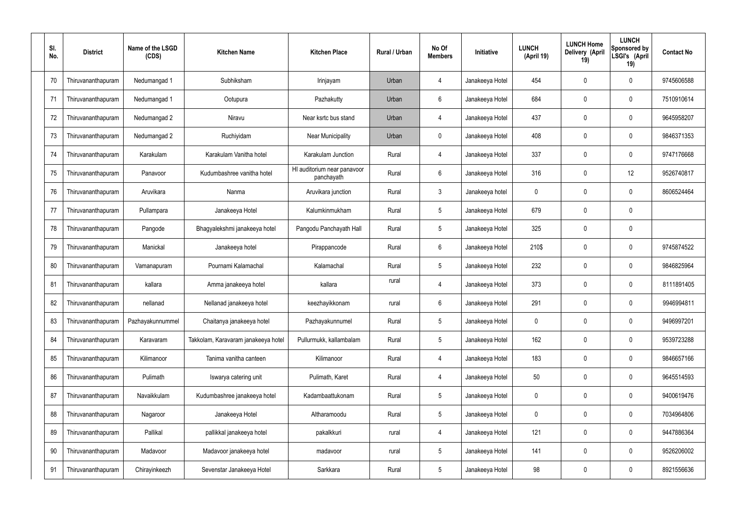| Sl. No. | District | Name of the LSGD (CDS) | Kitchen Name | Kitchen Place | Rural / Urban | No Of Members | Initiative | LUNCH (April 19) | LUNCH Home Delivery (April 19) | LUNCH Sponsored by LSGI's (April 19) | Contact No |
|---|---|---|---|---|---|---|---|---|---|---|---|
| 70 | Thiruvananthapuram | Nedumangad 1 | Subhiksham | Irinjayam | Urban | 4 | Janakeeya Hotel | 454 | 0 | 0 | 9745606588 |
| 71 | Thiruvananthapuram | Nedumangad 1 | Ootupura | Pazhakutty | Urban | 6 | Janakeeya Hotel | 684 | 0 | 0 | 7510910614 |
| 72 | Thiruvananthapuram | Nedumangad 2 | Niravu | Near ksrtc bus stand | Urban | 4 | Janakeeya Hotel | 437 | 0 | 0 | 9645958207 |
| 73 | Thiruvananthapuram | Nedumangad 2 | Ruchiyidam | Near Municipality | Urban | 0 | Janakeeya Hotel | 408 | 0 | 0 | 9846371353 |
| 74 | Thiruvananthapuram | Karakulam | Karakulam Vanitha hotel | Karakulam Junction | Rural | 4 | Janakeeya Hotel | 337 | 0 | 0 | 9747176668 |
| 75 | Thiruvananthapuram | Panavoor | Kudumbashree vanitha hotel | HI auditorium near panavoor panchayath | Rural | 6 | Janakeeya Hotel | 316 | 0 | 12 | 9526740817 |
| 76 | Thiruvananthapuram | Aruvikara | Nanma | Aruvikara junction | Rural | 3 | Janakeeya hotel | 0 | 0 | 0 | 8606524464 |
| 77 | Thiruvananthapuram | Pullampara | Janakeeya Hotel | Kalumkinmukham | Rural | 5 | Janakeeya Hotel | 679 | 0 | 0 | |
| 78 | Thiruvananthapuram | Pangode | Bhagyalekshmi janakeeya hotel | Pangodu Panchayath Hall | Rural | 5 | Janakeeya Hotel | 325 | 0 | 0 | |
| 79 | Thiruvananthapuram | Manickal | Janakeeya hotel | Pirappancode | Rural | 6 | Janakeeya Hotel | 210$ | 0 | 0 | 9745874522 |
| 80 | Thiruvananthapuram | Vamanapuram | Pournami Kalamachal | Kalamachal | Rural | 5 | Janakeeya Hotel | 232 | 0 | 0 | 9846825964 |
| 81 | Thiruvananthapuram | kallara | Amma janakeeya hotel | kallara | rural | 4 | Janakeeya Hotel | 373 | 0 | 0 | 8111891405 |
| 82 | Thiruvananthapuram | nellanad | Nellanad janakeeya hotel | keezhayikkonam | rural | 6 | Janakeeya Hotel | 291 | 0 | 0 | 9946994811 |
| 83 | Thiruvananthapuram | Pazhayakunnummel | Chaitanya janakeeya hotel | Pazhayakunnumel | Rural | 5 | Janakeeya Hotel | 0 | 0 | 0 | 9496997201 |
| 84 | Thiruvananthapuram | Karavaram | Takkolam, Karavaram janakeeya hotel | Pullurmukk, kallambalam | Rural | 5 | Janakeeya Hotel | 162 | 0 | 0 | 9539723288 |
| 85 | Thiruvananthapuram | Kilimanoor | Tanima vanitha canteen | Kilimanoor | Rural | 4 | Janakeeya Hotel | 183 | 0 | 0 | 9846657166 |
| 86 | Thiruvananthapuram | Pulimath | Iswarya catering unit | Pulimath, Karet | Rural | 4 | Janakeeya Hotel | 50 | 0 | 0 | 9645514593 |
| 87 | Thiruvananthapuram | Navaikkulam | Kudumbashree janakeeya hotel | Kadambaattukonam | Rural | 5 | Janakeeya Hotel | 0 | 0 | 0 | 9400619476 |
| 88 | Thiruvananthapuram | Nagaroor | Janakeeya Hotel | Altharamoodu | Rural | 5 | Janakeeya Hotel | 0 | 0 | 0 | 7034964806 |
| 89 | Thiruvananthapuram | Pallikal | pallikkal janakeeya hotel | pakalkkuri | rural | 4 | Janakeeya Hotel | 121 | 0 | 0 | 9447886364 |
| 90 | Thiruvananthapuram | Madavoor | Madavoor janakeeya hotel | madavoor | rural | 5 | Janakeeya Hotel | 141 | 0 | 0 | 9526206002 |
| 91 | Thiruvananthapuram | Chirayinkeezh | Sevenstar Janakeeya Hotel | Sarkkara | Rural | 5 | Janakeeya Hotel | 98 | 0 | 0 | 8921556636 |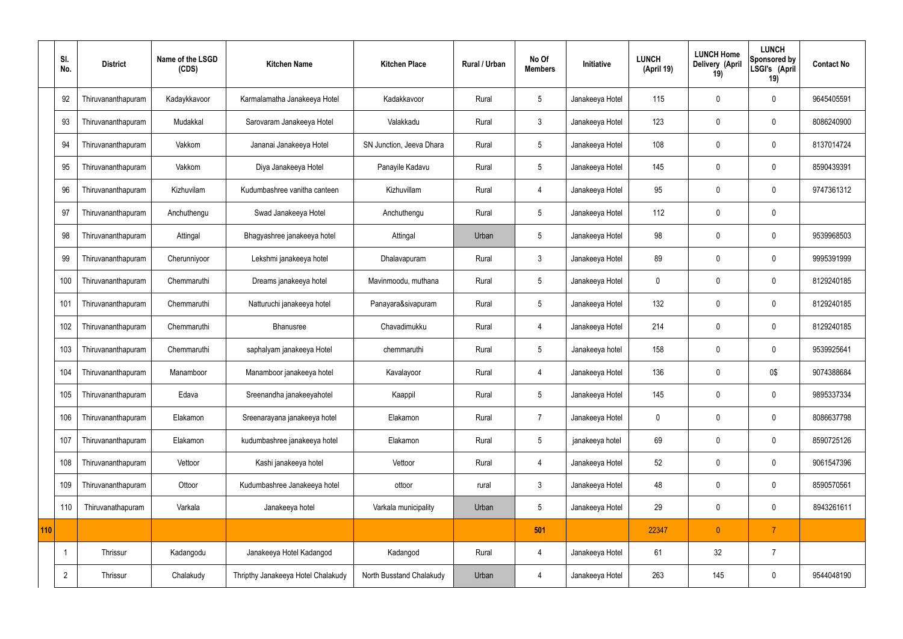|  | Sl. No. | District | Name of the LSGD (CDS) | Kitchen Name | Kitchen Place | Rural / Urban | No Of Members | Initiative | LUNCH (April 19) | LUNCH Home Delivery (April 19) | LUNCH Sponsored by LSGI's (April 19) | Contact No |
|---|---|---|---|---|---|---|---|---|---|---|---|---|
|  | 92 | Thiruvananthapuram | Kadaykkavoor | Karmalamatha Janakeeya Hotel | Kadakkavoor | Rural | 5 | Janakeeya Hotel | 115 | 0 | 0 | 9645405591 |
|  | 93 | Thiruvananthapuram | Mudakkal | Sarovaram Janakeeya Hotel | Valakkadu | Rural | 3 | Janakeeya Hotel | 123 | 0 | 0 | 8086240900 |
|  | 94 | Thiruvananthapuram | Vakkom | Jananai Janakeeya Hotel | SN Junction, Jeeva Dhara | Rural | 5 | Janakeeya Hotel | 108 | 0 | 0 | 8137014724 |
|  | 95 | Thiruvananthapuram | Vakkom | Diya Janakeeya Hotel | Panayile Kadavu | Rural | 5 | Janakeeya Hotel | 145 | 0 | 0 | 8590439391 |
|  | 96 | Thiruvananthapuram | Kizhuvilam | Kudumbashree vanitha canteen | Kizhuvillam | Rural | 4 | Janakeeya Hotel | 95 | 0 | 0 | 9747361312 |
|  | 97 | Thiruvananthapuram | Anchuthengu | Swad Janakeeya Hotel | Anchuthengu | Rural | 5 | Janakeeya Hotel | 112 | 0 | 0 |  |
|  | 98 | Thiruvananthapuram | Attingal | Bhagyashree janakeeya hotel | Attingal | Urban | 5 | Janakeeya Hotel | 98 | 0 | 0 | 9539968503 |
|  | 99 | Thiruvananthapuram | Cherunniyoor | Lekshmi janakeeya hotel | Dhalavapuram | Rural | 3 | Janakeeya Hotel | 89 | 0 | 0 | 9995391999 |
|  | 100 | Thiruvananthapuram | Chemmaruthi | Dreams janakeeya hotel | Mavinmoodu, muthana | Rural | 5 | Janakeeya Hotel | 0 | 0 | 0 | 8129240185 |
|  | 101 | Thiruvananthapuram | Chemmaruthi | Natturuchi janakeeya hotel | Panayara&sivapuram | Rural | 5 | Janakeeya Hotel | 132 | 0 | 0 | 8129240185 |
|  | 102 | Thiruvananthapuram | Chemmaruthi | Bhanusree | Chavadimukku | Rural | 4 | Janakeeya Hotel | 214 | 0 | 0 | 8129240185 |
|  | 103 | Thiruvananthapuram | Chemmaruthi | saphalyam janakeeya Hotel | chemmaruthi | Rural | 5 | Janakeeya hotel | 158 | 0 | 0 | 9539925641 |
|  | 104 | Thiruvananthapuram | Manamboor | Manamboor janakeeya hotel | Kavalayoor | Rural | 4 | Janakeeya Hotel | 136 | 0 | 0$ | 9074388684 |
|  | 105 | Thiruvananthapuram | Edava | Sreenandha janakeeyahotel | Kaappil | Rural | 5 | Janakeeya Hotel | 145 | 0 | 0 | 9895337334 |
|  | 106 | Thiruvananthapuram | Elakamon | Sreenarayana janakeeya hotel | Elakamon | Rural | 7 | Janakeeya Hotel | 0 | 0 | 0 | 8086637798 |
|  | 107 | Thiruvananthapuram | Elakamon | kudumbashree janakeeya hotel | Elakamon | Rural | 5 | janakeeya hotel | 69 | 0 | 0 | 8590725126 |
|  | 108 | Thiruvananthapuram | Vettoor | Kashi janakeeya hotel | Vettoor | Rural | 4 | Janakeeya Hotel | 52 | 0 | 0 | 9061547396 |
|  | 109 | Thiruvananthapuram | Ottoor | Kudumbashree Janakeeya hotel | ottoor | rural | 3 | Janakeeya Hotel | 48 | 0 | 0 | 8590570561 |
|  | 110 | Thiruvanathapuram | Varkala | Janakeeya hotel | Varkala municipality | Urban | 5 | Janakeeya Hotel | 29 | 0 | 0 | 8943261611 |
| 110 |  |  |  |  |  |  | 501 |  | 22347 | 0 | 7 |  |
|  | 1 | Thrissur | Kadangodu | Janakeeya Hotel Kadangod | Kadangod | Rural | 4 | Janakeeya Hotel | 61 | 32 | 7 |  |
|  | 2 | Thrissur | Chalakudy | Thripthy Janakeeya Hotel Chalakudy | North Busstand Chalakudy | Urban | 4 | Janakeeya Hotel | 263 | 145 | 0 | 9544048190 |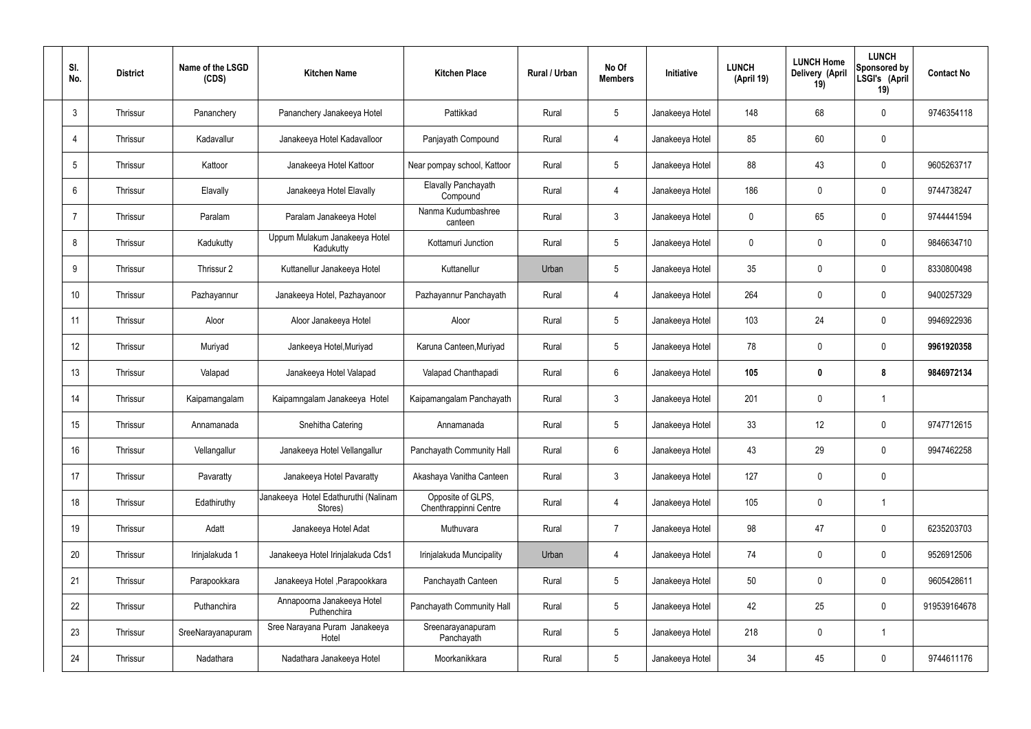| Sl. No. | District | Name of the LSGD (CDS) | Kitchen Name | Kitchen Place | Rural / Urban | No Of Members | Initiative | LUNCH (April 19) | LUNCH Home Delivery (April 19) | LUNCH Sponsored by LSGI's (April 19) | Contact No |
|---|---|---|---|---|---|---|---|---|---|---|---|
| 3 | Thrissur | Pananchery | Pananchery Janakeeya Hotel | Pattikkad | Rural | 5 | Janakeeya Hotel | 148 | 68 | 0 | 9746354118 |
| 4 | Thrissur | Kadavallur | Janakeeya Hotel Kadavalloor | Panjayath Compound | Rural | 4 | Janakeeya Hotel | 85 | 60 | 0 | |
| 5 | Thrissur | Kattoor | Janakeeya Hotel Kattoor | Near pompay school, Kattoor | Rural | 5 | Janakeeya Hotel | 88 | 43 | 0 | 9605263717 |
| 6 | Thrissur | Elavally | Janakeeya Hotel Elavally | Elavally Panchayath Compound | Rural | 4 | Janakeeya Hotel | 186 | 0 | 0 | 9744738247 |
| 7 | Thrissur | Paralam | Paralam Janakeeya Hotel | Nanma Kudumbashree canteen | Rural | 3 | Janakeeya Hotel | 0 | 65 | 0 | 9744441594 |
| 8 | Thrissur | Kadukutty | Uppum Mulakum Janakeeya Hotel Kadukutty | Kottamuri Junction | Rural | 5 | Janakeeya Hotel | 0 | 0 | 0 | 9846634710 |
| 9 | Thrissur | Thrissur 2 | Kuttanellur Janakeeya Hotel | Kuttanellur | Urban | 5 | Janakeeya Hotel | 35 | 0 | 0 | 8330800498 |
| 10 | Thrissur | Pazhayannur | Janakeeya Hotel, Pazhayanoor | Pazhayannur Panchayath | Rural | 4 | Janakeeya Hotel | 264 | 0 | 0 | 9400257329 |
| 11 | Thrissur | Aloor | Aloor Janakeeya Hotel | Aloor | Rural | 5 | Janakeeya Hotel | 103 | 24 | 0 | 9946922936 |
| 12 | Thrissur | Muriyad | Jankeeya Hotel,Muriyad | Karuna Canteen,Muriyad | Rural | 5 | Janakeeya Hotel | 78 | 0 | 0 | **9961920358** |
| 13 | Thrissur | Valapad | Janakeeya Hotel Valapad | Valapad Chanthapadi | Rural | 6 | Janakeeya Hotel | **105** | **0** | **8** | **9846972134** |
| 14 | Thrissur | Kaipamangalam | Kaipamngalam Janakeeya Hotel | Kaipamangalam Panchayath | Rural | 3 | Janakeeya Hotel | 201 | 0 | 1 | |
| 15 | Thrissur | Annamanada | Snehitha Catering | Annamanada | Rural | 5 | Janakeeya Hotel | 33 | 12 | 0 | 9747712615 |
| 16 | Thrissur | Vellangallur | Janakeeya Hotel Vellangallur | Panchayath Community Hall | Rural | 6 | Janakeeya Hotel | 43 | 29 | 0 | 9947462258 |
| 17 | Thrissur | Pavaratty | Janakeeya Hotel Pavaratty | Akashaya Vanitha Canteen | Rural | 3 | Janakeeya Hotel | 127 | 0 | 0 | |
| 18 | Thrissur | Edathiruthy | Janakeeya Hotel Edathuruthi (Nalinam Stores) | Opposite of GLPS, Chenthrappinni Centre | Rural | 4 | Janakeeya Hotel | 105 | 0 | 1 | |
| 19 | Thrissur | Adatt | Janakeeya Hotel Adat | Muthuvara | Rural | 7 | Janakeeya Hotel | 98 | 47 | 0 | 6235203703 |
| 20 | Thrissur | Irinjalakuda 1 | Janakeeya Hotel Irinjalakuda Cds1 | Irinjalakuda Muncipality | Urban | 4 | Janakeeya Hotel | 74 | 0 | 0 | 9526912506 |
| 21 | Thrissur | Parapookkara | Janakeeya Hotel ,Parapookkara | Panchayath Canteen | Rural | 5 | Janakeeya Hotel | 50 | 0 | 0 | 9605428611 |
| 22 | Thrissur | Puthanchira | Annapoorna Janakeeya Hotel Puthenchira | Panchayath Community Hall | Rural | 5 | Janakeeya Hotel | 42 | 25 | 0 | 919539164678 |
| 23 | Thrissur | SreeNarayanapuram | Sree Narayana Puram Janakeeya Hotel | Sreenarayanapuram Panchayath | Rural | 5 | Janakeeya Hotel | 218 | 0 | 1 | |
| 24 | Thrissur | Nadathara | Nadathara Janakeeya Hotel | Moorkanikkara | Rural | 5 | Janakeeya Hotel | 34 | 45 | 0 | 9744611176 |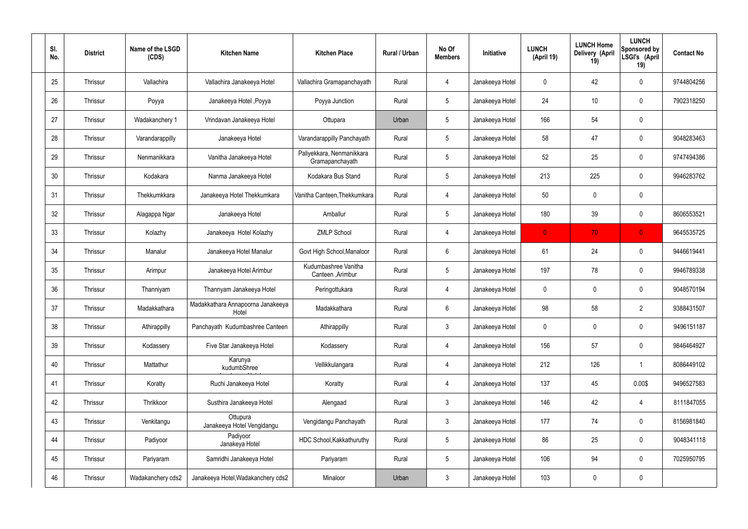| Sl. No. | District | Name of the LSGD (CDS) | Kitchen Name | Kitchen Place | Rural / Urban | No Of Members | Initiative | LUNCH (April 19) | LUNCH Home Delivery (April 19) | LUNCH Sponsored by LSGI's (April 19) | Contact No |
|---|---|---|---|---|---|---|---|---|---|---|---|
| 25 | Thrissur | Vallachira | Vallachira Janakeeya Hotel | Vallachira Gramapanchayath | Rural | 4 | Janakeeya Hotel | 0 | 42 | 0 | 9744804256 |
| 26 | Thrissur | Poyya | Janakeeya Hotel ,Poyya | Poyya Junction | Rural | 5 | Janakeeya Hotel | 24 | 10 | 0 | 7902318250 |
| 27 | Thrissur | Wadakanchery 1 | Vrindavan Janakeeya Hotel | Ottupara | Urban | 5 | Janakeeya Hotel | 166 | 54 | 0 | |
| 28 | Thrissur | Varandarappilly | Janakeeya Hotel | Varandarappilly Panchayath | Rural | 5 | Janakeeya Hotel | 58 | 47 | 0 | 9048283463 |
| 29 | Thrissur | Nenmanikkara | Vanitha Janakeeya Hotel | Paliyekkara, Nenmanikkara Gramapanchayath | Rural | 5 | Janakeeya Hotel | 52 | 25 | 0 | 9747494386 |
| 30 | Thrissur | Kodakara | Nanma Janakeeya Hotel | Kodakara Bus Stand | Rural | 5 | Janakeeya Hotel | 213 | 225 | 0 | 9946283762 |
| 31 | Thrissur | Thekkumkkara | Janakeeya Hotel Thekkumkara | Vanitha Canteen,Thekkumkara | Rural | 4 | Janakeeya Hotel | 50 | 0 | 0 | |
| 32 | Thrissur | Alagappa Ngar | Janakeeya Hotel | Amballur | Rural | 5 | Janakeeya Hotel | 180 | 39 | 0 | 8606553521 |
| 33 | Thrissur | Kolazhy | Janakeeya Hotel Kolazhy | ZMLP School | Rural | 4 | Janakeeya Hotel | 0 | 70 | 0 | 9645535725 |
| 34 | Thrissur | Manalur | Janakeeya Hotel Manalur | Govt High School,Manaloor | Rural | 6 | Janakeeya Hotel | 61 | 24 | 0 | 9446619441 |
| 35 | Thrissur | Arimpur | Janakeeya Hotel Arimbur | Kudumbashree Vanitha Canteen ,Arimbur | Rural | 5 | Janakeeya Hotel | 197 | 78 | 0 | 9946789338 |
| 36 | Thrissur | Thanniyam | Thannyam Janakeeya Hotel | Peringottukara | Rural | 4 | Janakeeya Hotel | 0 | 0 | 0 | 9048570194 |
| 37 | Thrissur | Madakkathara | Madakkathara Annapoorna Janakeeya Hotel | Madakkathara | Rural | 6 | Janakeeya Hotel | 98 | 58 | 2 | 9388431507 |
| 38 | Thrissur | Athirappilly | Panchayath Kudumbashree Canteen | Athirappilly | Rural | 3 | Janakeeya Hotel | 0 | 0 | 0 | 9496151187 |
| 39 | Thrissur | Kodassery | Five Star Janakeeya Hotel | Kodassery | Rural | 4 | Janakeeya Hotel | 156 | 57 | 0 | 9846464927 |
| 40 | Thrissur | Mattathur | Karunya kudumbShree | Vellikkulangara | Rural | 4 | Janakeeya Hotel | 212 | 126 | 1 | 8086449102 |
| 41 | Thrissur | Koratty | Ruchi Janakeeya Hotel | Koratty | Rural | 4 | Janakeeya Hotel | 137 | 45 | 0.00$ | 9496527583 |
| 42 | Thrissur | Thrikkoor | Susthira Janakeeya Hotel | Alengaad | Rural | 3 | Janakeeya Hotel | 146 | 42 | 4 | 8111847055 |
| 43 | Thrissur | Venkitangu | Ottupura Janakeeya Hotel Vengidangu | Vengidangu Panchayath | Rural | 3 | Janakeeya Hotel | 177 | 74 | 0 | 8156981840 |
| 44 | Thrissur | Padiyoor | Padiyoor Janakeya Hotel | HDC School,Kakkathuruthy | Rural | 5 | Janakeeya Hotel | 86 | 25 | 0 | 9048341118 |
| 45 | Thrissur | Pariyaram | Samridhi Janakeeya Hotel | Pariyaram | Rural | 5 | Janakeeya Hotel | 106 | 94 | 0 | 7025950795 |
| 46 | Thrissur | Wadakanchery cds2 | Janakeeya Hotel,Wadakanchery cds2 | Minaloor | Urban | 3 | Janakeeya Hotel | 103 | 0 | 0 | |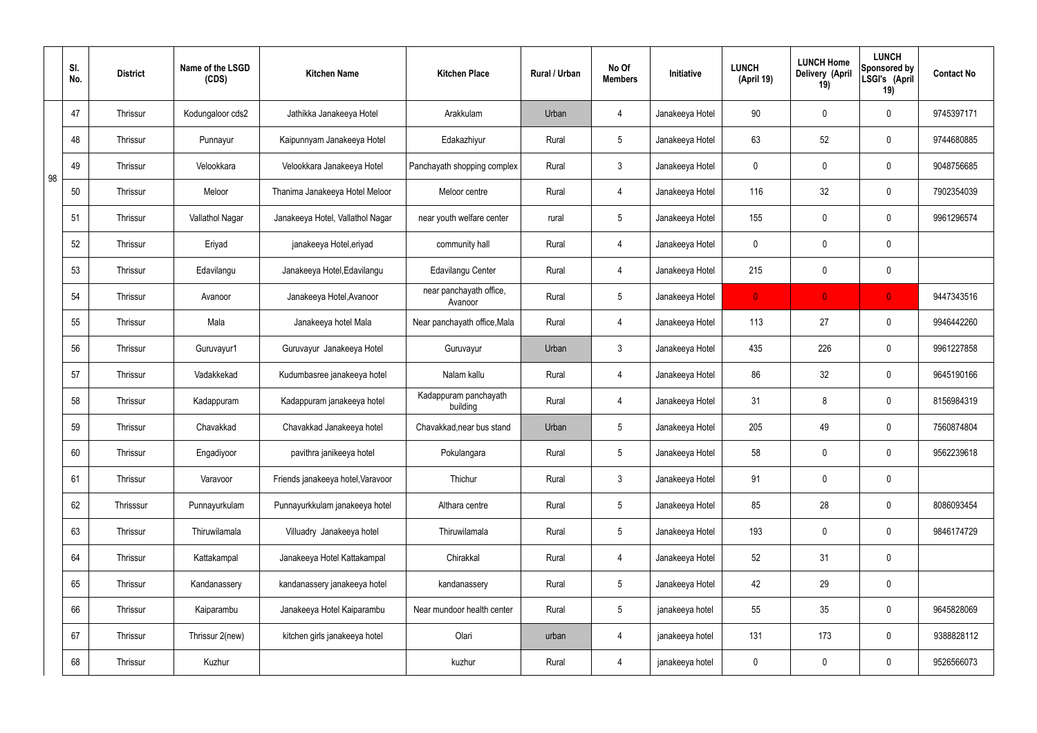|  | Sl. No. | District | Name of the LSGD (CDS) | Kitchen Name | Kitchen Place | Rural / Urban | No Of Members | Initiative | LUNCH (April 19) | LUNCH Home Delivery (April 19) | LUNCH Sponsored by LSGI's (April 19) | Contact No |
|---|---|---|---|---|---|---|---|---|---|---|---|---|
| 98 | 47 | Thrissur | Kodungaloor cds2 | Jathikka Janakeeya Hotel | Arakkulam | Urban | 4 | Janakeeya Hotel | 90 | 0 | 0 | 9745397171 |
|  | 48 | Thrissur | Punnayur | Kaipunnyam Janakeeya Hotel | Edakazhiyur | Rural | 5 | Janakeeya Hotel | 63 | 52 | 0 | 9744680885 |
|  | 49 | Thrissur | Velookkara | Velookkara Janakeeya Hotel | Panchayath shopping complex | Rural | 3 | Janakeeya Hotel | 0 | 0 | 0 | 9048756685 |
|  | 50 | Thrissur | Meloor | Thanima Janakeeya Hotel Meloor | Meloor centre | Rural | 4 | Janakeeya Hotel | 116 | 32 | 0 | 7902354039 |
|  | 51 | Thrissur | Vallathol Nagar | Janakeeya Hotel, Vallathol Nagar | near youth welfare center | rural | 5 | Janakeeya Hotel | 155 | 0 | 0 | 9961296574 |
|  | 52 | Thrissur | Eriyad | janakeeya Hotel,eriyad | community hall | Rural | 4 | Janakeeya Hotel | 0 | 0 | 0 |  |
|  | 53 | Thrissur | Edavilangu | Janakeeya Hotel,Edavilangu | Edavilangu Center | Rural | 4 | Janakeeya Hotel | 215 | 0 | 0 |  |
|  | 54 | Thrissur | Avanoor | Janakeeya Hotel,Avanoor | near panchayath office, Avanoor | Rural | 5 | Janakeeya Hotel | 0 | 0 | 0 | 9447343516 |
|  | 55 | Thrissur | Mala | Janakeeya hotel Mala | Near panchayath office,Mala | Rural | 4 | Janakeeya Hotel | 113 | 27 | 0 | 9946442260 |
|  | 56 | Thrissur | Guruvayur1 | Guruvayur Janakeeya Hotel | Guruvayur | Urban | 3 | Janakeeya Hotel | 435 | 226 | 0 | 9961227858 |
|  | 57 | Thrissur | Vadakkekad | Kudumbasree janakeeya hotel | Nalam kallu | Rural | 4 | Janakeeya Hotel | 86 | 32 | 0 | 9645190166 |
|  | 58 | Thrissur | Kadappuram | Kadappuram janakeeya hotel | Kadappuram panchayath building | Rural | 4 | Janakeeya Hotel | 31 | 8 | 0 | 8156984319 |
|  | 59 | Thrissur | Chavakkad | Chavakkad Janakeeya hotel | Chavakkad,near bus stand | Urban | 5 | Janakeeya Hotel | 205 | 49 | 0 | 7560874804 |
|  | 60 | Thrissur | Engadiyoor | pavithra janikeeya hotel | Pokulangara | Rural | 5 | Janakeeya Hotel | 58 | 0 | 0 | 9562239618 |
|  | 61 | Thrissur | Varavoor | Friends janakeeya hotel,Varavoor | Thichur | Rural | 3 | Janakeeya Hotel | 91 | 0 | 0 |  |
|  | 62 | Thrisssur | Punnayurkulam | Punnayurkkulam janakeeya hotel | Althara centre | Rural | 5 | Janakeeya Hotel | 85 | 28 | 0 | 8086093454 |
|  | 63 | Thrissur | Thiruwilamala | Villuadry Janakeeya hotel | Thiruwilamala | Rural | 5 | Janakeeya Hotel | 193 | 0 | 0 | 9846174729 |
|  | 64 | Thrissur | Kattakampal | Janakeeya Hotel Kattakampal | Chirakkal | Rural | 4 | Janakeeya Hotel | 52 | 31 | 0 |  |
|  | 65 | Thrissur | Kandanassery | kandanassery janakeeya hotel | kandanassery | Rural | 5 | Janakeeya Hotel | 42 | 29 | 0 |  |
|  | 66 | Thrissur | Kaiparambu | Janakeeya Hotel Kaiparambu | Near mundoor health center | Rural | 5 | janakeeya hotel | 55 | 35 | 0 | 9645828069 |
|  | 67 | Thrissur | Thrissur 2(new) | kitchen girls janakeeya hotel | Olari | urban | 4 | janakeeya hotel | 131 | 173 | 0 | 9388828112 |
|  | 68 | Thrissur | Kuzhur |  | kuzhur | Rural | 4 | janakeeya hotel | 0 | 0 | 0 | 9526566073 |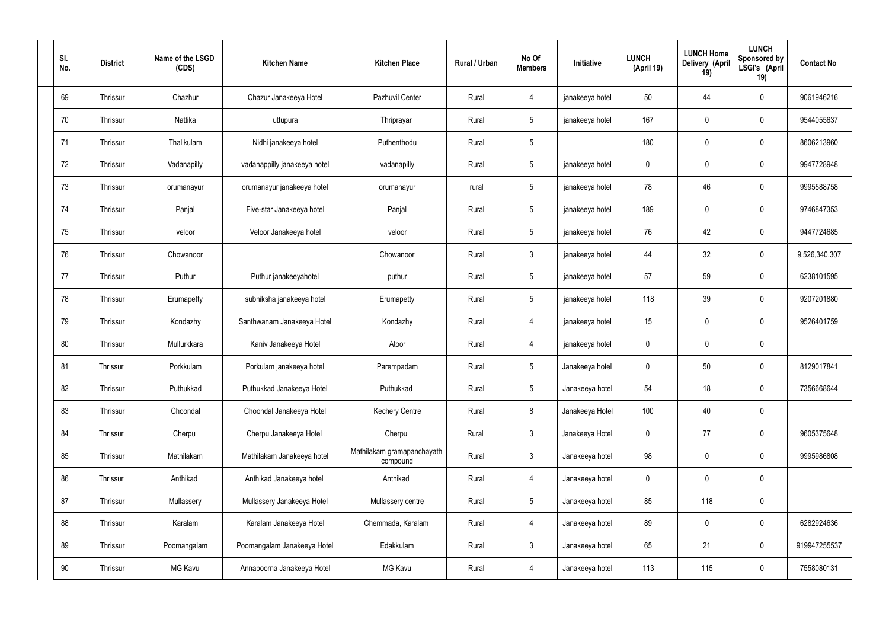| Sl. No. | District | Name of the LSGD (CDS) | Kitchen Name | Kitchen Place | Rural / Urban | No Of Members | Initiative | LUNCH (April 19) | LUNCH Home Delivery (April 19) | LUNCH Sponsored by LSGI's (April 19) | Contact No |
|---|---|---|---|---|---|---|---|---|---|---|---|
| 69 | Thrissur | Chazhur | Chazur Janakeeya Hotel | Pazhuvil Center | Rural | 4 | janakeeya hotel | 50 | 44 | 0 | 9061946216 |
| 70 | Thrissur | Nattika | uttupura | Thriprayar | Rural | 5 | janakeeya hotel | 167 | 0 | 0 | 9544055637 |
| 71 | Thrissur | Thalikulam | Nidhi janakeeya hotel | Puthenthodu | Rural | 5 | | 180 | 0 | 0 | 8606213960 |
| 72 | Thrissur | Vadanapilly | vadanappilly janakeeya hotel | vadanapilly | Rural | 5 | janakeeya hotel | 0 | 0 | 0 | 9947728948 |
| 73 | Thrissur | orumanayur | orumanayur janakeeya hotel | orumanayur | rural | 5 | janakeeya hotel | 78 | 46 | 0 | 9995588758 |
| 74 | Thrissur | Panjal | Five-star Janakeeya hotel | Panjal | Rural | 5 | janakeeya hotel | 189 | 0 | 0 | 9746847353 |
| 75 | Thrissur | veloor | Veloor Janakeeya hotel | veloor | Rural | 5 | janakeeya hotel | 76 | 42 | 0 | 9447724685 |
| 76 | Thrissur | Chowanoor | | Chowanoor | Rural | 3 | janakeeya hotel | 44 | 32 | 0 | 9,526,340,307 |
| 77 | Thrissur | Puthur | Puthur janakeeyahotel | puthur | Rural | 5 | janakeeya hotel | 57 | 59 | 0 | 6238101595 |
| 78 | Thrissur | Erumapetty | subhiksha janakeeya hotel | Erumapetty | Rural | 5 | janakeeya hotel | 118 | 39 | 0 | 9207201880 |
| 79 | Thrissur | Kondazhy | Santhwanam Janakeeya Hotel | Kondazhy | Rural | 4 | janakeeya hotel | 15 | 0 | 0 | 9526401759 |
| 80 | Thrissur | Mullurkkara | Kaniv Janakeeya Hotel | Atoor | Rural | 4 | janakeeya hotel | 0 | 0 | 0 | |
| 81 | Thrissur | Porkkulam | Porkulam janakeeya hotel | Parempadam | Rural | 5 | Janakeeya hotel | 0 | 50 | 0 | 8129017841 |
| 82 | Thrissur | Puthukkad | Puthukkad Janakeeya Hotel | Puthukkad | Rural | 5 | Janakeeya hotel | 54 | 18 | 0 | 7356668644 |
| 83 | Thrissur | Choondal | Choondal Janakeeya Hotel | Kechery Centre | Rural | 8 | Janakeeya Hotel | 100 | 40 | 0 | |
| 84 | Thrissur | Cherpu | Cherpu Janakeeya Hotel | Cherpu | Rural | 3 | Janakeeya Hotel | 0 | 77 | 0 | 9605375648 |
| 85 | Thrissur | Mathilakam | Mathilakam Janakeeya hotel | Mathilakam gramapanchayath compound | Rural | 3 | Janakeeya hotel | 98 | 0 | 0 | 9995986808 |
| 86 | Thrissur | Anthikad | Anthikad Janakeeya hotel | Anthikad | Rural | 4 | Janakeeya hotel | 0 | 0 | 0 | |
| 87 | Thrissur | Mullassery | Mullassery Janakeeya Hotel | Mullassery centre | Rural | 5 | Janakeeya hotel | 85 | 118 | 0 | |
| 88 | Thrissur | Karalam | Karalam Janakeeya Hotel | Chemmada, Karalam | Rural | 4 | Janakeeya hotel | 89 | 0 | 0 | 6282924636 |
| 89 | Thrissur | Poomangalam | Poomangalam Janakeeya Hotel | Edakkulam | Rural | 3 | Janakeeya hotel | 65 | 21 | 0 | 919947255537 |
| 90 | Thrissur | MG Kavu | Annapoorna Janakeeya Hotel | MG Kavu | Rural | 4 | Janakeeya hotel | 113 | 115 | 0 | 7558080131 |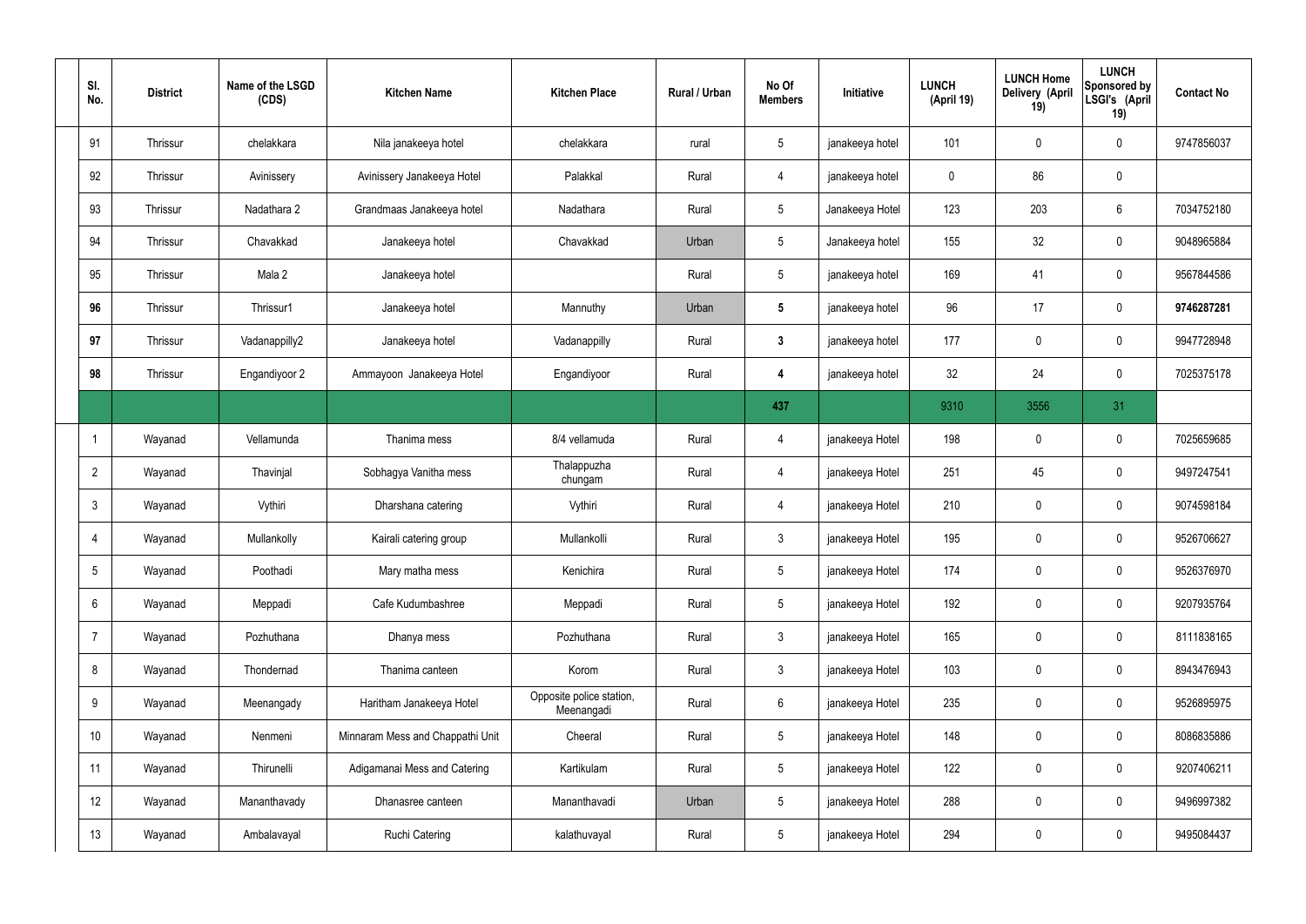| Sl. No. | District | Name of the LSGD (CDS) | Kitchen Name | Kitchen Place | Rural / Urban | No Of Members | Initiative | LUNCH (April 19) | LUNCH Home Delivery (April 19) | LUNCH Sponsored by LSGI's (April 19) | Contact No |
|---|---|---|---|---|---|---|---|---|---|---|---|
| 91 | Thrissur | chelakkara | Nila janakeeya hotel | chelakkara | rural | 5 | janakeeya hotel | 101 | 0 | 0 | 9747856037 |
| 92 | Thrissur | Avinissery | Avinissery Janakeeya Hotel | Palakkal | Rural | 4 | janakeeya hotel | 0 | 86 | 0 | |
| 93 | Thrissur | Nadathara 2 | Grandmaas Janakeeya hotel | Nadathara | Rural | 5 | Janakeeya Hotel | 123 | 203 | 6 | 7034752180 |
| 94 | Thrissur | Chavakkad | Janakeeya hotel | Chavakkad | Urban | 5 | Janakeeya hotel | 155 | 32 | 0 | 9048965884 |
| 95 | Thrissur | Mala 2 | Janakeeya hotel | | Rural | 5 | janakeeya hotel | 169 | 41 | 0 | 9567844586 |
| **96** | Thrissur | Thrissur1 | Janakeeya hotel | Mannuthy | Urban | **5** | janakeeya hotel | 96 | 17 | 0 | **9746287281** |
| **97** | Thrissur | Vadanappilly2 | Janakeeya hotel | Vadanappilly | Rural | **3** | janakeeya hotel | 177 | 0 | 0 | 9947728948 |
| **98** | Thrissur | Engandiyoor 2 | Ammayoon Janakeeya Hotel | Engandiyoor | Rural | **4** | janakeeya hotel | 32 | 24 | 0 | 7025375178 |
| | | | | | | **437** | | 9310 | 3556 | 31 | |
| 1 | Wayanad | Vellamunda | Thanima mess | 8/4 vellamuda | Rural | 4 | janakeeya Hotel | 198 | 0 | 0 | 7025659685 |
| 2 | Wayanad | Thavinjal | Sobhagya Vanitha mess | Thalappuzha chungam | Rural | 4 | janakeeya Hotel | 251 | 45 | 0 | 9497247541 |
| 3 | Wayanad | Vythiri | Dharshana catering | Vythiri | Rural | 4 | janakeeya Hotel | 210 | 0 | 0 | 9074598184 |
| 4 | Wayanad | Mullankolly | Kairali catering group | Mullankolli | Rural | 3 | janakeeya Hotel | 195 | 0 | 0 | 9526706627 |
| 5 | Wayanad | Poothadi | Mary matha mess | Kenichira | Rural | 5 | janakeeya Hotel | 174 | 0 | 0 | 9526376970 |
| 6 | Wayanad | Meppadi | Cafe Kudumbashree | Meppadi | Rural | 5 | janakeeya Hotel | 192 | 0 | 0 | 9207935764 |
| 7 | Wayanad | Pozhuthana | Dhanya mess | Pozhuthana | Rural | 3 | janakeeya Hotel | 165 | 0 | 0 | 8111838165 |
| 8 | Wayanad | Thondernad | Thanima canteen | Korom | Rural | 3 | janakeeya Hotel | 103 | 0 | 0 | 8943476943 |
| 9 | Wayanad | Meenangady | Haritham Janakeeya Hotel | Opposite police station, Meenangadi | Rural | 6 | janakeeya Hotel | 235 | 0 | 0 | 9526895975 |
| 10 | Wayanad | Nenmeni | Minnaram Mess and Chappathi Unit | Cheeral | Rural | 5 | janakeeya Hotel | 148 | 0 | 0 | 8086835886 |
| 11 | Wayanad | Thirunelli | Adigamanai Mess and Catering | Kartikulam | Rural | 5 | janakeeya Hotel | 122 | 0 | 0 | 9207406211 |
| 12 | Wayanad | Mananthavady | Dhanasree canteen | Mananthavadi | Urban | 5 | janakeeya Hotel | 288 | 0 | 0 | 9496997382 |
| 13 | Wayanad | Ambalavayal | Ruchi Catering | kalathuvayal | Rural | 5 | janakeeya Hotel | 294 | 0 | 0 | 9495084437 |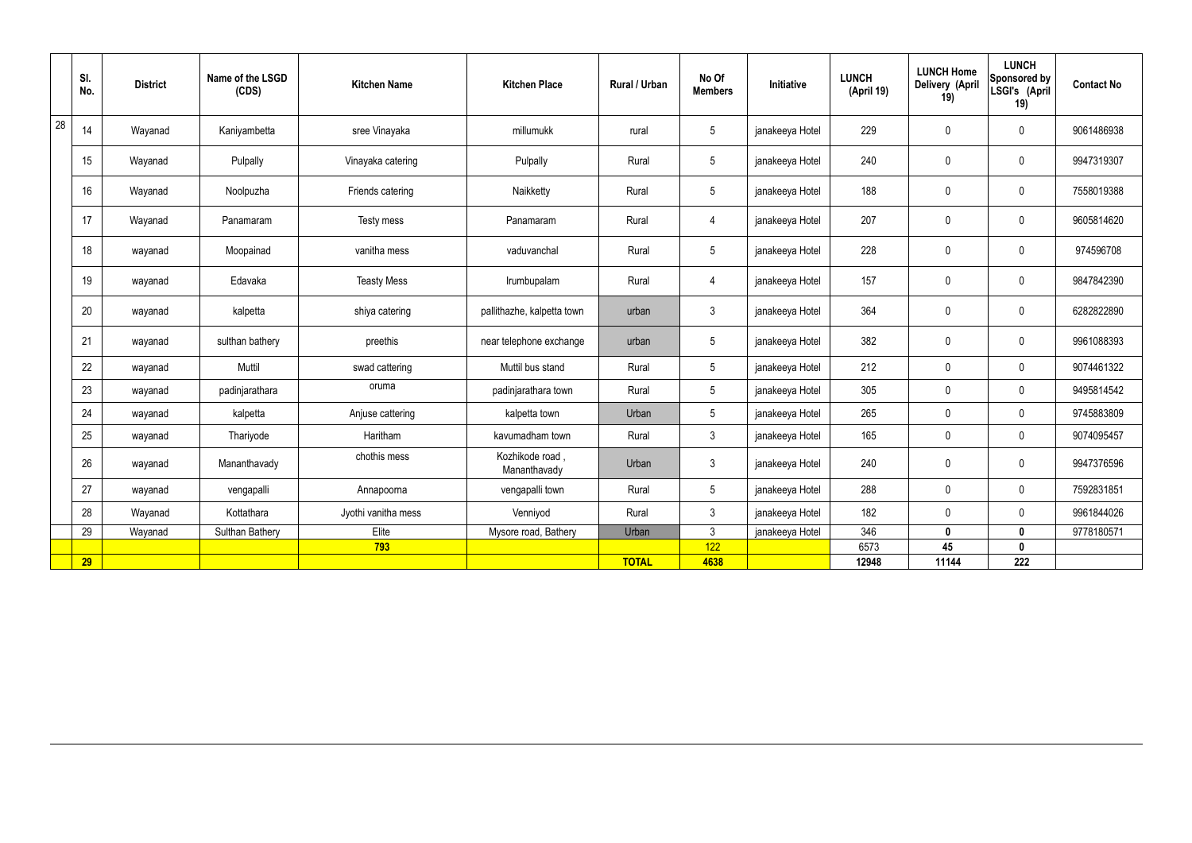| | Sl. No. | District | Name of the LSGD (CDS) | Kitchen Name | Kitchen Place | Rural / Urban | No Of Members | Initiative | LUNCH (April 19) | LUNCH Home Delivery (April 19) | LUNCH Sponsored by LSGI's (April 19) | Contact No |
|---|---|---|---|---|---|---|---|---|---|---|---|---|
| 28 | 14 | Wayanad | Kaniyambetta | sree Vinayaka | millumukk | rural | 5 | janakeeya Hotel | 229 | 0 | 0 | 9061486938 |
| | 15 | Wayanad | Pulpally | Vinayaka catering | Pulpally | Rural | 5 | janakeeya Hotel | 240 | 0 | 0 | 9947319307 |
| | 16 | Wayanad | Noolpuzha | Friends catering | Naikketty | Rural | 5 | janakeeya Hotel | 188 | 0 | 0 | 7558019388 |
| | 17 | Wayanad | Panamaram | Testy mess | Panamaram | Rural | 4 | janakeeya Hotel | 207 | 0 | 0 | 9605814620 |
| | 18 | wayanad | Moopainad | vanitha mess | vaduvanchal | Rural | 5 | janakeeya Hotel | 228 | 0 | 0 | 974596708 |
| | 19 | wayanad | Edavaka | Teasty Mess | Irumbupalam | Rural | 4 | janakeeya Hotel | 157 | 0 | 0 | 9847842390 |
| | 20 | wayanad | kalpetta | shiya catering | pallithazhe, kalpetta town | urban | 3 | janakeeya Hotel | 364 | 0 | 0 | 6282822890 |
| | 21 | wayanad | sulthan bathery | preethis | near telephone exchange | urban | 5 | janakeeya Hotel | 382 | 0 | 0 | 9961088393 |
| | 22 | wayanad | Muttil | swad cattering | Muttil bus stand | Rural | 5 | janakeeya Hotel | 212 | 0 | 0 | 9074461322 |
| | 23 | wayanad | padinjarathara | oruma | padinjarathara town | Rural | 5 | janakeeya Hotel | 305 | 0 | 0 | 9495814542 |
| | 24 | wayanad | kalpetta | Anjuse cattering | kalpetta town | Urban | 5 | janakeeya Hotel | 265 | 0 | 0 | 9745883809 |
| | 25 | wayanad | Thariyode | Haritham | kavumadham town | Rural | 3 | janakeeya Hotel | 165 | 0 | 0 | 9074095457 |
| | 26 | wayanad | Mananthavady | chothis mess | Kozhikode road , Mananthavady | Urban | 3 | janakeeya Hotel | 240 | 0 | 0 | 9947376596 |
| | 27 | wayanad | vengapalli | Annapoorna | vengapalli town | Rural | 5 | janakeeya Hotel | 288 | 0 | 0 | 7592831851 |
| | 28 | Wayanad | Kottathara | Jyothi vanitha mess | Venniyod | Rural | 3 | janakeeya Hotel | 182 | 0 | 0 | 9961844026 |
| | 29 | Wayanad | Sulthan Bathery | Elite | Mysore road, Bathery | Urban | 3 | janakeeya Hotel | 346 | **0** | **0** | 9778180571 |
| | | | | **793** | | | 122 | | 6573 | **45** | **0** | |
| | **29** | | | | | **TOTAL** | **4638** | | **12948** | **11144** | **222** | |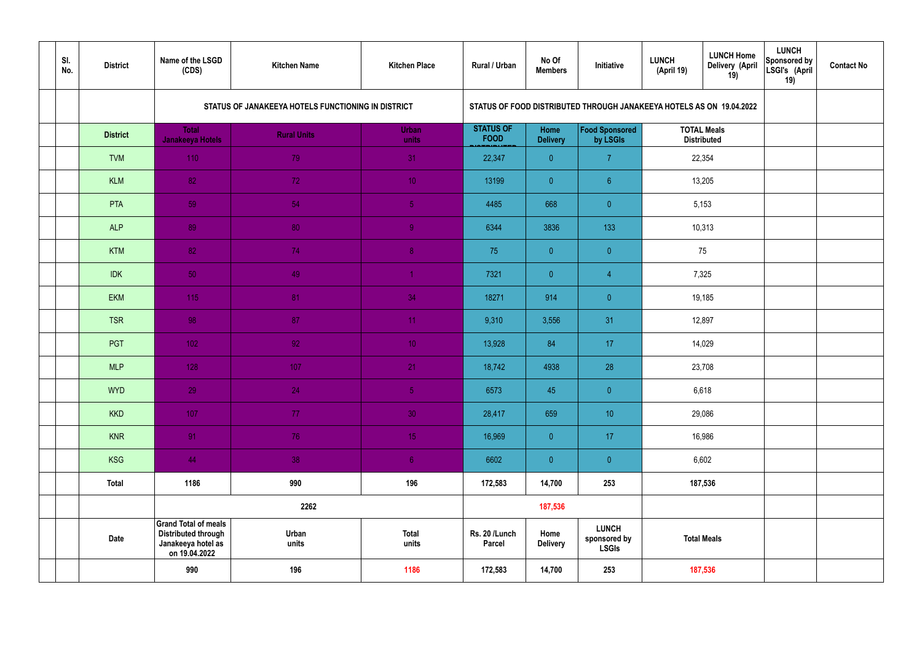| Sl. No. | District | Name of the LSGD (CDS) | Kitchen Name | Kitchen Place | Rural / Urban | No Of Members | Initiative | LUNCH (April 19) | LUNCH Home Delivery (April 19) | LUNCH Sponsored by LSGI's (April 19) | Contact No |
|---|---|---|---|---|---|---|---|---|---|---|---|
| | | STATUS OF JANAKEEYA HOTELS FUNCTIONING IN DISTRICT | | | STATUS OF FOOD DISTRIBUTED THROUGH JANAKEEYA HOTELS AS ON 19.04.2022 | | | | | | |
| | District | Total Janakeeya Hotels | Rural Units | Urban units | STATUS OF FOOD DISTRIBUTED | Home Delivery | Food Sponsored by LSGIs | TOTAL Meals Distributed | | | |
| | TVM | 110 | 79 | 31 | 22,347 | 0 | 7 | 22,354 | | | |
| | KLM | 82 | 72 | 10 | 13199 | 0 | 6 | 13,205 | | | |
| | PTA | 59 | 54 | 5 | 4485 | 668 | 0 | 5,153 | | | |
| | ALP | 89 | 80 | 9 | 6344 | 3836 | 133 | 10,313 | | | |
| | KTM | 82 | 74 | 8 | 75 | 0 | 0 | 75 | | | |
| | IDK | 50 | 49 | 1 | 7321 | 0 | 4 | 7,325 | | | |
| | EKM | 115 | 81 | 34 | 18271 | 914 | 0 | 19,185 | | | |
| | TSR | 98 | 87 | 11 | 9,310 | 3,556 | 31 | 12,897 | | | |
| | PGT | 102 | 92 | 10 | 13,928 | 84 | 17 | 14,029 | | | |
| | MLP | 128 | 107 | 21 | 18,742 | 4938 | 28 | 23,708 | | | |
| | WYD | 29 | 24 | 5 | 6573 | 45 | 0 | 6,618 | | | |
| | KKD | 107 | 77 | 30 | 28,417 | 659 | 10 | 29,086 | | | |
| | KNR | 91 | 76 | 15 | 16,969 | 0 | 17 | 16,986 | | | |
| | KSG | 44 | 38 | 6 | 6602 | 0 | 0 | 6,602 | | | |
| | Total | 1186 | 990 | 196 | 172,583 | 14,700 | 253 | 187,536 | | | |
| | | | 2262 | | | 187,536 | | | | | |
| | Date | Grand Total of meals Distributed through Janakeeya hotel as on 19.04.2022 | Urban units | Total units | Rs. 20 /Lunch Parcel | Home Delivery | LUNCH sponsored by LSGIs | Total Meals | | | |
| | | 990 | 196 | 1186 | 172,583 | 14,700 | 253 | 187,536 | | | |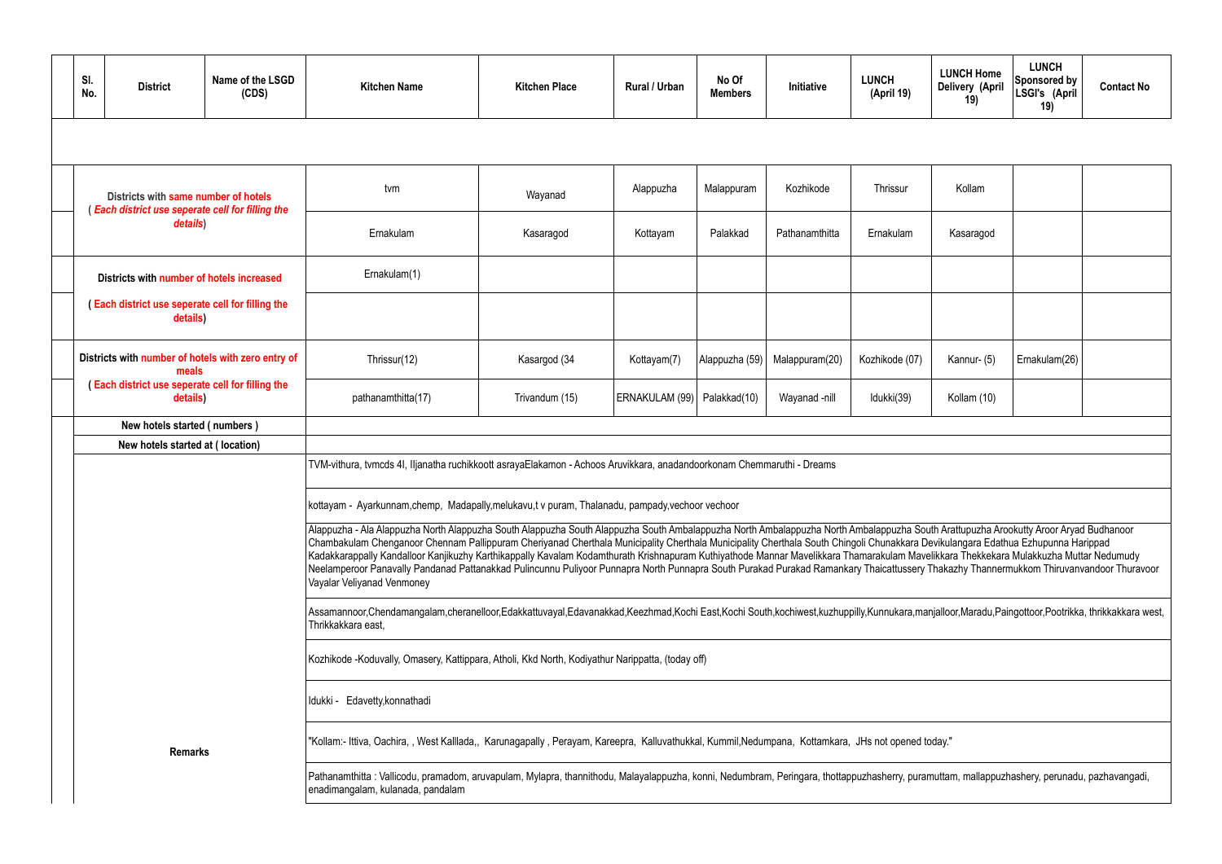| Sl. No. | District | Name of the LSGD (CDS) | Kitchen Name | Kitchen Place | Rural / Urban | No Of Members | Initiative | LUNCH (April 19) | LUNCH Home Delivery (April 19) | LUNCH Sponsored by LSGI's (April 19) | Contact No |
|---|---|---|---|---|---|---|---|---|---|---|---|
| | | | | | | | | | | | |
| | Districts with same number of hotels ( Each district use seperate cell for filling the details) | | tvm | Wayanad | Alappuzha | Malappuram | Kozhikode | Thrissur | Kollam | | |
| | | | Ernakulam | Kasaragod | Kottayam | Palakkad | Pathanamthitta | Ernakulam | Kasaragod | | |
| | Districts with number of hotels increased | | Ernakulam(1) | | | | | | | | |
| | ( Each district use seperate cell for filling the details) | | | | | | | | | | |
| | Districts with number of hotels with zero entry of meals ( Each district use seperate cell for filling the details) | | Thrissur(12) | Kasargod (34 | Kottayam(7) | Alappuzha (59) | Malappuram(20) | Kozhikode (07) | Kannur- (5) | Ernakulam(26) | |
| | | | pathanamthitta(17) | Trivandum (15) | ERNAKULAM (99) | Palakkad(10) | Wayanad -nill | Idukki(39) | Kollam (10) | | |
| | New hotels started ( numbers ) | | | | | | | | | | |
| | New hotels started at ( location) | | | | | | | | | | |
| | Remarks | | TVM-vithura, tvmcds 4I, Iljanatha ruchikkoott asrayaElakamon - Achoos Aruvikkara, anadandoorkonam Chemmaruthi - Dreams | | | | | | | | |
| | | | kottayam - Ayarkunnam,chemp, Madapally,melukavu,t v puram, Thalanadu, pampady,vechoor vechoor | | | | | | | | |
| | | | Alappuzha - Ala Alappuzha North Alappuzha South Alappuzha South Alappuzha South Ambalappuzha North Ambalappuzha North Ambalappuzha South Arattupuzha Arookutty Aroor Aryad Budhanoor Chambakulam Chenganoor Chennam Pallippuram Cheriyanad Cherthala Municipality Cherthala Municipality Cherthala South Chingoli Chunakkara Devikulangara Edathua Ezhupunna Harippad Kadakkarappally Kandalloor Kanjikuzhy Karthikappally Kavalam Kodamthurath Krishnapuram Kuthiyathode Mannar Mavelikkara Thamarakulam Mavelikkara Thekkekara Mulakkuzha Muttar Nedumudy Neelamperoor Panavally Pandanad Pattanakkad Pulincunnu Puliyoor Punnapra North Punnapra South Purakad Purakad Ramankary Thaicattussery Thakazhy Thannermukkom Thiruvanvandoor Thuravoor Vayalar Veliyanad Venmoney | | | | | | | | |
| | | | Assamannoor,Chendamangalam,cheranelloor,Edakkattuvayal,Edavanakkad,Keezhmad,Kochi East,Kochi South,kochiwest,kuzhuppilly,Kunnukara,manjalloor,Maradu,Paingottoor,Pootrikka, thrikkakkara west, Thrikkakkara east, | | | | | | | | |
| | | | Kozhikode -Koduvally, Omasery, Kattippara, Atholi, Kkd North, Kodiyathur Narippatta, (today off) | | | | | | | | |
| | | | Idukki - Edavetty,konnathadi | | | | | | | | |
| | | | "Kollam:- Ittiva, Oachira, , West Kalllada,, Karunagapally , Perayam, Kareepra, Kalluvathukkal, Kummil,Nedumpana, Kottamkara, JHs not opened today." | | | | | | | | |
| | | | Pathanamthitta : Vallicodu, pramadom, aruvapulam, Mylapra, thannithodu, Malayalappuzha, konni, Nedumbram, Peringara, thottappuzhasherry, puramuttam, mallappuzhashery, perunadu, pazhavangadi, enadimangalam, kulanada, pandalam | | | | | | | | |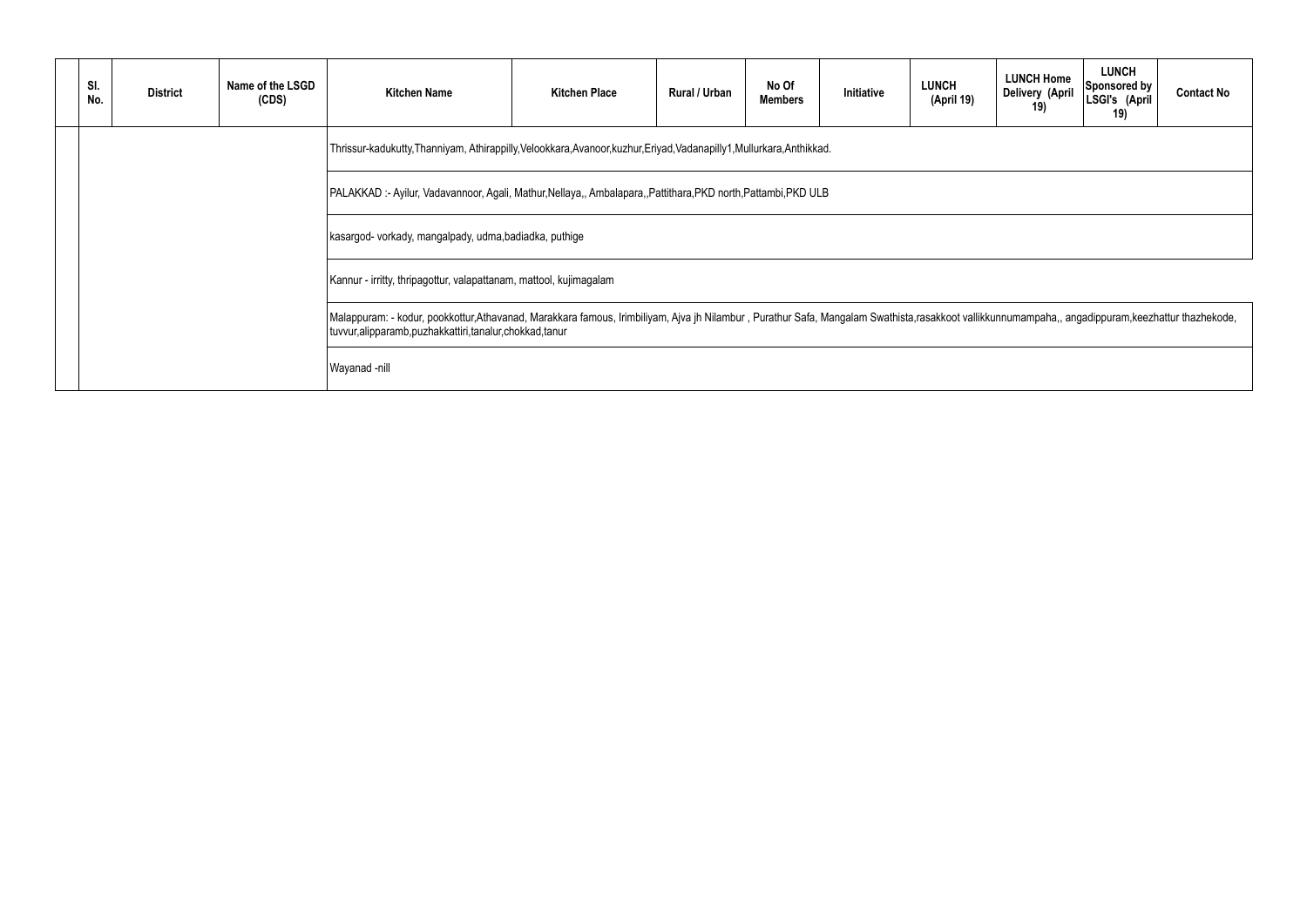| | Sl. No. | District | Name of the LSGD (CDS) | Kitchen Name | Kitchen Place | Rural / Urban | No Of Members | Initiative | LUNCH (April 19) | LUNCH Home Delivery (April 19) | LUNCH Sponsored by LSGI's (April 19) | Contact No |
|---|---|---|---|---|---|---|---|---|---|---|---|---|
| | | | | Thrissur-kadukutty,Thanniyam, Athirappilly,Velookkara,Avanoor,kuzhur,Eriyad,Vadanapilly1,Mullurkara,Anthikkad. | | | | | | | | |
| | | | | PALAKKAD :- Ayilur, Vadavannoor, Agali, Mathur,Nellaya,, Ambalapara,,Pattithara,PKD north,Pattambi,PKD ULB | | | | | | | | |
| | | | | kasargod- vorkady, mangalpady, udma,badiadka, puthige | | | | | | | | |
| | | | | Kannur - irritty, thripagottur, valapattanam, mattool, kujimagalam | | | | | | | | |
| | | | | Malappuram: - kodur, pookkottur,Athavanad, Marakkara famous, Irimbiliyam, Ajva jh Nilambur , Purathur Safa, Mangalam Swathista,rasakkoot vallikkunnumampaha,, angadippuram,keezhattur thazhekode, tuvvur,alipparamb,puzhakkattiri,tanalur,chokkad,tanur | | | | | | | | |
| | | | | Wayanad -nill | | | | | | | | |